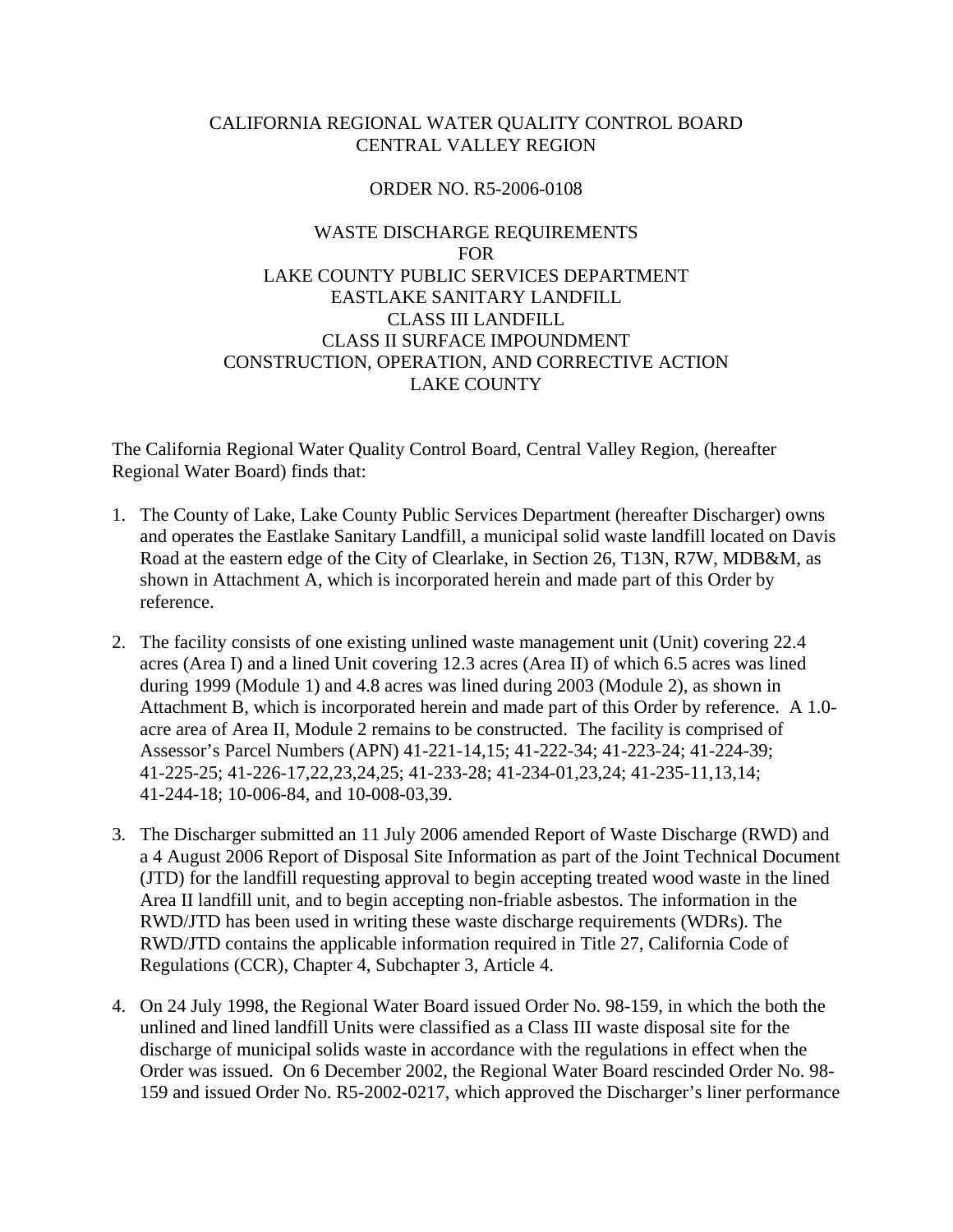CALIFORNIA REGIONAL WATER QUALITY CONTROL BOARD
CENTRAL VALLEY REGION

ORDER NO. R5-2006-0108

WASTE DISCHARGE REQUIREMENTS
FOR
LAKE COUNTY PUBLIC SERVICES DEPARTMENT
EASTLAKE SANITARY LANDFILL
CLASS III LANDFILL
CLASS II SURFACE IMPOUNDMENT
CONSTRUCTION, OPERATION, AND CORRECTIVE ACTION
LAKE COUNTY

The California Regional Water Quality Control Board, Central Valley Region, (hereafter Regional Water Board) finds that:

1. The County of Lake, Lake County Public Services Department (hereafter Discharger) owns and operates the Eastlake Sanitary Landfill, a municipal solid waste landfill located on Davis Road at the eastern edge of the City of Clearlake, in Section 26, T13N, R7W, MDB&M, as shown in Attachment A, which is incorporated herein and made part of this Order by reference.

2. The facility consists of one existing unlined waste management unit (Unit) covering 22.4 acres (Area I) and a lined Unit covering 12.3 acres (Area II) of which 6.5 acres was lined during 1999 (Module 1) and 4.8 acres was lined during 2003 (Module 2), as shown in Attachment B, which is incorporated herein and made part of this Order by reference. A 1.0-acre area of Area II, Module 2 remains to be constructed. The facility is comprised of Assessor's Parcel Numbers (APN) 41-221-14,15; 41-222-34; 41-223-24; 41-224-39; 41-225-25; 41-226-17,22,23,24,25; 41-233-28; 41-234-01,23,24; 41-235-11,13,14; 41-244-18; 10-006-84, and 10-008-03,39.

3. The Discharger submitted an 11 July 2006 amended Report of Waste Discharge (RWD) and a 4 August 2006 Report of Disposal Site Information as part of the Joint Technical Document (JTD) for the landfill requesting approval to begin accepting treated wood waste in the lined Area II landfill unit, and to begin accepting non-friable asbestos. The information in the RWD/JTD has been used in writing these waste discharge requirements (WDRs). The RWD/JTD contains the applicable information required in Title 27, California Code of Regulations (CCR), Chapter 4, Subchapter 3, Article 4.

4. On 24 July 1998, the Regional Water Board issued Order No. 98-159, in which the both the unlined and lined landfill Units were classified as a Class III waste disposal site for the discharge of municipal solids waste in accordance with the regulations in effect when the Order was issued. On 6 December 2002, the Regional Water Board rescinded Order No. 98-159 and issued Order No. R5-2002-0217, which approved the Discharger's liner performance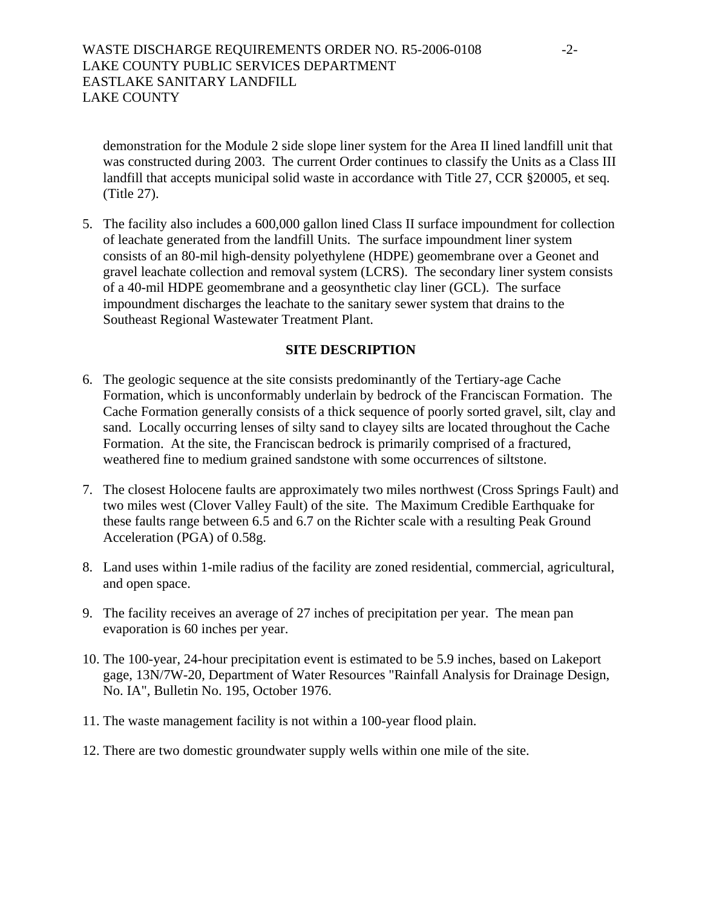demonstration for the Module 2 side slope liner system for the Area II lined landfill unit that was constructed during 2003. The current Order continues to classify the Units as a Class III landfill that accepts municipal solid waste in accordance with Title 27, CCR §20005, et seq. (Title 27).

5. The facility also includes a 600,000 gallon lined Class II surface impoundment for collection of leachate generated from the landfill Units. The surface impoundment liner system consists of an 80-mil high-density polyethylene (HDPE) geomembrane over a Geonet and gravel leachate collection and removal system (LCRS). The secondary liner system consists of a 40-mil HDPE geomembrane and a geosynthetic clay liner (GCL). The surface impoundment discharges the leachate to the sanitary sewer system that drains to the Southeast Regional Wastewater Treatment Plant.

## SITE DESCRIPTION

6. The geologic sequence at the site consists predominantly of the Tertiary-age Cache Formation, which is unconformably underlain by bedrock of the Franciscan Formation. The Cache Formation generally consists of a thick sequence of poorly sorted gravel, silt, clay and sand. Locally occurring lenses of silty sand to clayey silts are located throughout the Cache Formation. At the site, the Franciscan bedrock is primarily comprised of a fractured, weathered fine to medium grained sandstone with some occurrences of siltstone.

7. The closest Holocene faults are approximately two miles northwest (Cross Springs Fault) and two miles west (Clover Valley Fault) of the site. The Maximum Credible Earthquake for these faults range between 6.5 and 6.7 on the Richter scale with a resulting Peak Ground Acceleration (PGA) of 0.58g.

8. Land uses within 1-mile radius of the facility are zoned residential, commercial, agricultural, and open space.

9. The facility receives an average of 27 inches of precipitation per year. The mean pan evaporation is 60 inches per year.

10. The 100-year, 24-hour precipitation event is estimated to be 5.9 inches, based on Lakeport gage, 13N/7W-20, Department of Water Resources "Rainfall Analysis for Drainage Design, No. IA", Bulletin No. 195, October 1976.

11. The waste management facility is not within a 100-year flood plain.

12. There are two domestic groundwater supply wells within one mile of the site.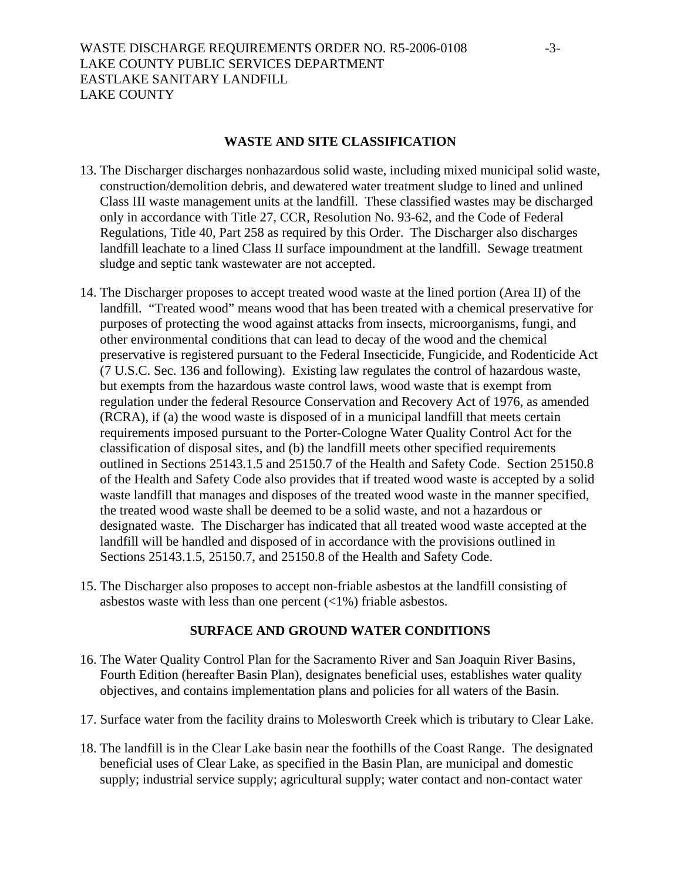## WASTE AND SITE CLASSIFICATION

13. The Discharger discharges nonhazardous solid waste, including mixed municipal solid waste, construction/demolition debris, and dewatered water treatment sludge to lined and unlined Class III waste management units at the landfill. These classified wastes may be discharged only in accordance with Title 27, CCR, Resolution No. 93-62, and the Code of Federal Regulations, Title 40, Part 258 as required by this Order. The Discharger also discharges landfill leachate to a lined Class II surface impoundment at the landfill. Sewage treatment sludge and septic tank wastewater are not accepted.

14. The Discharger proposes to accept treated wood waste at the lined portion (Area II) of the landfill. "Treated wood" means wood that has been treated with a chemical preservative for purposes of protecting the wood against attacks from insects, microorganisms, fungi, and other environmental conditions that can lead to decay of the wood and the chemical preservative is registered pursuant to the Federal Insecticide, Fungicide, and Rodenticide Act (7 U.S.C. Sec. 136 and following). Existing law regulates the control of hazardous waste, but exempts from the hazardous waste control laws, wood waste that is exempt from regulation under the federal Resource Conservation and Recovery Act of 1976, as amended (RCRA), if (a) the wood waste is disposed of in a municipal landfill that meets certain requirements imposed pursuant to the Porter-Cologne Water Quality Control Act for the classification of disposal sites, and (b) the landfill meets other specified requirements outlined in Sections 25143.1.5 and 25150.7 of the Health and Safety Code. Section 25150.8 of the Health and Safety Code also provides that if treated wood waste is accepted by a solid waste landfill that manages and disposes of the treated wood waste in the manner specified, the treated wood waste shall be deemed to be a solid waste, and not a hazardous or designated waste. The Discharger has indicated that all treated wood waste accepted at the landfill will be handled and disposed of in accordance with the provisions outlined in Sections 25143.1.5, 25150.7, and 25150.8 of the Health and Safety Code.

15. The Discharger also proposes to accept non-friable asbestos at the landfill consisting of asbestos waste with less than one percent (<1%) friable asbestos.

## SURFACE AND GROUND WATER CONDITIONS

16. The Water Quality Control Plan for the Sacramento River and San Joaquin River Basins, Fourth Edition (hereafter Basin Plan), designates beneficial uses, establishes water quality objectives, and contains implementation plans and policies for all waters of the Basin.

17. Surface water from the facility drains to Molesworth Creek which is tributary to Clear Lake.

18. The landfill is in the Clear Lake basin near the foothills of the Coast Range. The designated beneficial uses of Clear Lake, as specified in the Basin Plan, are municipal and domestic supply; industrial service supply; agricultural supply; water contact and non-contact water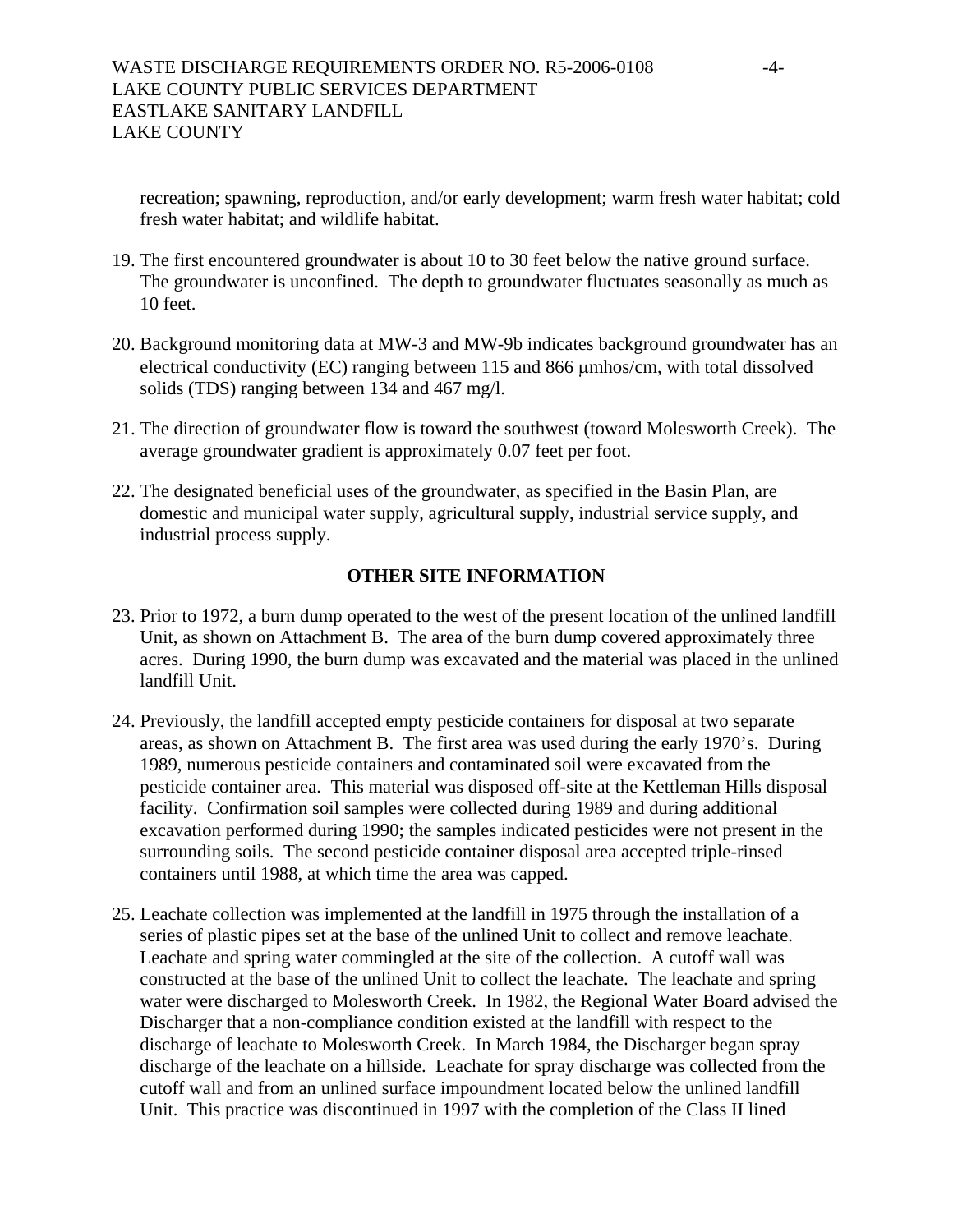recreation; spawning, reproduction, and/or early development; warm fresh water habitat; cold fresh water habitat; and wildlife habitat.

19. The first encountered groundwater is about 10 to 30 feet below the native ground surface. The groundwater is unconfined. The depth to groundwater fluctuates seasonally as much as 10 feet.

20. Background monitoring data at MW-3 and MW-9b indicates background groundwater has an electrical conductivity (EC) ranging between 115 and 866 μmhos/cm, with total dissolved solids (TDS) ranging between 134 and 467 mg/l.

21. The direction of groundwater flow is toward the southwest (toward Molesworth Creek). The average groundwater gradient is approximately 0.07 feet per foot.

22. The designated beneficial uses of the groundwater, as specified in the Basin Plan, are domestic and municipal water supply, agricultural supply, industrial service supply, and industrial process supply.

## OTHER SITE INFORMATION

23. Prior to 1972, a burn dump operated to the west of the present location of the unlined landfill Unit, as shown on Attachment B. The area of the burn dump covered approximately three acres. During 1990, the burn dump was excavated and the material was placed in the unlined landfill Unit.

24. Previously, the landfill accepted empty pesticide containers for disposal at two separate areas, as shown on Attachment B. The first area was used during the early 1970's. During 1989, numerous pesticide containers and contaminated soil were excavated from the pesticide container area. This material was disposed off-site at the Kettleman Hills disposal facility. Confirmation soil samples were collected during 1989 and during additional excavation performed during 1990; the samples indicated pesticides were not present in the surrounding soils. The second pesticide container disposal area accepted triple-rinsed containers until 1988, at which time the area was capped.

25. Leachate collection was implemented at the landfill in 1975 through the installation of a series of plastic pipes set at the base of the unlined Unit to collect and remove leachate. Leachate and spring water commingled at the site of the collection. A cutoff wall was constructed at the base of the unlined Unit to collect the leachate. The leachate and spring water were discharged to Molesworth Creek. In 1982, the Regional Water Board advised the Discharger that a non-compliance condition existed at the landfill with respect to the discharge of leachate to Molesworth Creek. In March 1984, the Discharger began spray discharge of the leachate on a hillside. Leachate for spray discharge was collected from the cutoff wall and from an unlined surface impoundment located below the unlined landfill Unit. This practice was discontinued in 1997 with the completion of the Class II lined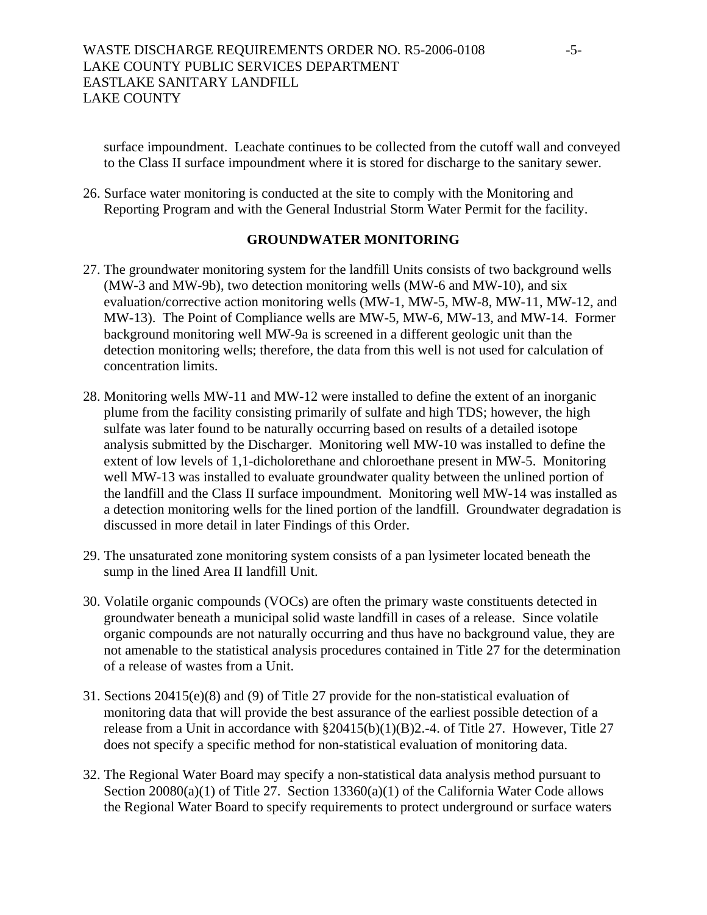surface impoundment. Leachate continues to be collected from the cutoff wall and conveyed to the Class II surface impoundment where it is stored for discharge to the sanitary sewer.

26. Surface water monitoring is conducted at the site to comply with the Monitoring and Reporting Program and with the General Industrial Storm Water Permit for the facility.

## GROUNDWATER MONITORING

27. The groundwater monitoring system for the landfill Units consists of two background wells (MW-3 and MW-9b), two detection monitoring wells (MW-6 and MW-10), and six evaluation/corrective action monitoring wells (MW-1, MW-5, MW-8, MW-11, MW-12, and MW-13). The Point of Compliance wells are MW-5, MW-6, MW-13, and MW-14. Former background monitoring well MW-9a is screened in a different geologic unit than the detection monitoring wells; therefore, the data from this well is not used for calculation of concentration limits.

28. Monitoring wells MW-11 and MW-12 were installed to define the extent of an inorganic plume from the facility consisting primarily of sulfate and high TDS; however, the high sulfate was later found to be naturally occurring based on results of a detailed isotope analysis submitted by the Discharger. Monitoring well MW-10 was installed to define the extent of low levels of 1,1-dicholorethane and chloroethane present in MW-5. Monitoring well MW-13 was installed to evaluate groundwater quality between the unlined portion of the landfill and the Class II surface impoundment. Monitoring well MW-14 was installed as a detection monitoring wells for the lined portion of the landfill. Groundwater degradation is discussed in more detail in later Findings of this Order.

29. The unsaturated zone monitoring system consists of a pan lysimeter located beneath the sump in the lined Area II landfill Unit.

30. Volatile organic compounds (VOCs) are often the primary waste constituents detected in groundwater beneath a municipal solid waste landfill in cases of a release. Since volatile organic compounds are not naturally occurring and thus have no background value, they are not amenable to the statistical analysis procedures contained in Title 27 for the determination of a release of wastes from a Unit.

31. Sections 20415(e)(8) and (9) of Title 27 provide for the non-statistical evaluation of monitoring data that will provide the best assurance of the earliest possible detection of a release from a Unit in accordance with §20415(b)(1)(B)2.-4. of Title 27. However, Title 27 does not specify a specific method for non-statistical evaluation of monitoring data.

32. The Regional Water Board may specify a non-statistical data analysis method pursuant to Section 20080(a)(1) of Title 27. Section 13360(a)(1) of the California Water Code allows the Regional Water Board to specify requirements to protect underground or surface waters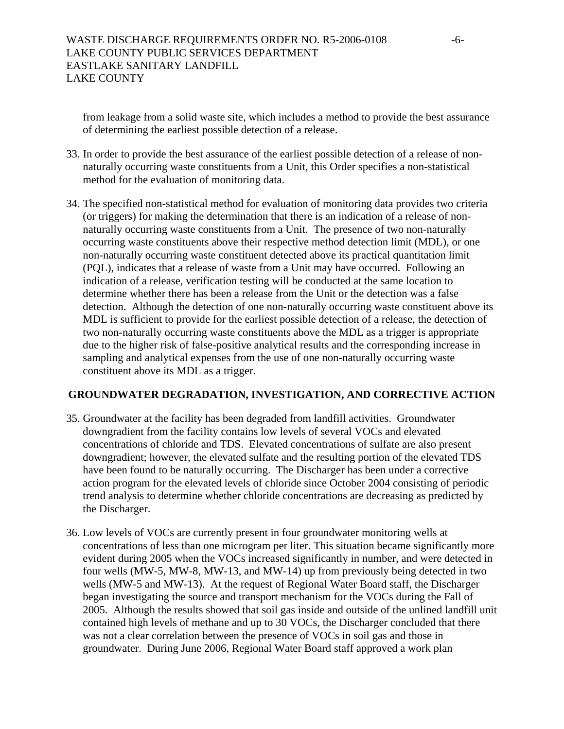from leakage from a solid waste site, which includes a method to provide the best assurance of determining the earliest possible detection of a release.

33. In order to provide the best assurance of the earliest possible detection of a release of non-naturally occurring waste constituents from a Unit, this Order specifies a non-statistical method for the evaluation of monitoring data.

34. The specified non-statistical method for evaluation of monitoring data provides two criteria (or triggers) for making the determination that there is an indication of a release of non-naturally occurring waste constituents from a Unit. The presence of two non-naturally occurring waste constituents above their respective method detection limit (MDL), or one non-naturally occurring waste constituent detected above its practical quantitation limit (PQL), indicates that a release of waste from a Unit may have occurred. Following an indication of a release, verification testing will be conducted at the same location to determine whether there has been a release from the Unit or the detection was a false detection. Although the detection of one non-naturally occurring waste constituent above its MDL is sufficient to provide for the earliest possible detection of a release, the detection of two non-naturally occurring waste constituents above the MDL as a trigger is appropriate due to the higher risk of false-positive analytical results and the corresponding increase in sampling and analytical expenses from the use of one non-naturally occurring waste constituent above its MDL as a trigger.

## GROUNDWATER DEGRADATION, INVESTIGATION, AND CORRECTIVE ACTION

35. Groundwater at the facility has been degraded from landfill activities. Groundwater downgradient from the facility contains low levels of several VOCs and elevated concentrations of chloride and TDS. Elevated concentrations of sulfate are also present downgradient; however, the elevated sulfate and the resulting portion of the elevated TDS have been found to be naturally occurring. The Discharger has been under a corrective action program for the elevated levels of chloride since October 2004 consisting of periodic trend analysis to determine whether chloride concentrations are decreasing as predicted by the Discharger.

36. Low levels of VOCs are currently present in four groundwater monitoring wells at concentrations of less than one microgram per liter. This situation became significantly more evident during 2005 when the VOCs increased significantly in number, and were detected in four wells (MW-5, MW-8, MW-13, and MW-14) up from previously being detected in two wells (MW-5 and MW-13). At the request of Regional Water Board staff, the Discharger began investigating the source and transport mechanism for the VOCs during the Fall of 2005. Although the results showed that soil gas inside and outside of the unlined landfill unit contained high levels of methane and up to 30 VOCs, the Discharger concluded that there was not a clear correlation between the presence of VOCs in soil gas and those in groundwater. During June 2006, Regional Water Board staff approved a work plan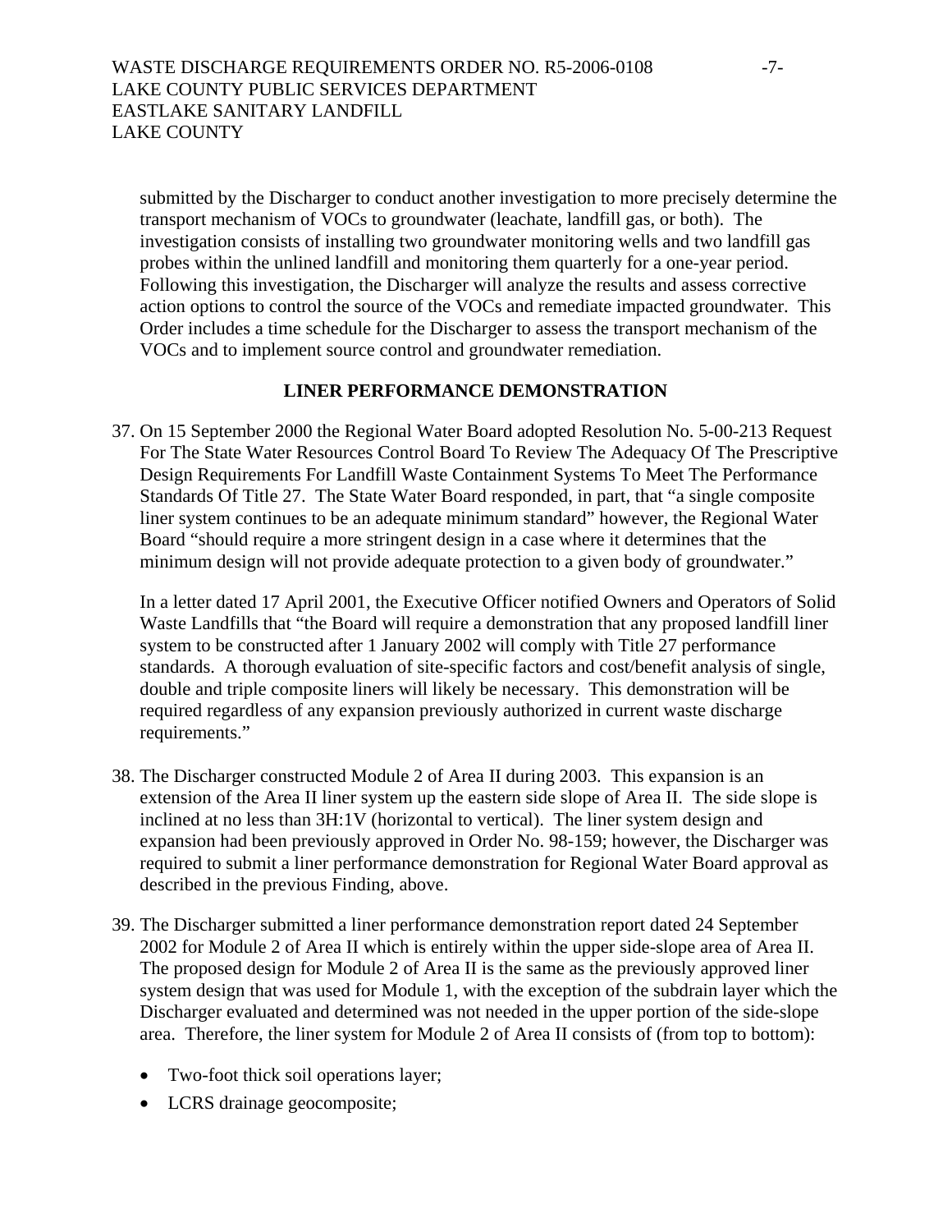submitted by the Discharger to conduct another investigation to more precisely determine the transport mechanism of VOCs to groundwater (leachate, landfill gas, or both). The investigation consists of installing two groundwater monitoring wells and two landfill gas probes within the unlined landfill and monitoring them quarterly for a one-year period. Following this investigation, the Discharger will analyze the results and assess corrective action options to control the source of the VOCs and remediate impacted groundwater. This Order includes a time schedule for the Discharger to assess the transport mechanism of the VOCs and to implement source control and groundwater remediation.

## LINER PERFORMANCE DEMONSTRATION

37. On 15 September 2000 the Regional Water Board adopted Resolution No. 5-00-213 Request For The State Water Resources Control Board To Review The Adequacy Of The Prescriptive Design Requirements For Landfill Waste Containment Systems To Meet The Performance Standards Of Title 27. The State Water Board responded, in part, that "a single composite liner system continues to be an adequate minimum standard" however, the Regional Water Board "should require a more stringent design in a case where it determines that the minimum design will not provide adequate protection to a given body of groundwater."

    In a letter dated 17 April 2001, the Executive Officer notified Owners and Operators of Solid Waste Landfills that "the Board will require a demonstration that any proposed landfill liner system to be constructed after 1 January 2002 will comply with Title 27 performance standards. A thorough evaluation of site-specific factors and cost/benefit analysis of single, double and triple composite liners will likely be necessary. This demonstration will be required regardless of any expansion previously authorized in current waste discharge requirements."

38. The Discharger constructed Module 2 of Area II during 2003. This expansion is an extension of the Area II liner system up the eastern side slope of Area II. The side slope is inclined at no less than 3H:1V (horizontal to vertical). The liner system design and expansion had been previously approved in Order No. 98-159; however, the Discharger was required to submit a liner performance demonstration for Regional Water Board approval as described in the previous Finding, above.

39. The Discharger submitted a liner performance demonstration report dated 24 September 2002 for Module 2 of Area II which is entirely within the upper side-slope area of Area II. The proposed design for Module 2 of Area II is the same as the previously approved liner system design that was used for Module 1, with the exception of the subdrain layer which the Discharger evaluated and determined was not needed in the upper portion of the side-slope area. Therefore, the liner system for Module 2 of Area II consists of (from top to bottom):

    - Two-foot thick soil operations layer;
    - LCRS drainage geocomposite;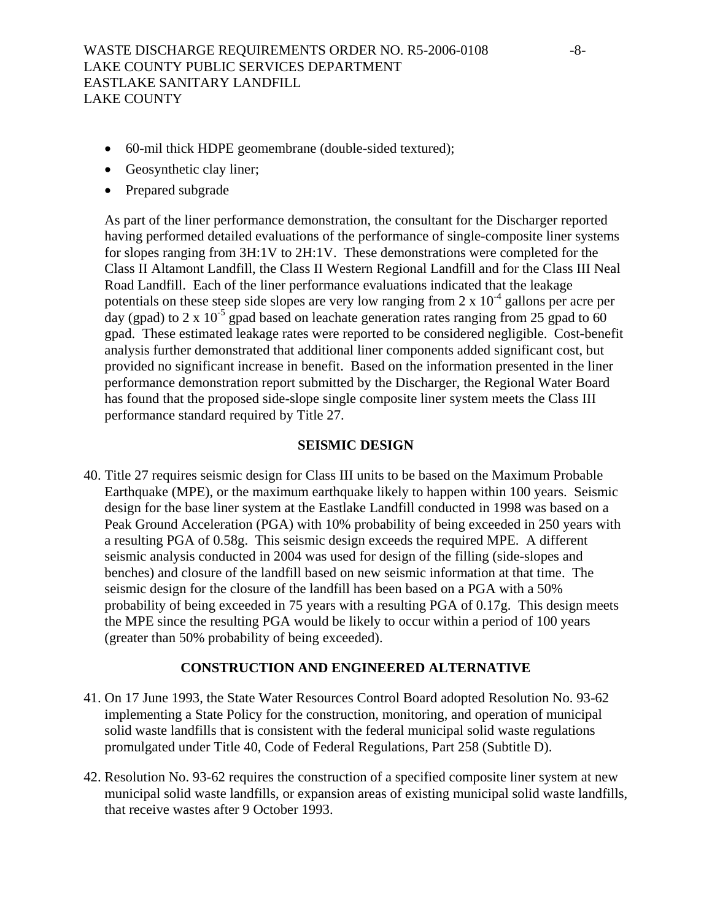- 60-mil thick HDPE geomembrane (double-sided textured);
- Geosynthetic clay liner;
- Prepared subgrade

As part of the liner performance demonstration, the consultant for the Discharger reported having performed detailed evaluations of the performance of single-composite liner systems for slopes ranging from 3H:1V to 2H:1V. These demonstrations were completed for the Class II Altamont Landfill, the Class II Western Regional Landfill and for the Class III Neal Road Landfill. Each of the liner performance evaluations indicated that the leakage potentials on these steep side slopes are very low ranging from 2 x $10^{-4}$ gallons per acre per day (gpad) to 2 x $10^{-5}$ gpad based on leachate generation rates ranging from 25 gpad to 60 gpad. These estimated leakage rates were reported to be considered negligible. Cost-benefit analysis further demonstrated that additional liner components added significant cost, but provided no significant increase in benefit. Based on the information presented in the liner performance demonstration report submitted by the Discharger, the Regional Water Board has found that the proposed side-slope single composite liner system meets the Class III performance standard required by Title 27.

## SEISMIC DESIGN

40. Title 27 requires seismic design for Class III units to be based on the Maximum Probable Earthquake (MPE), or the maximum earthquake likely to happen within 100 years. Seismic design for the base liner system at the Eastlake Landfill conducted in 1998 was based on a Peak Ground Acceleration (PGA) with 10% probability of being exceeded in 250 years with a resulting PGA of 0.58g. This seismic design exceeds the required MPE. A different seismic analysis conducted in 2004 was used for design of the filling (side-slopes and benches) and closure of the landfill based on new seismic information at that time. The seismic design for the closure of the landfill has been based on a PGA with a 50% probability of being exceeded in 75 years with a resulting PGA of 0.17g. This design meets the MPE since the resulting PGA would be likely to occur within a period of 100 years (greater than 50% probability of being exceeded).

## CONSTRUCTION AND ENGINEERED ALTERNATIVE

41. On 17 June 1993, the State Water Resources Control Board adopted Resolution No. 93-62 implementing a State Policy for the construction, monitoring, and operation of municipal solid waste landfills that is consistent with the federal municipal solid waste regulations promulgated under Title 40, Code of Federal Regulations, Part 258 (Subtitle D).

42. Resolution No. 93-62 requires the construction of a specified composite liner system at new municipal solid waste landfills, or expansion areas of existing municipal solid waste landfills, that receive wastes after 9 October 1993.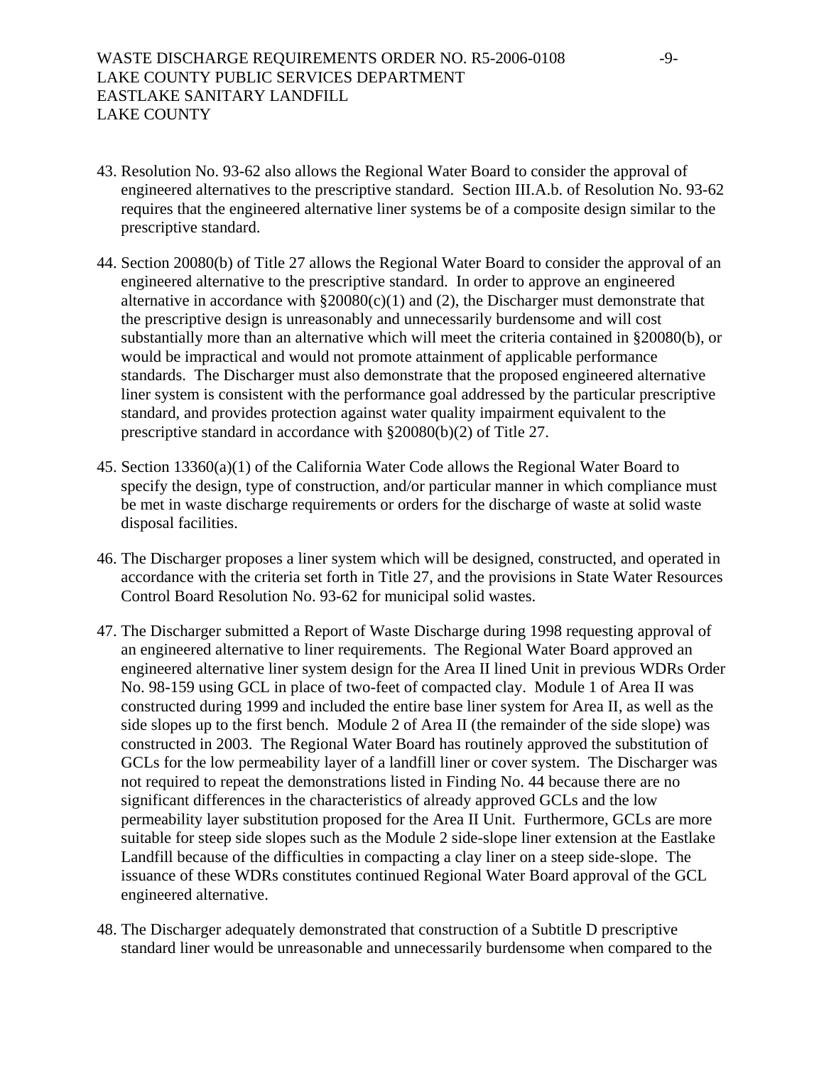43. Resolution No. 93-62 also allows the Regional Water Board to consider the approval of engineered alternatives to the prescriptive standard. Section III.A.b. of Resolution No. 93-62 requires that the engineered alternative liner systems be of a composite design similar to the prescriptive standard.

44. Section 20080(b) of Title 27 allows the Regional Water Board to consider the approval of an engineered alternative to the prescriptive standard. In order to approve an engineered alternative in accordance with §20080(c)(1) and (2), the Discharger must demonstrate that the prescriptive design is unreasonably and unnecessarily burdensome and will cost substantially more than an alternative which will meet the criteria contained in §20080(b), or would be impractical and would not promote attainment of applicable performance standards. The Discharger must also demonstrate that the proposed engineered alternative liner system is consistent with the performance goal addressed by the particular prescriptive standard, and provides protection against water quality impairment equivalent to the prescriptive standard in accordance with §20080(b)(2) of Title 27.

45. Section 13360(a)(1) of the California Water Code allows the Regional Water Board to specify the design, type of construction, and/or particular manner in which compliance must be met in waste discharge requirements or orders for the discharge of waste at solid waste disposal facilities.

46. The Discharger proposes a liner system which will be designed, constructed, and operated in accordance with the criteria set forth in Title 27, and the provisions in State Water Resources Control Board Resolution No. 93-62 for municipal solid wastes.

47. The Discharger submitted a Report of Waste Discharge during 1998 requesting approval of an engineered alternative to liner requirements. The Regional Water Board approved an engineered alternative liner system design for the Area II lined Unit in previous WDRs Order No. 98-159 using GCL in place of two-feet of compacted clay. Module 1 of Area II was constructed during 1999 and included the entire base liner system for Area II, as well as the side slopes up to the first bench. Module 2 of Area II (the remainder of the side slope) was constructed in 2003. The Regional Water Board has routinely approved the substitution of GCLs for the low permeability layer of a landfill liner or cover system. The Discharger was not required to repeat the demonstrations listed in Finding No. 44 because there are no significant differences in the characteristics of already approved GCLs and the low permeability layer substitution proposed for the Area II Unit. Furthermore, GCLs are more suitable for steep side slopes such as the Module 2 side-slope liner extension at the Eastlake Landfill because of the difficulties in compacting a clay liner on a steep side-slope. The issuance of these WDRs constitutes continued Regional Water Board approval of the GCL engineered alternative.

48. The Discharger adequately demonstrated that construction of a Subtitle D prescriptive standard liner would be unreasonable and unnecessarily burdensome when compared to the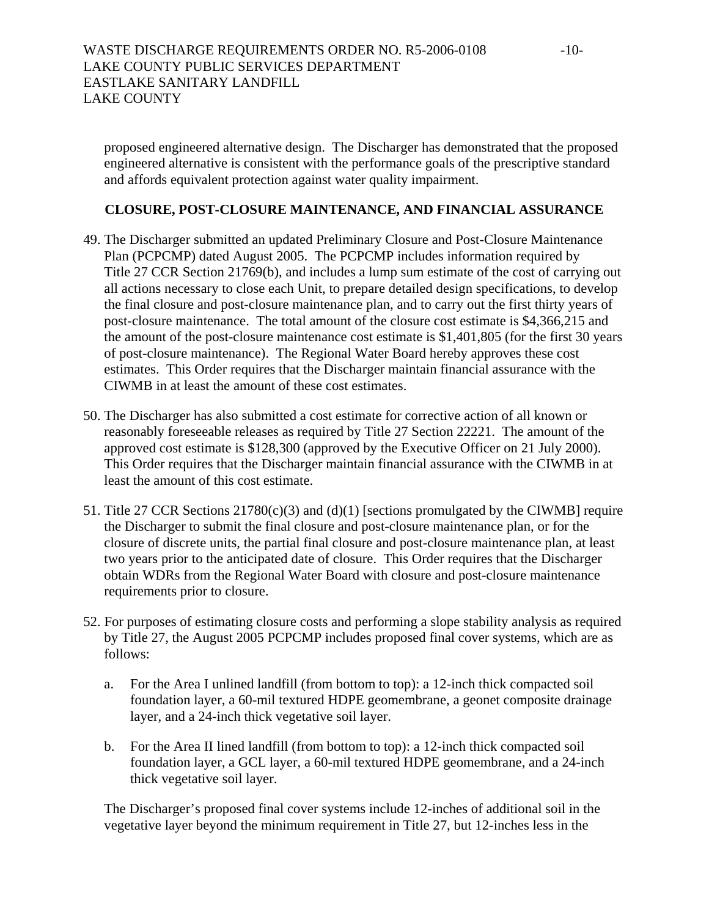proposed engineered alternative design. The Discharger has demonstrated that the proposed engineered alternative is consistent with the performance goals of the prescriptive standard and affords equivalent protection against water quality impairment.

## CLOSURE, POST-CLOSURE MAINTENANCE, AND FINANCIAL ASSURANCE

49. The Discharger submitted an updated Preliminary Closure and Post-Closure Maintenance Plan (PCPCMP) dated August 2005. The PCPCMP includes information required by Title 27 CCR Section 21769(b), and includes a lump sum estimate of the cost of carrying out all actions necessary to close each Unit, to prepare detailed design specifications, to develop the final closure and post-closure maintenance plan, and to carry out the first thirty years of post-closure maintenance. The total amount of the closure cost estimate is $4,366,215 and the amount of the post-closure maintenance cost estimate is $1,401,805 (for the first 30 years of post-closure maintenance). The Regional Water Board hereby approves these cost estimates. This Order requires that the Discharger maintain financial assurance with the CIWMB in at least the amount of these cost estimates.

50. The Discharger has also submitted a cost estimate for corrective action of all known or reasonably foreseeable releases as required by Title 27 Section 22221. The amount of the approved cost estimate is $128,300 (approved by the Executive Officer on 21 July 2000). This Order requires that the Discharger maintain financial assurance with the CIWMB in at least the amount of this cost estimate.

51. Title 27 CCR Sections 21780(c)(3) and (d)(1) [sections promulgated by the CIWMB] require the Discharger to submit the final closure and post-closure maintenance plan, or for the closure of discrete units, the partial final closure and post-closure maintenance plan, at least two years prior to the anticipated date of closure. This Order requires that the Discharger obtain WDRs from the Regional Water Board with closure and post-closure maintenance requirements prior to closure.

52. For purposes of estimating closure costs and performing a slope stability analysis as required by Title 27, the August 2005 PCPCMP includes proposed final cover systems, which are as follows:

    a. For the Area I unlined landfill (from bottom to top): a 12-inch thick compacted soil foundation layer, a 60-mil textured HDPE geomembrane, a geonet composite drainage layer, and a 24-inch thick vegetative soil layer.

    b. For the Area II lined landfill (from bottom to top): a 12-inch thick compacted soil foundation layer, a GCL layer, a 60-mil textured HDPE geomembrane, and a 24-inch thick vegetative soil layer.

    The Discharger's proposed final cover systems include 12-inches of additional soil in the vegetative layer beyond the minimum requirement in Title 27, but 12-inches less in the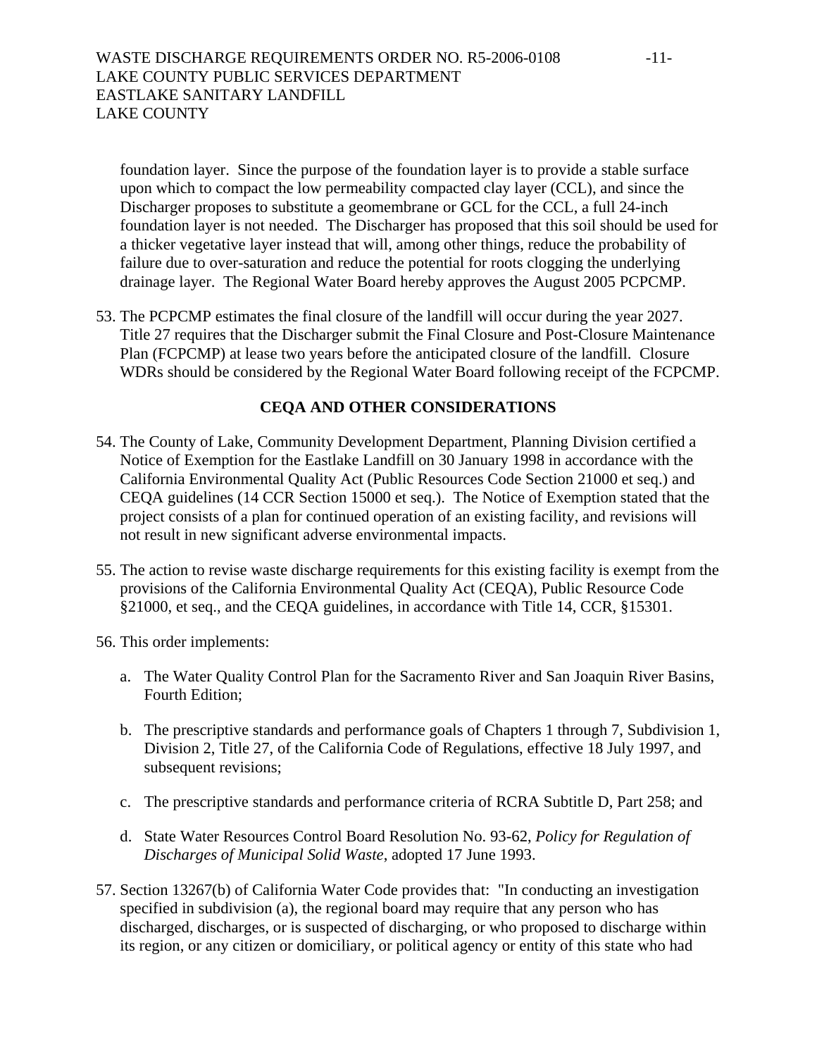foundation layer. Since the purpose of the foundation layer is to provide a stable surface upon which to compact the low permeability compacted clay layer (CCL), and since the Discharger proposes to substitute a geomembrane or GCL for the CCL, a full 24-inch foundation layer is not needed. The Discharger has proposed that this soil should be used for a thicker vegetative layer instead that will, among other things, reduce the probability of failure due to over-saturation and reduce the potential for roots clogging the underlying drainage layer. The Regional Water Board hereby approves the August 2005 PCPCMP.

53. The PCPCMP estimates the final closure of the landfill will occur during the year 2027. Title 27 requires that the Discharger submit the Final Closure and Post-Closure Maintenance Plan (FCPCMP) at lease two years before the anticipated closure of the landfill. Closure WDRs should be considered by the Regional Water Board following receipt of the FCPCMP.

## CEQA AND OTHER CONSIDERATIONS

54. The County of Lake, Community Development Department, Planning Division certified a Notice of Exemption for the Eastlake Landfill on 30 January 1998 in accordance with the California Environmental Quality Act (Public Resources Code Section 21000 et seq.) and CEQA guidelines (14 CCR Section 15000 et seq.). The Notice of Exemption stated that the project consists of a plan for continued operation of an existing facility, and revisions will not result in new significant adverse environmental impacts.

55. The action to revise waste discharge requirements for this existing facility is exempt from the provisions of the California Environmental Quality Act (CEQA), Public Resource Code §21000, et seq., and the CEQA guidelines, in accordance with Title 14, CCR, §15301.

56. This order implements:

    a. The Water Quality Control Plan for the Sacramento River and San Joaquin River Basins, Fourth Edition;

    b. The prescriptive standards and performance goals of Chapters 1 through 7, Subdivision 1, Division 2, Title 27, of the California Code of Regulations, effective 18 July 1997, and subsequent revisions;

    c. The prescriptive standards and performance criteria of RCRA Subtitle D, Part 258; and

    d. State Water Resources Control Board Resolution No. 93-62, *Policy for Regulation of Discharges of Municipal Solid Waste*, adopted 17 June 1993.

57. Section 13267(b) of California Water Code provides that: "In conducting an investigation specified in subdivision (a), the regional board may require that any person who has discharged, discharges, or is suspected of discharging, or who proposed to discharge within its region, or any citizen or domiciliary, or political agency or entity of this state who had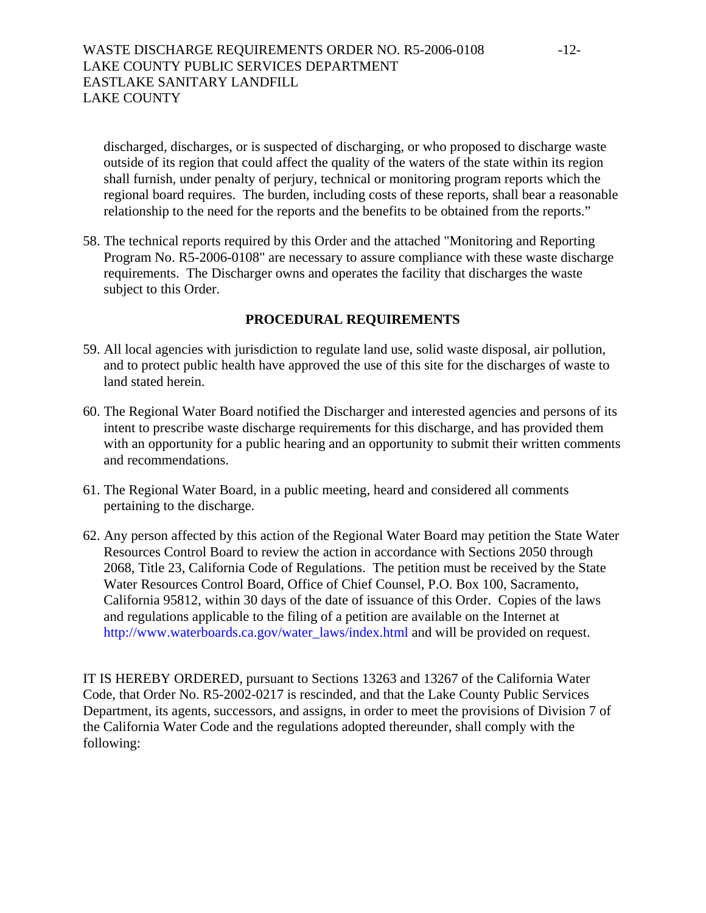discharged, discharges, or is suspected of discharging, or who proposed to discharge waste outside of its region that could affect the quality of the waters of the state within its region shall furnish, under penalty of perjury, technical or monitoring program reports which the regional board requires. The burden, including costs of these reports, shall bear a reasonable relationship to the need for the reports and the benefits to be obtained from the reports."

58. The technical reports required by this Order and the attached "Monitoring and Reporting Program No. R5-2006-0108" are necessary to assure compliance with these waste discharge requirements. The Discharger owns and operates the facility that discharges the waste subject to this Order.

## PROCEDURAL REQUIREMENTS

59. All local agencies with jurisdiction to regulate land use, solid waste disposal, air pollution, and to protect public health have approved the use of this site for the discharges of waste to land stated herein.

60. The Regional Water Board notified the Discharger and interested agencies and persons of its intent to prescribe waste discharge requirements for this discharge, and has provided them with an opportunity for a public hearing and an opportunity to submit their written comments and recommendations.

61. The Regional Water Board, in a public meeting, heard and considered all comments pertaining to the discharge.

62. Any person affected by this action of the Regional Water Board may petition the State Water Resources Control Board to review the action in accordance with Sections 2050 through 2068, Title 23, California Code of Regulations. The petition must be received by the State Water Resources Control Board, Office of Chief Counsel, P.O. Box 100, Sacramento, California 95812, within 30 days of the date of issuance of this Order. Copies of the laws and regulations applicable to the filing of a petition are available on the Internet at http://www.waterboards.ca.gov/water_laws/index.html and will be provided on request.

IT IS HEREBY ORDERED, pursuant to Sections 13263 and 13267 of the California Water Code, that Order No. R5-2002-0217 is rescinded, and that the Lake County Public Services Department, its agents, successors, and assigns, in order to meet the provisions of Division 7 of the California Water Code and the regulations adopted thereunder, shall comply with the following: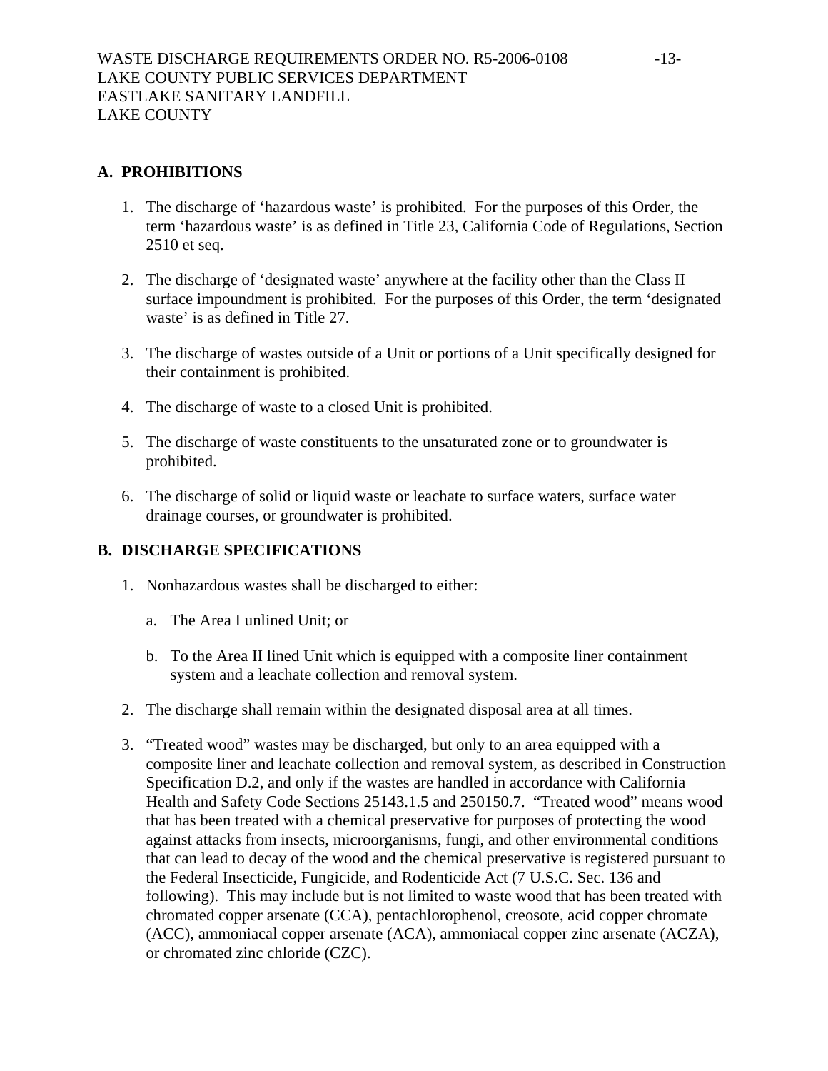## A. PROHIBITIONS

1. The discharge of 'hazardous waste' is prohibited. For the purposes of this Order, the term 'hazardous waste' is as defined in Title 23, California Code of Regulations, Section 2510 et seq.

2. The discharge of 'designated waste' anywhere at the facility other than the Class II surface impoundment is prohibited. For the purposes of this Order, the term 'designated waste' is as defined in Title 27.

3. The discharge of wastes outside of a Unit or portions of a Unit specifically designed for their containment is prohibited.

4. The discharge of waste to a closed Unit is prohibited.

5. The discharge of waste constituents to the unsaturated zone or to groundwater is prohibited.

6. The discharge of solid or liquid waste or leachate to surface waters, surface water drainage courses, or groundwater is prohibited.

## B. DISCHARGE SPECIFICATIONS

1. Nonhazardous wastes shall be discharged to either:

   a. The Area I unlined Unit; or

   b. To the Area II lined Unit which is equipped with a composite liner containment system and a leachate collection and removal system.

2. The discharge shall remain within the designated disposal area at all times.

3. "Treated wood" wastes may be discharged, but only to an area equipped with a composite liner and leachate collection and removal system, as described in Construction Specification D.2, and only if the wastes are handled in accordance with California Health and Safety Code Sections 25143.1.5 and 250150.7. "Treated wood" means wood that has been treated with a chemical preservative for purposes of protecting the wood against attacks from insects, microorganisms, fungi, and other environmental conditions that can lead to decay of the wood and the chemical preservative is registered pursuant to the Federal Insecticide, Fungicide, and Rodenticide Act (7 U.S.C. Sec. 136 and following). This may include but is not limited to waste wood that has been treated with chromated copper arsenate (CCA), pentachlorophenol, creosote, acid copper chromate (ACC), ammoniacal copper arsenate (ACA), ammoniacal copper zinc arsenate (ACZA), or chromated zinc chloride (CZC).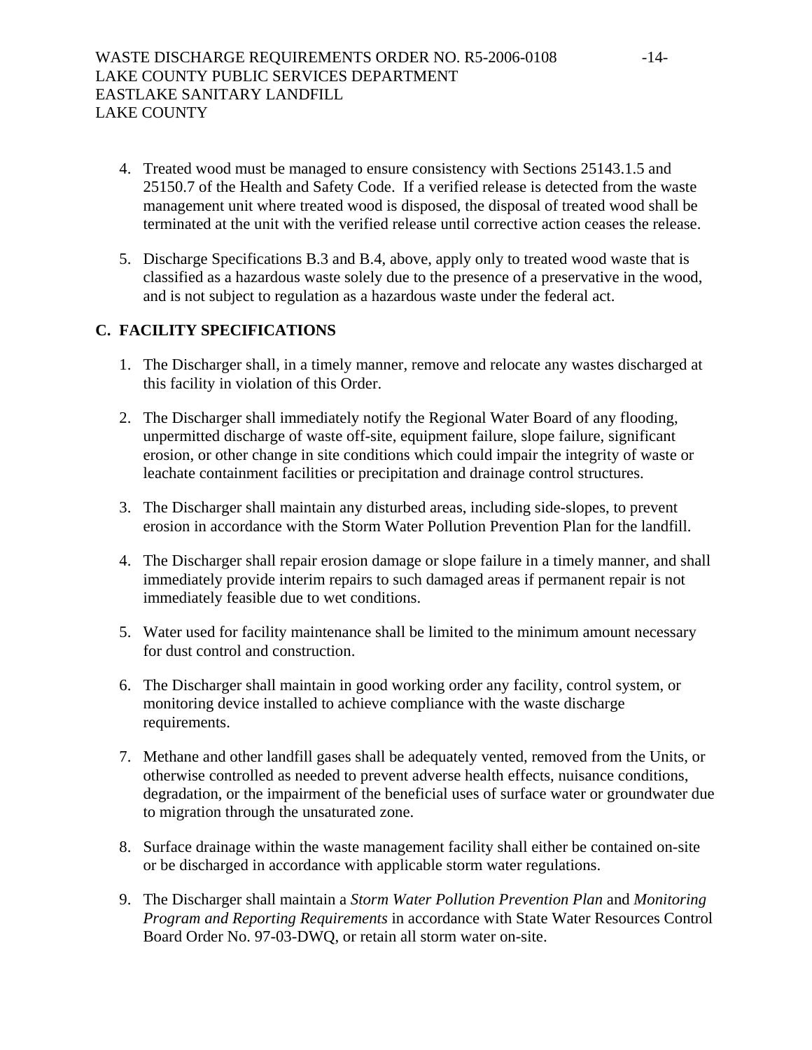4. Treated wood must be managed to ensure consistency with Sections 25143.1.5 and 25150.7 of the Health and Safety Code. If a verified release is detected from the waste management unit where treated wood is disposed, the disposal of treated wood shall be terminated at the unit with the verified release until corrective action ceases the release.

5. Discharge Specifications B.3 and B.4, above, apply only to treated wood waste that is classified as a hazardous waste solely due to the presence of a preservative in the wood, and is not subject to regulation as a hazardous waste under the federal act.

## C. FACILITY SPECIFICATIONS

1. The Discharger shall, in a timely manner, remove and relocate any wastes discharged at this facility in violation of this Order.

2. The Discharger shall immediately notify the Regional Water Board of any flooding, unpermitted discharge of waste off-site, equipment failure, slope failure, significant erosion, or other change in site conditions which could impair the integrity of waste or leachate containment facilities or precipitation and drainage control structures.

3. The Discharger shall maintain any disturbed areas, including side-slopes, to prevent erosion in accordance with the Storm Water Pollution Prevention Plan for the landfill.

4. The Discharger shall repair erosion damage or slope failure in a timely manner, and shall immediately provide interim repairs to such damaged areas if permanent repair is not immediately feasible due to wet conditions.

5. Water used for facility maintenance shall be limited to the minimum amount necessary for dust control and construction.

6. The Discharger shall maintain in good working order any facility, control system, or monitoring device installed to achieve compliance with the waste discharge requirements.

7. Methane and other landfill gases shall be adequately vented, removed from the Units, or otherwise controlled as needed to prevent adverse health effects, nuisance conditions, degradation, or the impairment of the beneficial uses of surface water or groundwater due to migration through the unsaturated zone.

8. Surface drainage within the waste management facility shall either be contained on-site or be discharged in accordance with applicable storm water regulations.

9. The Discharger shall maintain a *Storm Water Pollution Prevention Plan* and *Monitoring Program and Reporting Requirements* in accordance with State Water Resources Control Board Order No. 97-03-DWQ, or retain all storm water on-site.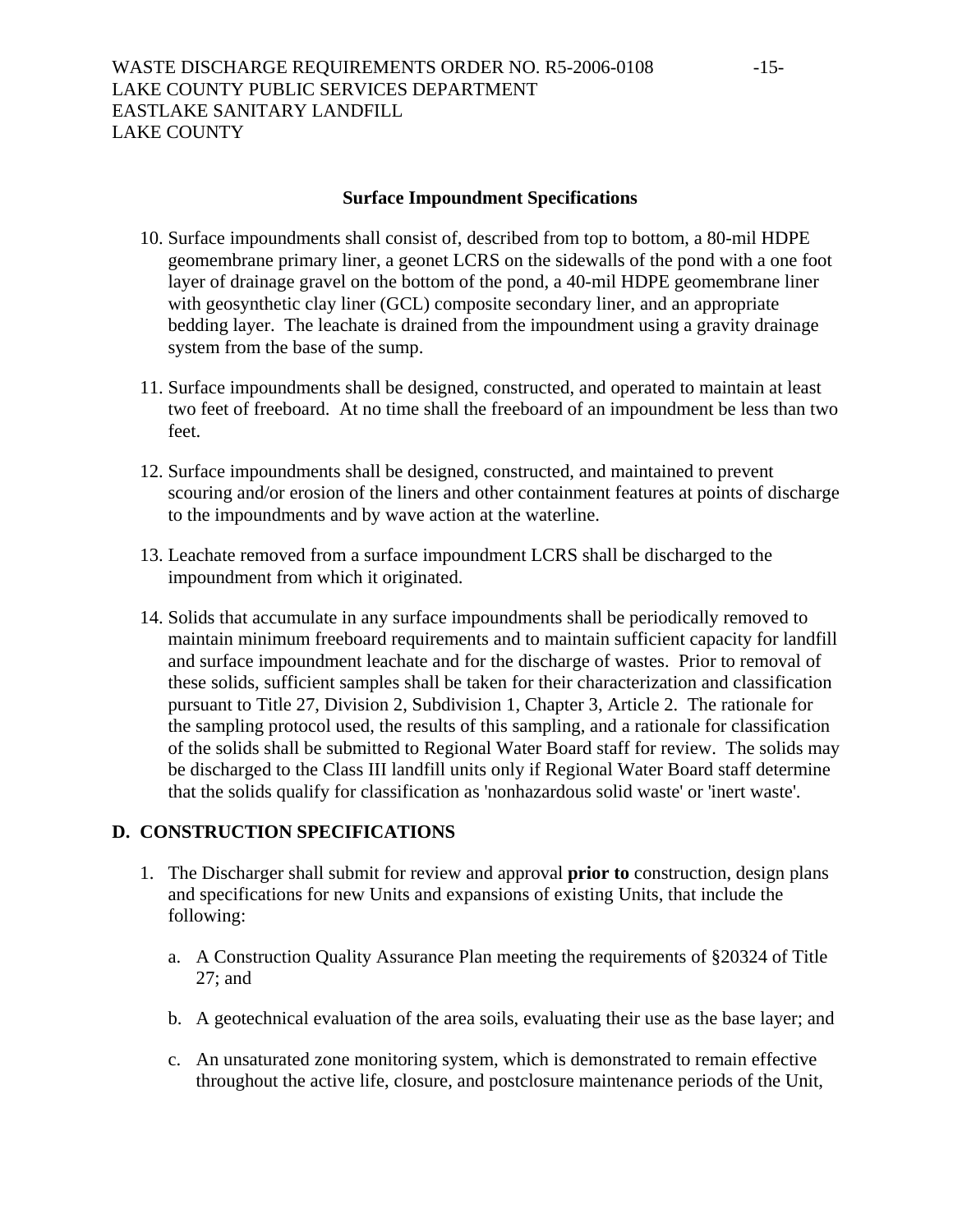### Surface Impoundment Specifications

10. Surface impoundments shall consist of, described from top to bottom, a 80-mil HDPE geomembrane primary liner, a geonet LCRS on the sidewalls of the pond with a one foot layer of drainage gravel on the bottom of the pond, a 40-mil HDPE geomembrane liner with geosynthetic clay liner (GCL) composite secondary liner, and an appropriate bedding layer. The leachate is drained from the impoundment using a gravity drainage system from the base of the sump.

11. Surface impoundments shall be designed, constructed, and operated to maintain at least two feet of freeboard. At no time shall the freeboard of an impoundment be less than two feet.

12. Surface impoundments shall be designed, constructed, and maintained to prevent scouring and/or erosion of the liners and other containment features at points of discharge to the impoundments and by wave action at the waterline.

13. Leachate removed from a surface impoundment LCRS shall be discharged to the impoundment from which it originated.

14. Solids that accumulate in any surface impoundments shall be periodically removed to maintain minimum freeboard requirements and to maintain sufficient capacity for landfill and surface impoundment leachate and for the discharge of wastes. Prior to removal of these solids, sufficient samples shall be taken for their characterization and classification pursuant to Title 27, Division 2, Subdivision 1, Chapter 3, Article 2. The rationale for the sampling protocol used, the results of this sampling, and a rationale for classification of the solids shall be submitted to Regional Water Board staff for review. The solids may be discharged to the Class III landfill units only if Regional Water Board staff determine that the solids qualify for classification as 'nonhazardous solid waste' or 'inert waste'.

## D. CONSTRUCTION SPECIFICATIONS

1. The Discharger shall submit for review and approval **prior to** construction, design plans and specifications for new Units and expansions of existing Units, that include the following:

   a. A Construction Quality Assurance Plan meeting the requirements of §20324 of Title 27; and

   b. A geotechnical evaluation of the area soils, evaluating their use as the base layer; and

   c. An unsaturated zone monitoring system, which is demonstrated to remain effective throughout the active life, closure, and postclosure maintenance periods of the Unit,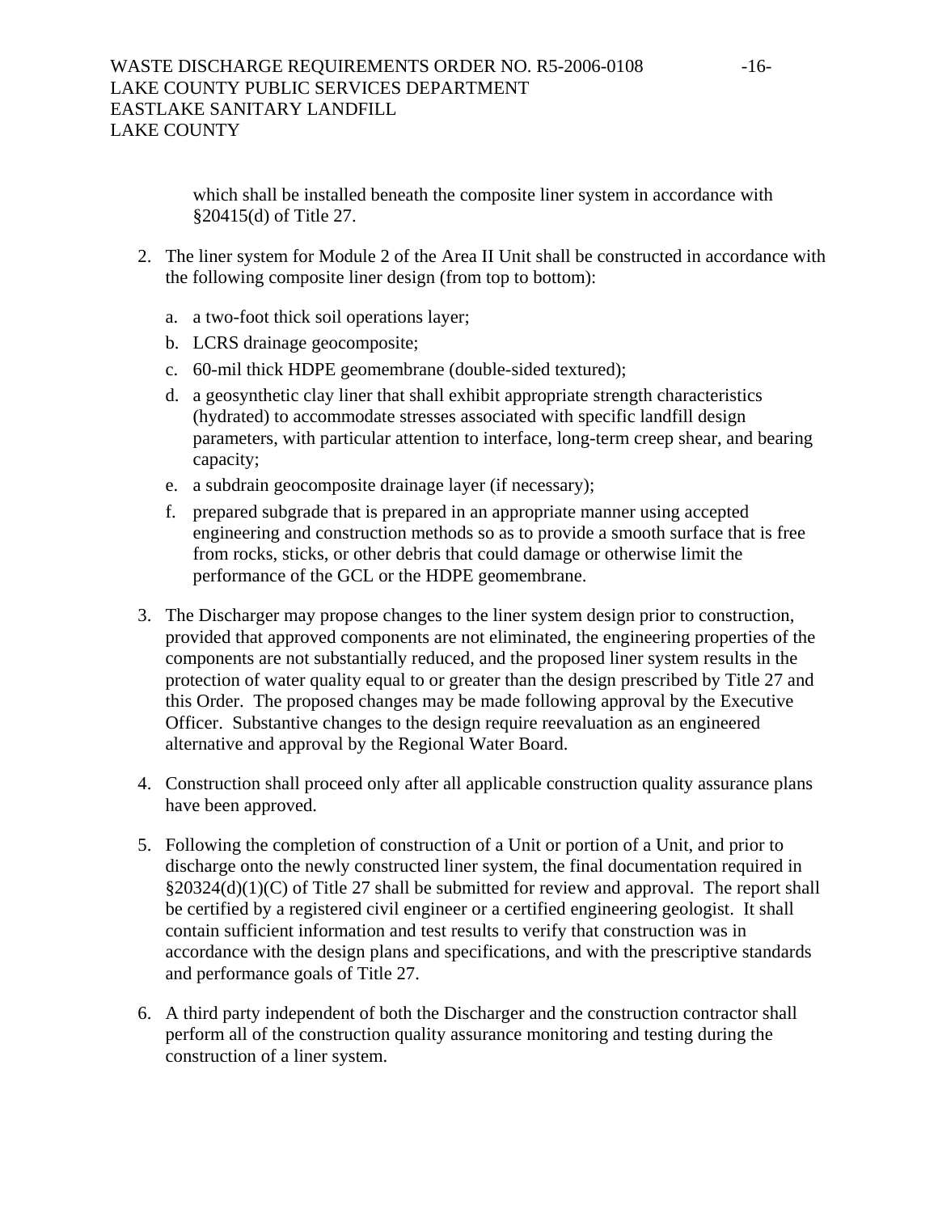which shall be installed beneath the composite liner system in accordance with §20415(d) of Title 27.

2. The liner system for Module 2 of the Area II Unit shall be constructed in accordance with the following composite liner design (from top to bottom):

   a. a two-foot thick soil operations layer;
   b. LCRS drainage geocomposite;
   c. 60-mil thick HDPE geomembrane (double-sided textured);
   d. a geosynthetic clay liner that shall exhibit appropriate strength characteristics (hydrated) to accommodate stresses associated with specific landfill design parameters, with particular attention to interface, long-term creep shear, and bearing capacity;
   e. a subdrain geocomposite drainage layer (if necessary);
   f. prepared subgrade that is prepared in an appropriate manner using accepted engineering and construction methods so as to provide a smooth surface that is free from rocks, sticks, or other debris that could damage or otherwise limit the performance of the GCL or the HDPE geomembrane.

3. The Discharger may propose changes to the liner system design prior to construction, provided that approved components are not eliminated, the engineering properties of the components are not substantially reduced, and the proposed liner system results in the protection of water quality equal to or greater than the design prescribed by Title 27 and this Order. The proposed changes may be made following approval by the Executive Officer. Substantive changes to the design require reevaluation as an engineered alternative and approval by the Regional Water Board.

4. Construction shall proceed only after all applicable construction quality assurance plans have been approved.

5. Following the completion of construction of a Unit or portion of a Unit, and prior to discharge onto the newly constructed liner system, the final documentation required in §20324(d)(1)(C) of Title 27 shall be submitted for review and approval. The report shall be certified by a registered civil engineer or a certified engineering geologist. It shall contain sufficient information and test results to verify that construction was in accordance with the design plans and specifications, and with the prescriptive standards and performance goals of Title 27.

6. A third party independent of both the Discharger and the construction contractor shall perform all of the construction quality assurance monitoring and testing during the construction of a liner system.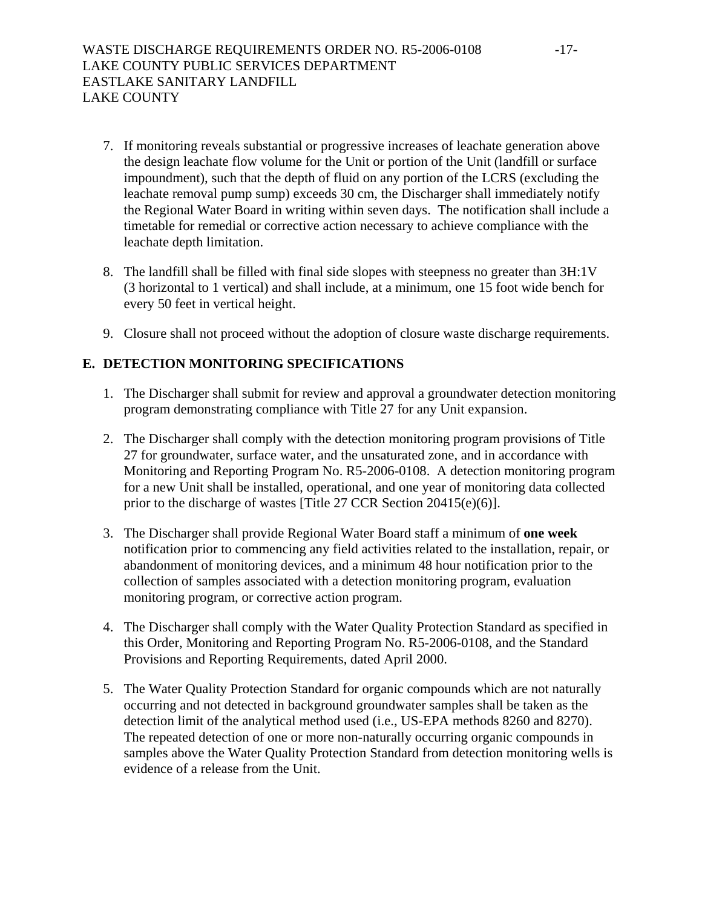7. If monitoring reveals substantial or progressive increases of leachate generation above the design leachate flow volume for the Unit or portion of the Unit (landfill or surface impoundment), such that the depth of fluid on any portion of the LCRS (excluding the leachate removal pump sump) exceeds 30 cm, the Discharger shall immediately notify the Regional Water Board in writing within seven days. The notification shall include a timetable for remedial or corrective action necessary to achieve compliance with the leachate depth limitation.

8. The landfill shall be filled with final side slopes with steepness no greater than 3H:1V (3 horizontal to 1 vertical) and shall include, at a minimum, one 15 foot wide bench for every 50 feet in vertical height.

9. Closure shall not proceed without the adoption of closure waste discharge requirements.

## E. DETECTION MONITORING SPECIFICATIONS

1. The Discharger shall submit for review and approval a groundwater detection monitoring program demonstrating compliance with Title 27 for any Unit expansion.

2. The Discharger shall comply with the detection monitoring program provisions of Title 27 for groundwater, surface water, and the unsaturated zone, and in accordance with Monitoring and Reporting Program No. R5-2006-0108. A detection monitoring program for a new Unit shall be installed, operational, and one year of monitoring data collected prior to the discharge of wastes [Title 27 CCR Section 20415(e)(6)].

3. The Discharger shall provide Regional Water Board staff a minimum of **one week** notification prior to commencing any field activities related to the installation, repair, or abandonment of monitoring devices, and a minimum 48 hour notification prior to the collection of samples associated with a detection monitoring program, evaluation monitoring program, or corrective action program.

4. The Discharger shall comply with the Water Quality Protection Standard as specified in this Order, Monitoring and Reporting Program No. R5-2006-0108, and the Standard Provisions and Reporting Requirements, dated April 2000.

5. The Water Quality Protection Standard for organic compounds which are not naturally occurring and not detected in background groundwater samples shall be taken as the detection limit of the analytical method used (i.e., US-EPA methods 8260 and 8270). The repeated detection of one or more non-naturally occurring organic compounds in samples above the Water Quality Protection Standard from detection monitoring wells is evidence of a release from the Unit.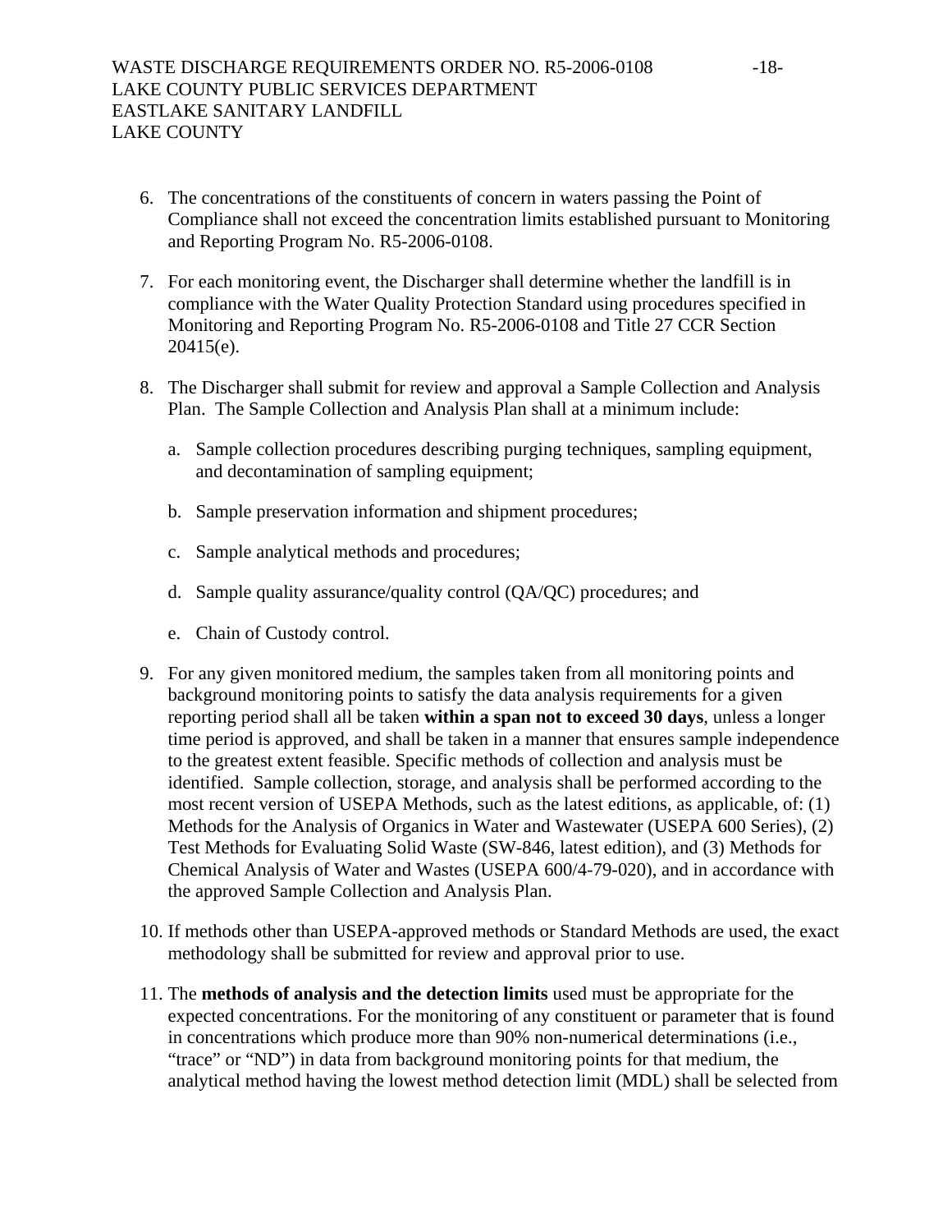6. The concentrations of the constituents of concern in waters passing the Point of Compliance shall not exceed the concentration limits established pursuant to Monitoring and Reporting Program No. R5-2006-0108.

7. For each monitoring event, the Discharger shall determine whether the landfill is in compliance with the Water Quality Protection Standard using procedures specified in Monitoring and Reporting Program No. R5-2006-0108 and Title 27 CCR Section 20415(e).

8. The Discharger shall submit for review and approval a Sample Collection and Analysis Plan. The Sample Collection and Analysis Plan shall at a minimum include:

   a. Sample collection procedures describing purging techniques, sampling equipment, and decontamination of sampling equipment;

   b. Sample preservation information and shipment procedures;

   c. Sample analytical methods and procedures;

   d. Sample quality assurance/quality control (QA/QC) procedures; and

   e. Chain of Custody control.

9. For any given monitored medium, the samples taken from all monitoring points and background monitoring points to satisfy the data analysis requirements for a given reporting period shall all be taken **within a span not to exceed 30 days**, unless a longer time period is approved, and shall be taken in a manner that ensures sample independence to the greatest extent feasible. Specific methods of collection and analysis must be identified. Sample collection, storage, and analysis shall be performed according to the most recent version of USEPA Methods, such as the latest editions, as applicable, of: (1) Methods for the Analysis of Organics in Water and Wastewater (USEPA 600 Series), (2) Test Methods for Evaluating Solid Waste (SW-846, latest edition), and (3) Methods for Chemical Analysis of Water and Wastes (USEPA 600/4-79-020), and in accordance with the approved Sample Collection and Analysis Plan.

10. If methods other than USEPA-approved methods or Standard Methods are used, the exact methodology shall be submitted for review and approval prior to use.

11. The **methods of analysis and the detection limits** used must be appropriate for the expected concentrations. For the monitoring of any constituent or parameter that is found in concentrations which produce more than 90% non-numerical determinations (i.e., "trace" or "ND") in data from background monitoring points for that medium, the analytical method having the lowest method detection limit (MDL) shall be selected from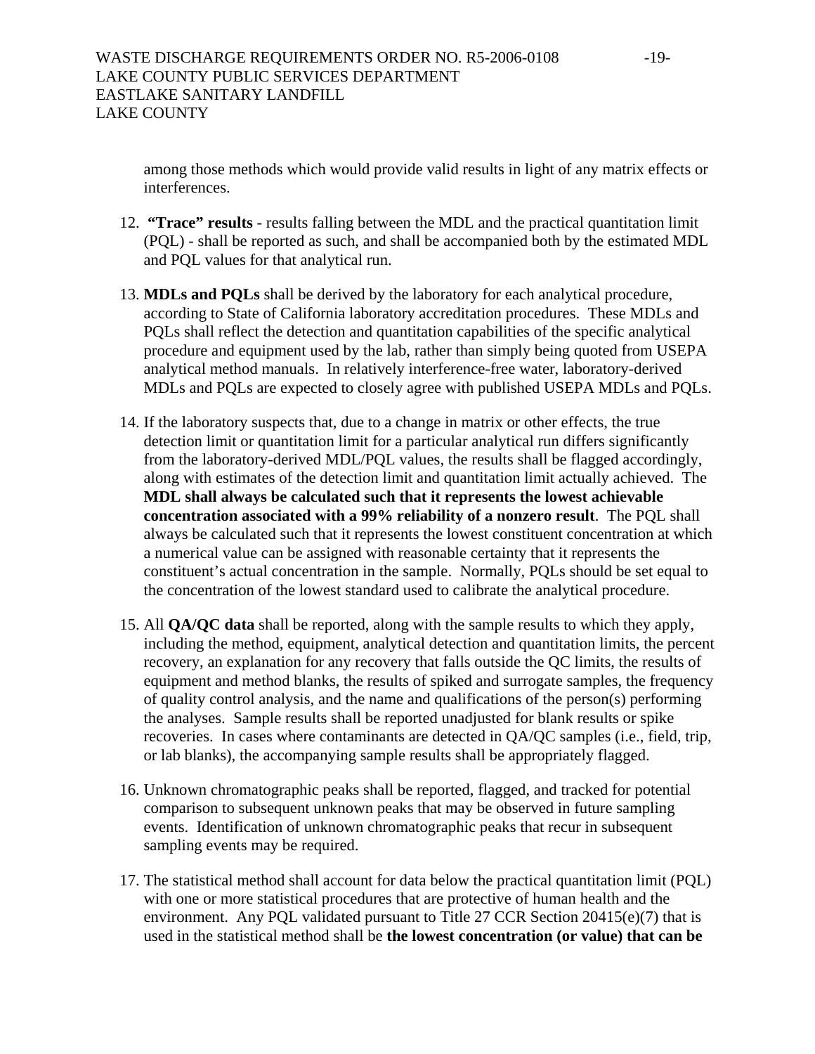among those methods which would provide valid results in light of any matrix effects or interferences.

12. **"Trace" results** - results falling between the MDL and the practical quantitation limit (PQL) - shall be reported as such, and shall be accompanied both by the estimated MDL and PQL values for that analytical run.

13. **MDLs and PQLs** shall be derived by the laboratory for each analytical procedure, according to State of California laboratory accreditation procedures. These MDLs and PQLs shall reflect the detection and quantitation capabilities of the specific analytical procedure and equipment used by the lab, rather than simply being quoted from USEPA analytical method manuals. In relatively interference-free water, laboratory-derived MDLs and PQLs are expected to closely agree with published USEPA MDLs and PQLs.

14. If the laboratory suspects that, due to a change in matrix or other effects, the true detection limit or quantitation limit for a particular analytical run differs significantly from the laboratory-derived MDL/PQL values, the results shall be flagged accordingly, along with estimates of the detection limit and quantitation limit actually achieved. The **MDL shall always be calculated such that it represents the lowest achievable concentration associated with a 99% reliability of a nonzero result**. The PQL shall always be calculated such that it represents the lowest constituent concentration at which a numerical value can be assigned with reasonable certainty that it represents the constituent's actual concentration in the sample. Normally, PQLs should be set equal to the concentration of the lowest standard used to calibrate the analytical procedure.

15. All **QA/QC data** shall be reported, along with the sample results to which they apply, including the method, equipment, analytical detection and quantitation limits, the percent recovery, an explanation for any recovery that falls outside the QC limits, the results of equipment and method blanks, the results of spiked and surrogate samples, the frequency of quality control analysis, and the name and qualifications of the person(s) performing the analyses. Sample results shall be reported unadjusted for blank results or spike recoveries. In cases where contaminants are detected in QA/QC samples (i.e., field, trip, or lab blanks), the accompanying sample results shall be appropriately flagged.

16. Unknown chromatographic peaks shall be reported, flagged, and tracked for potential comparison to subsequent unknown peaks that may be observed in future sampling events. Identification of unknown chromatographic peaks that recur in subsequent sampling events may be required.

17. The statistical method shall account for data below the practical quantitation limit (PQL) with one or more statistical procedures that are protective of human health and the environment. Any PQL validated pursuant to Title 27 CCR Section 20415(e)(7) that is used in the statistical method shall be **the lowest concentration (or value) that can be**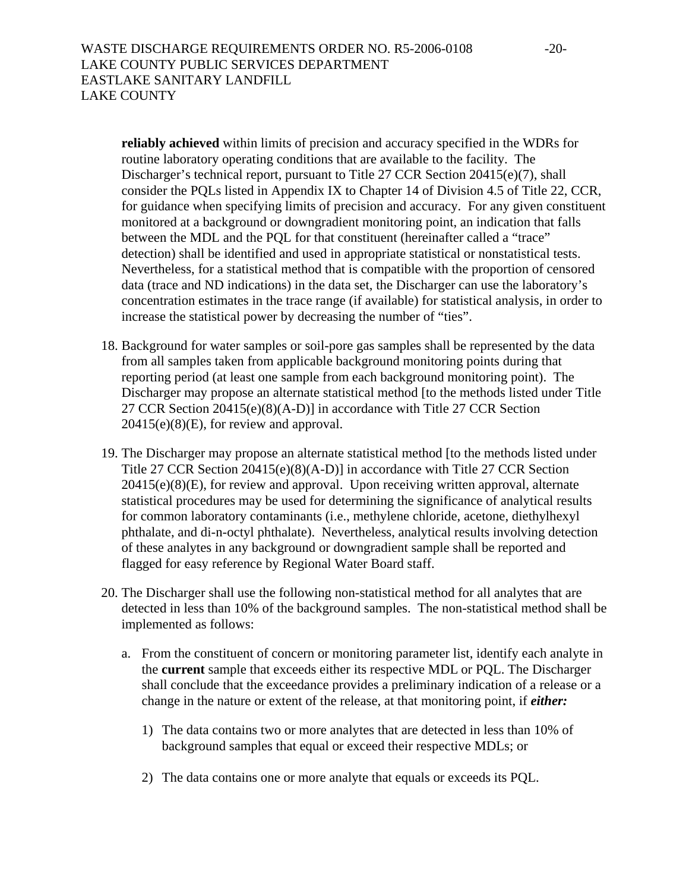**reliably achieved** within limits of precision and accuracy specified in the WDRs for routine laboratory operating conditions that are available to the facility. The Discharger's technical report, pursuant to Title 27 CCR Section 20415(e)(7), shall consider the PQLs listed in Appendix IX to Chapter 14 of Division 4.5 of Title 22, CCR, for guidance when specifying limits of precision and accuracy. For any given constituent monitored at a background or downgradient monitoring point, an indication that falls between the MDL and the PQL for that constituent (hereinafter called a "trace" detection) shall be identified and used in appropriate statistical or nonstatistical tests. Nevertheless, for a statistical method that is compatible with the proportion of censored data (trace and ND indications) in the data set, the Discharger can use the laboratory's concentration estimates in the trace range (if available) for statistical analysis, in order to increase the statistical power by decreasing the number of "ties".

18. Background for water samples or soil-pore gas samples shall be represented by the data from all samples taken from applicable background monitoring points during that reporting period (at least one sample from each background monitoring point). The Discharger may propose an alternate statistical method [to the methods listed under Title 27 CCR Section 20415(e)(8)(A-D)] in accordance with Title 27 CCR Section 20415(e)(8)(E), for review and approval.

19. The Discharger may propose an alternate statistical method [to the methods listed under Title 27 CCR Section 20415(e)(8)(A-D)] in accordance with Title 27 CCR Section 20415(e)(8)(E), for review and approval. Upon receiving written approval, alternate statistical procedures may be used for determining the significance of analytical results for common laboratory contaminants (i.e., methylene chloride, acetone, diethylhexyl phthalate, and di-n-octyl phthalate). Nevertheless, analytical results involving detection of these analytes in any background or downgradient sample shall be reported and flagged for easy reference by Regional Water Board staff.

20. The Discharger shall use the following non-statistical method for all analytes that are detected in less than 10% of the background samples. The non-statistical method shall be implemented as follows:

    a. From the constituent of concern or monitoring parameter list, identify each analyte in the **current** sample that exceeds either its respective MDL or PQL. The Discharger shall conclude that the exceedance provides a preliminary indication of a release or a change in the nature or extent of the release, at that monitoring point, if ***either:***

        1) The data contains two or more analytes that are detected in less than 10% of background samples that equal or exceed their respective MDLs; or

        2) The data contains one or more analyte that equals or exceeds its PQL.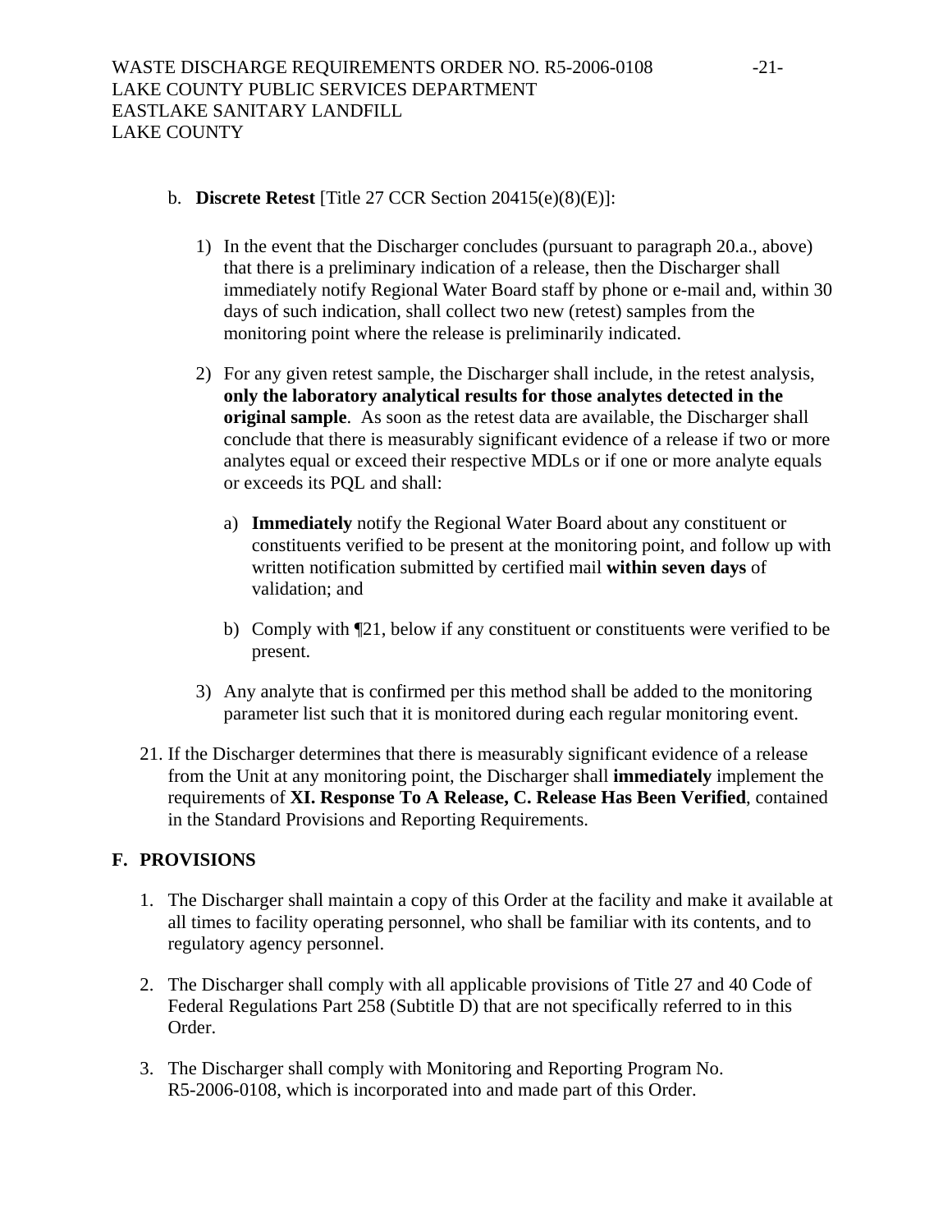b. **Discrete Retest** [Title 27 CCR Section 20415(e)(8)(E)]:

   1) In the event that the Discharger concludes (pursuant to paragraph 20.a., above) that there is a preliminary indication of a release, then the Discharger shall immediately notify Regional Water Board staff by phone or e-mail and, within 30 days of such indication, shall collect two new (retest) samples from the monitoring point where the release is preliminarily indicated.

   2) For any given retest sample, the Discharger shall include, in the retest analysis, **only the laboratory analytical results for those analytes detected in the original sample**. As soon as the retest data are available, the Discharger shall conclude that there is measurably significant evidence of a release if two or more analytes equal or exceed their respective MDLs or if one or more analyte equals or exceeds its PQL and shall:

      a) **Immediately** notify the Regional Water Board about any constituent or constituents verified to be present at the monitoring point, and follow up with written notification submitted by certified mail **within seven days** of validation; and

      b) Comply with ¶21, below if any constituent or constituents were verified to be present.

   3) Any analyte that is confirmed per this method shall be added to the monitoring parameter list such that it is monitored during each regular monitoring event.

21. If the Discharger determines that there is measurably significant evidence of a release from the Unit at any monitoring point, the Discharger shall **immediately** implement the requirements of **XI. Response To A Release, C. Release Has Been Verified**, contained in the Standard Provisions and Reporting Requirements.

## F. PROVISIONS

1. The Discharger shall maintain a copy of this Order at the facility and make it available at all times to facility operating personnel, who shall be familiar with its contents, and to regulatory agency personnel.

2. The Discharger shall comply with all applicable provisions of Title 27 and 40 Code of Federal Regulations Part 258 (Subtitle D) that are not specifically referred to in this Order.

3. The Discharger shall comply with Monitoring and Reporting Program No. R5-2006-0108, which is incorporated into and made part of this Order.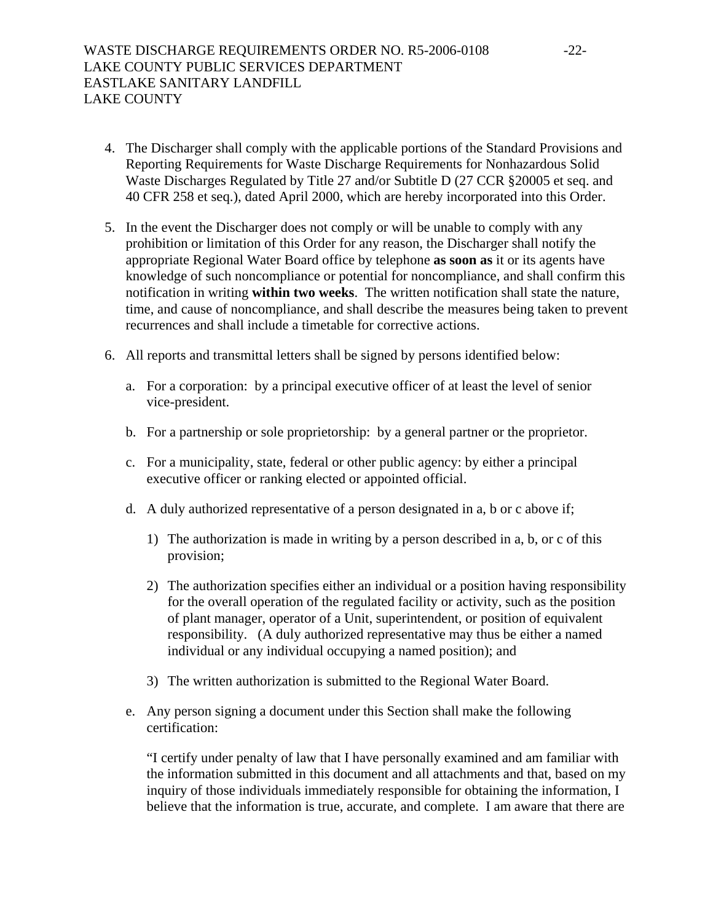4. The Discharger shall comply with the applicable portions of the Standard Provisions and Reporting Requirements for Waste Discharge Requirements for Nonhazardous Solid Waste Discharges Regulated by Title 27 and/or Subtitle D (27 CCR §20005 et seq. and 40 CFR 258 et seq.), dated April 2000, which are hereby incorporated into this Order.

5. In the event the Discharger does not comply or will be unable to comply with any prohibition or limitation of this Order for any reason, the Discharger shall notify the appropriate Regional Water Board office by telephone **as soon as** it or its agents have knowledge of such noncompliance or potential for noncompliance, and shall confirm this notification in writing **within two weeks**. The written notification shall state the nature, time, and cause of noncompliance, and shall describe the measures being taken to prevent recurrences and shall include a timetable for corrective actions.

6. All reports and transmittal letters shall be signed by persons identified below:

   a. For a corporation: by a principal executive officer of at least the level of senior vice-president.

   b. For a partnership or sole proprietorship: by a general partner or the proprietor.

   c. For a municipality, state, federal or other public agency: by either a principal executive officer or ranking elected or appointed official.

   d. A duly authorized representative of a person designated in a, b or c above if;

      1) The authorization is made in writing by a person described in a, b, or c of this provision;

      2) The authorization specifies either an individual or a position having responsibility for the overall operation of the regulated facility or activity, such as the position of plant manager, operator of a Unit, superintendent, or position of equivalent responsibility. (A duly authorized representative may thus be either a named individual or any individual occupying a named position); and

      3) The written authorization is submitted to the Regional Water Board.

   e. Any person signing a document under this Section shall make the following certification:

      "I certify under penalty of law that I have personally examined and am familiar with the information submitted in this document and all attachments and that, based on my inquiry of those individuals immediately responsible for obtaining the information, I believe that the information is true, accurate, and complete. I am aware that there are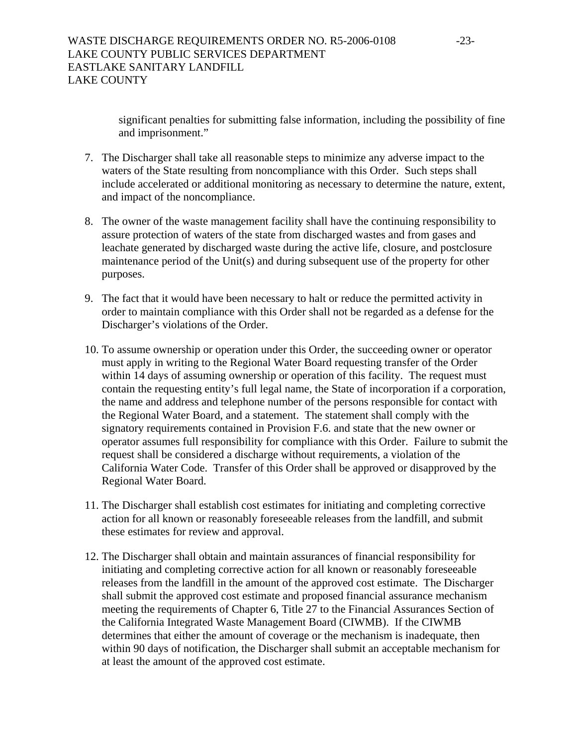significant penalties for submitting false information, including the possibility of fine and imprisonment."

7. The Discharger shall take all reasonable steps to minimize any adverse impact to the waters of the State resulting from noncompliance with this Order. Such steps shall include accelerated or additional monitoring as necessary to determine the nature, extent, and impact of the noncompliance.

8. The owner of the waste management facility shall have the continuing responsibility to assure protection of waters of the state from discharged wastes and from gases and leachate generated by discharged waste during the active life, closure, and postclosure maintenance period of the Unit(s) and during subsequent use of the property for other purposes.

9. The fact that it would have been necessary to halt or reduce the permitted activity in order to maintain compliance with this Order shall not be regarded as a defense for the Discharger's violations of the Order.

10. To assume ownership or operation under this Order, the succeeding owner or operator must apply in writing to the Regional Water Board requesting transfer of the Order within 14 days of assuming ownership or operation of this facility. The request must contain the requesting entity's full legal name, the State of incorporation if a corporation, the name and address and telephone number of the persons responsible for contact with the Regional Water Board, and a statement. The statement shall comply with the signatory requirements contained in Provision F.6. and state that the new owner or operator assumes full responsibility for compliance with this Order. Failure to submit the request shall be considered a discharge without requirements, a violation of the California Water Code. Transfer of this Order shall be approved or disapproved by the Regional Water Board.

11. The Discharger shall establish cost estimates for initiating and completing corrective action for all known or reasonably foreseeable releases from the landfill, and submit these estimates for review and approval.

12. The Discharger shall obtain and maintain assurances of financial responsibility for initiating and completing corrective action for all known or reasonably foreseeable releases from the landfill in the amount of the approved cost estimate. The Discharger shall submit the approved cost estimate and proposed financial assurance mechanism meeting the requirements of Chapter 6, Title 27 to the Financial Assurances Section of the California Integrated Waste Management Board (CIWMB). If the CIWMB determines that either the amount of coverage or the mechanism is inadequate, then within 90 days of notification, the Discharger shall submit an acceptable mechanism for at least the amount of the approved cost estimate.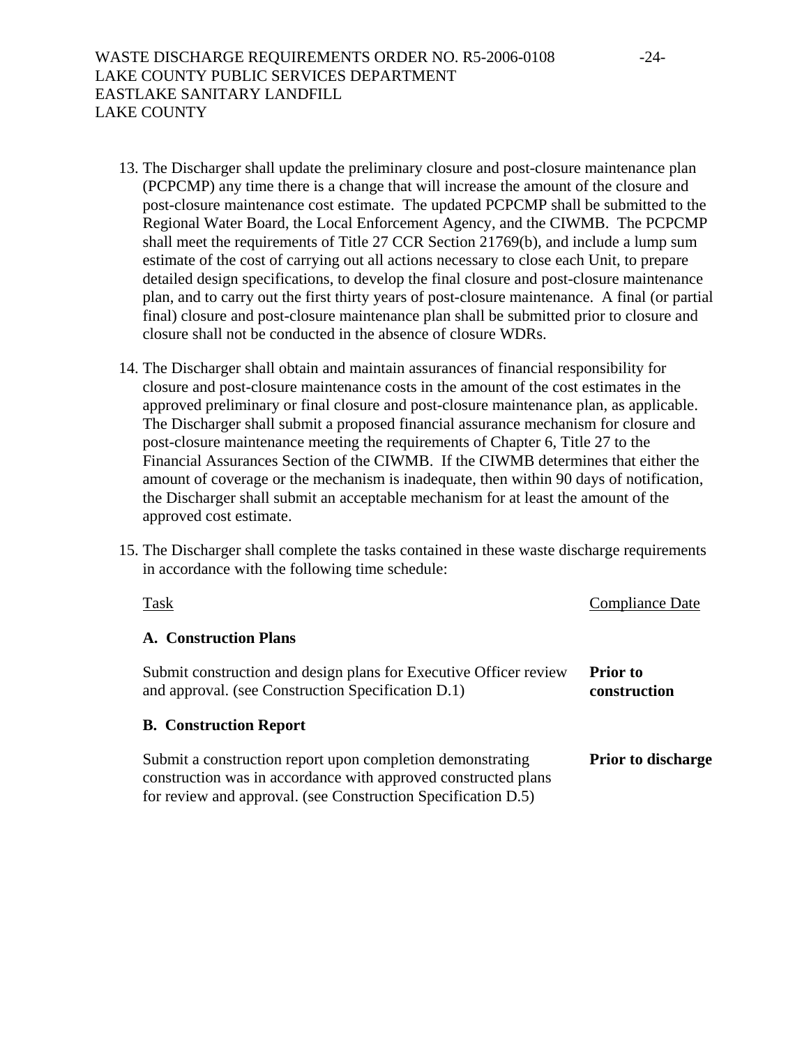13. The Discharger shall update the preliminary closure and post-closure maintenance plan (PCPCMP) any time there is a change that will increase the amount of the closure and post-closure maintenance cost estimate. The updated PCPCMP shall be submitted to the Regional Water Board, the Local Enforcement Agency, and the CIWMB. The PCPCMP shall meet the requirements of Title 27 CCR Section 21769(b), and include a lump sum estimate of the cost of carrying out all actions necessary to close each Unit, to prepare detailed design specifications, to develop the final closure and post-closure maintenance plan, and to carry out the first thirty years of post-closure maintenance. A final (or partial final) closure and post-closure maintenance plan shall be submitted prior to closure and closure shall not be conducted in the absence of closure WDRs.

14. The Discharger shall obtain and maintain assurances of financial responsibility for closure and post-closure maintenance costs in the amount of the cost estimates in the approved preliminary or final closure and post-closure maintenance plan, as applicable. The Discharger shall submit a proposed financial assurance mechanism for closure and post-closure maintenance meeting the requirements of Chapter 6, Title 27 to the Financial Assurances Section of the CIWMB. If the CIWMB determines that either the amount of coverage or the mechanism is inadequate, then within 90 days of notification, the Discharger shall submit an acceptable mechanism for at least the amount of the approved cost estimate.

15. The Discharger shall complete the tasks contained in these waste discharge requirements in accordance with the following time schedule:

| Task | Compliance Date |
|---|---|
| **A. Construction Plans** | |
| Submit construction and design plans for Executive Officer review and approval. (see Construction Specification D.1) | **Prior to construction** |
| **B. Construction Report** | |
| Submit a construction report upon completion demonstrating construction was in accordance with approved constructed plans for review and approval. (see Construction Specification D.5) | **Prior to discharge** |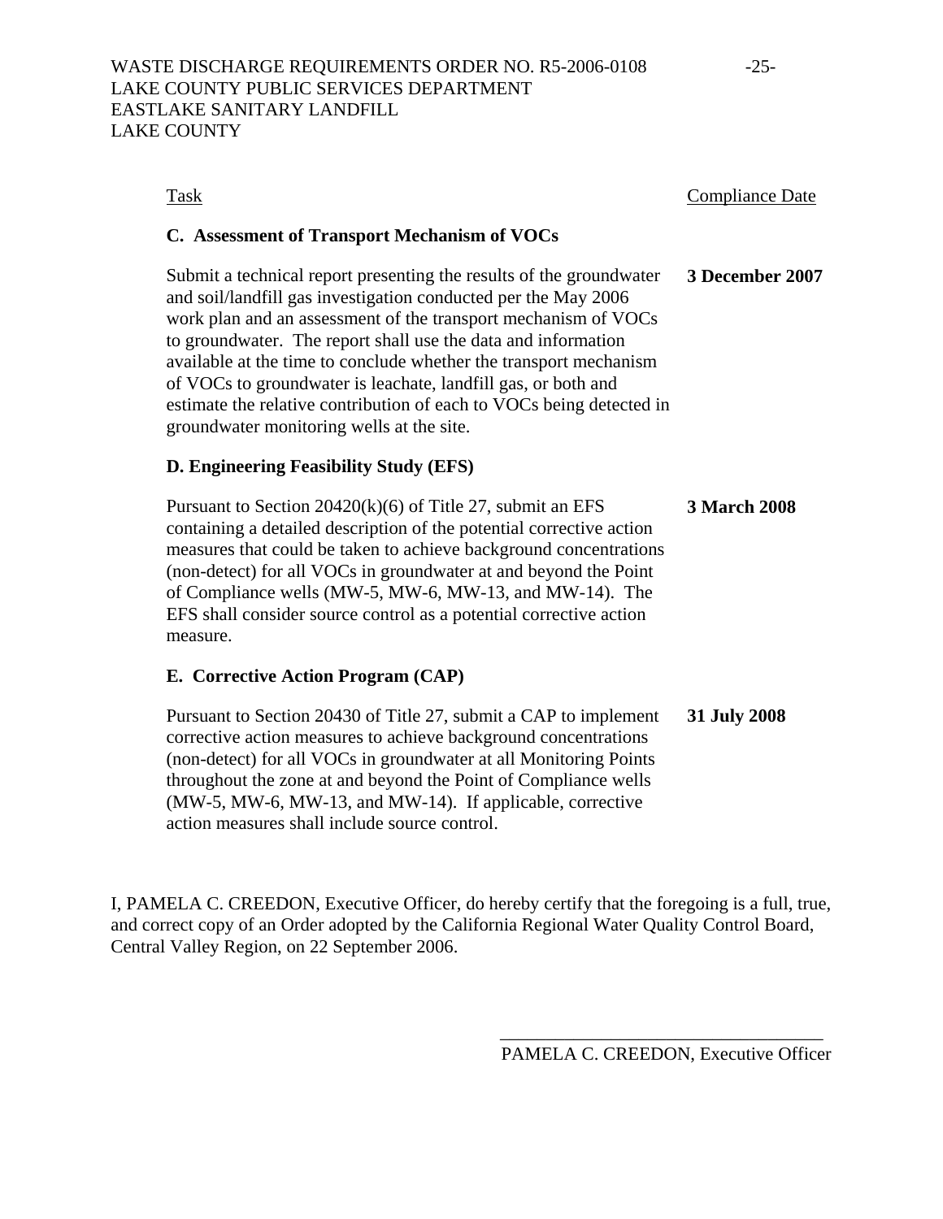| Task | Compliance Date |
|---|---|
| **C. Assessment of Transport Mechanism of VOCs** | |
| Submit a technical report presenting the results of the groundwater and soil/landfill gas investigation conducted per the May 2006 work plan and an assessment of the transport mechanism of VOCs to groundwater. The report shall use the data and information available at the time to conclude whether the transport mechanism of VOCs to groundwater is leachate, landfill gas, or both and estimate the relative contribution of each to VOCs being detected in groundwater monitoring wells at the site. | **3 December 2007** |
| **D. Engineering Feasibility Study (EFS)** | |
| Pursuant to Section 20420(k)(6) of Title 27, submit an EFS containing a detailed description of the potential corrective action measures that could be taken to achieve background concentrations (non-detect) for all VOCs in groundwater at and beyond the Point of Compliance wells (MW-5, MW-6, MW-13, and MW-14). The EFS shall consider source control as a potential corrective action measure. | **3 March 2008** |
| **E. Corrective Action Program (CAP)** | |
| Pursuant to Section 20430 of Title 27, submit a CAP to implement corrective action measures to achieve background concentrations (non-detect) for all VOCs in groundwater at all Monitoring Points throughout the zone at and beyond the Point of Compliance wells (MW-5, MW-6, MW-13, and MW-14). If applicable, corrective action measures shall include source control. | **31 July 2008** |

I, PAMELA C. CREEDON, Executive Officer, do hereby certify that the foregoing is a full, true, and correct copy of an Order adopted by the California Regional Water Quality Control Board, Central Valley Region, on 22 September 2006.

\_\_\_\_\_\_\_\_\_\_\_\_\_\_\_\_\_\_\_\_\_\_\_\_\_\_\_\_\_\_\_\_\_\_\_\_

PAMELA C. CREEDON, Executive Officer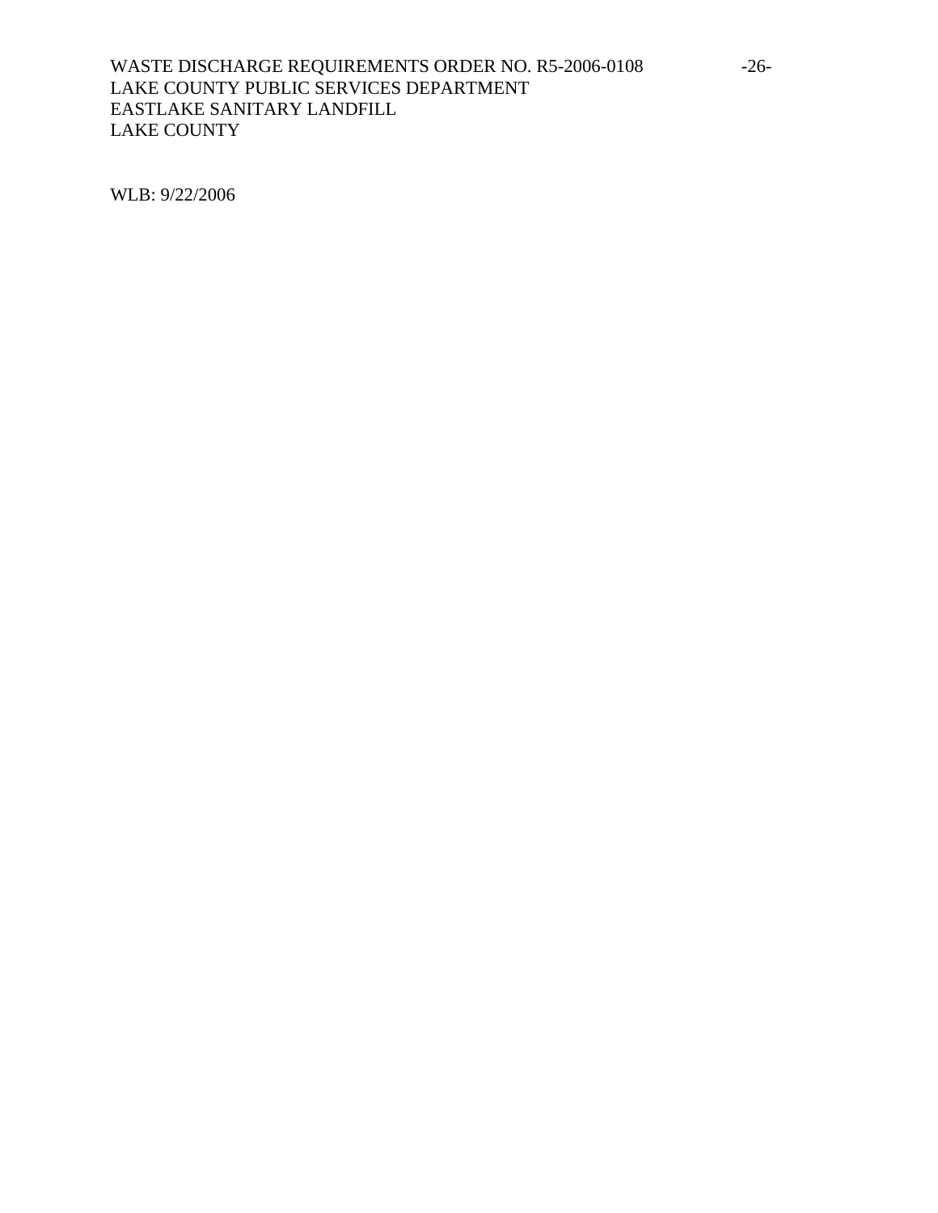WLB: 9/22/2006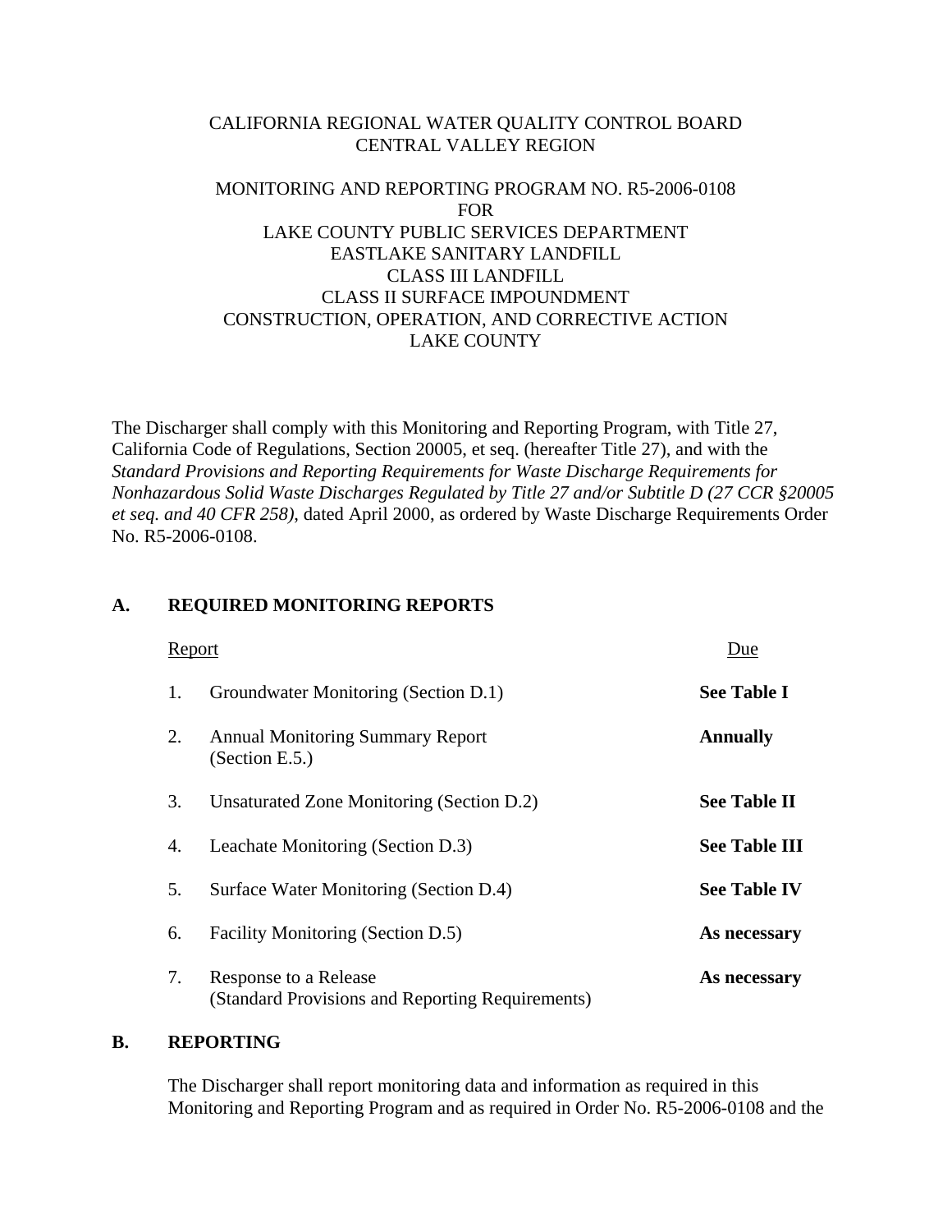CALIFORNIA REGIONAL WATER QUALITY CONTROL BOARD
CENTRAL VALLEY REGION

MONITORING AND REPORTING PROGRAM NO. R5-2006-0108
FOR
LAKE COUNTY PUBLIC SERVICES DEPARTMENT
EASTLAKE SANITARY LANDFILL
CLASS III LANDFILL
CLASS II SURFACE IMPOUNDMENT
CONSTRUCTION, OPERATION, AND CORRECTIVE ACTION
LAKE COUNTY

The Discharger shall comply with this Monitoring and Reporting Program, with Title 27, California Code of Regulations, Section 20005, et seq. (hereafter Title 27), and with the *Standard Provisions and Reporting Requirements for Waste Discharge Requirements for Nonhazardous Solid Waste Discharges Regulated by Title 27 and/or Subtitle D (27 CCR §20005 et seq. and 40 CFR 258)*, dated April 2000, as ordered by Waste Discharge Requirements Order No. R5-2006-0108.

## A. REQUIRED MONITORING REPORTS

| | Report | Due |
|---|---|---|
| 1. | Groundwater Monitoring (Section D.1) | **See Table I** |
| 2. | Annual Monitoring Summary Report (Section E.5.) | **Annually** |
| 3. | Unsaturated Zone Monitoring (Section D.2) | **See Table II** |
| 4. | Leachate Monitoring (Section D.3) | **See Table III** |
| 5. | Surface Water Monitoring (Section D.4) | **See Table IV** |
| 6. | Facility Monitoring (Section D.5) | **As necessary** |
| 7. | Response to a Release (Standard Provisions and Reporting Requirements) | **As necessary** |

## B. REPORTING

The Discharger shall report monitoring data and information as required in this Monitoring and Reporting Program and as required in Order No. R5-2006-0108 and the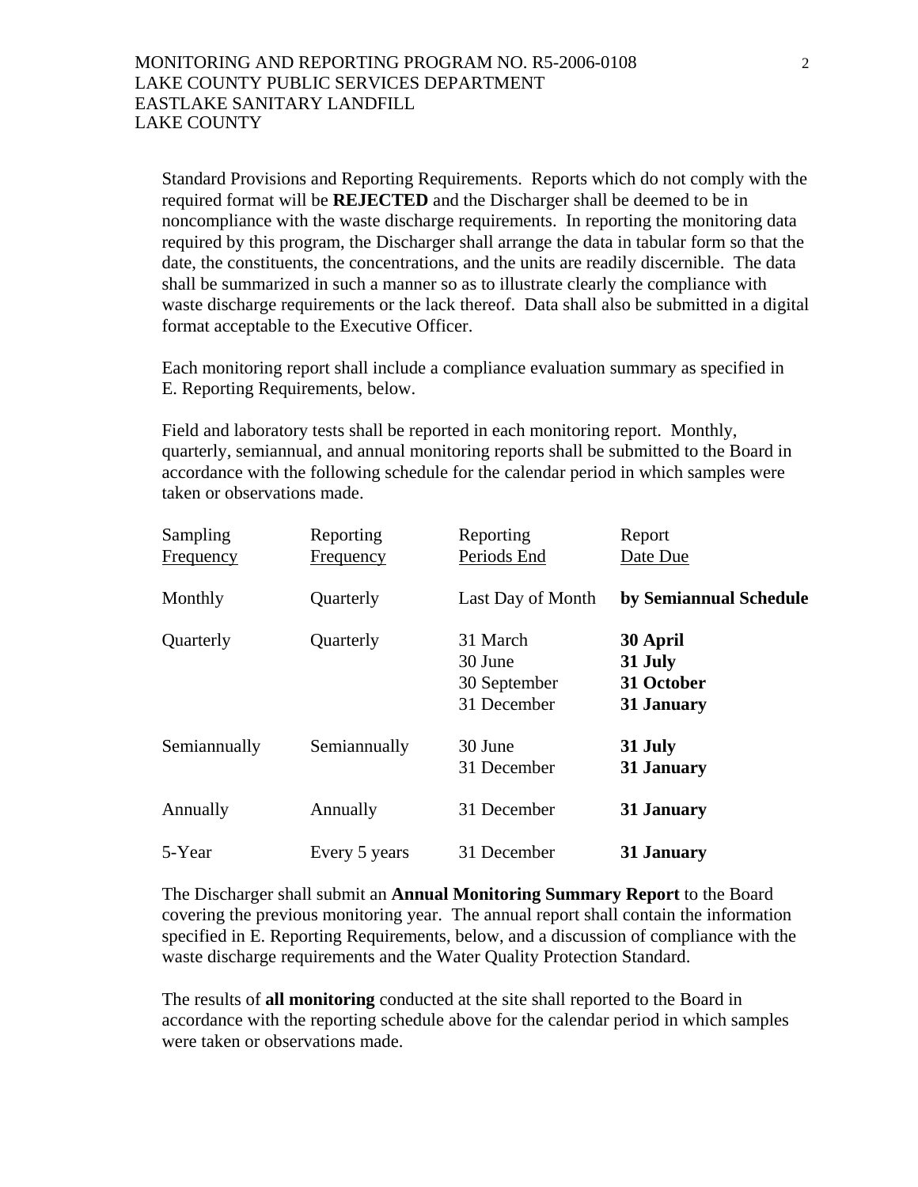Standard Provisions and Reporting Requirements. Reports which do not comply with the required format will be **REJECTED** and the Discharger shall be deemed to be in noncompliance with the waste discharge requirements. In reporting the monitoring data required by this program, the Discharger shall arrange the data in tabular form so that the date, the constituents, the concentrations, and the units are readily discernible. The data shall be summarized in such a manner so as to illustrate clearly the compliance with waste discharge requirements or the lack thereof. Data shall also be submitted in a digital format acceptable to the Executive Officer.

Each monitoring report shall include a compliance evaluation summary as specified in E. Reporting Requirements, below.

Field and laboratory tests shall be reported in each monitoring report. Monthly, quarterly, semiannual, and annual monitoring reports shall be submitted to the Board in accordance with the following schedule for the calendar period in which samples were taken or observations made.

| Sampling Frequency | Reporting Frequency | Reporting Periods End | Report Date Due |
|---|---|---|---|
| Monthly | Quarterly | Last Day of Month | **by Semiannual Schedule** |
| Quarterly | Quarterly | 31 March<br>30 June<br>30 September<br>31 December | **30 April**<br>**31 July**<br>**31 October**<br>**31 January** |
| Semiannually | Semiannually | 30 June<br>31 December | **31 July**<br>**31 January** |
| Annually | Annually | 31 December | **31 January** |
| 5-Year | Every 5 years | 31 December | **31 January** |

The Discharger shall submit an **Annual Monitoring Summary Report** to the Board covering the previous monitoring year. The annual report shall contain the information specified in E. Reporting Requirements, below, and a discussion of compliance with the waste discharge requirements and the Water Quality Protection Standard.

The results of **all monitoring** conducted at the site shall reported to the Board in accordance with the reporting schedule above for the calendar period in which samples were taken or observations made.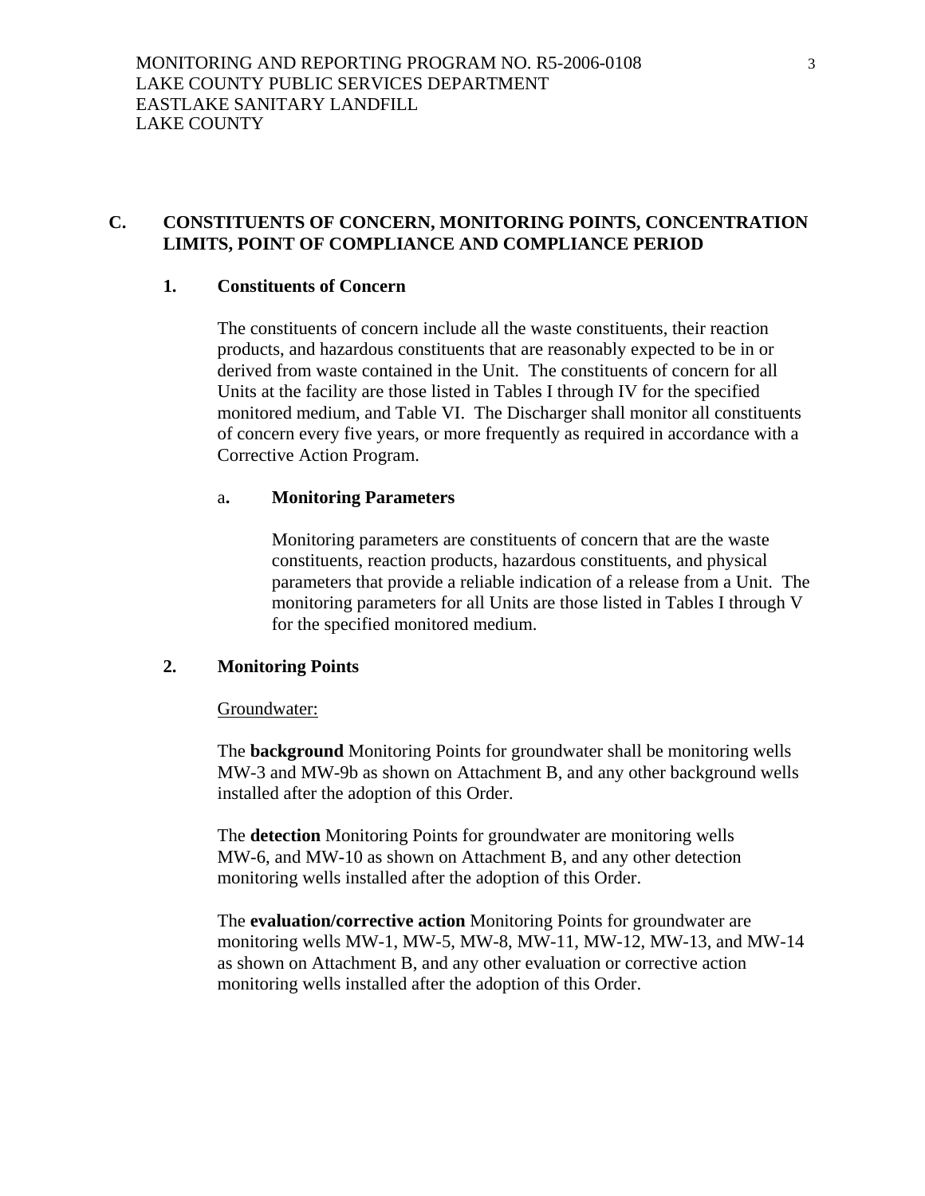## C. CONSTITUENTS OF CONCERN, MONITORING POINTS, CONCENTRATION LIMITS, POINT OF COMPLIANCE AND COMPLIANCE PERIOD

### 1. Constituents of Concern

The constituents of concern include all the waste constituents, their reaction products, and hazardous constituents that are reasonably expected to be in or derived from waste contained in the Unit. The constituents of concern for all Units at the facility are those listed in Tables I through IV for the specified monitored medium, and Table VI. The Discharger shall monitor all constituents of concern every five years, or more frequently as required in accordance with a Corrective Action Program.

#### a. Monitoring Parameters

Monitoring parameters are constituents of concern that are the waste constituents, reaction products, hazardous constituents, and physical parameters that provide a reliable indication of a release from a Unit. The monitoring parameters for all Units are those listed in Tables I through V for the specified monitored medium.

### 2. Monitoring Points

Groundwater:

The **background** Monitoring Points for groundwater shall be monitoring wells MW-3 and MW-9b as shown on Attachment B, and any other background wells installed after the adoption of this Order.

The **detection** Monitoring Points for groundwater are monitoring wells MW-6, and MW-10 as shown on Attachment B, and any other detection monitoring wells installed after the adoption of this Order.

The **evaluation/corrective action** Monitoring Points for groundwater are monitoring wells MW-1, MW-5, MW-8, MW-11, MW-12, MW-13, and MW-14 as shown on Attachment B, and any other evaluation or corrective action monitoring wells installed after the adoption of this Order.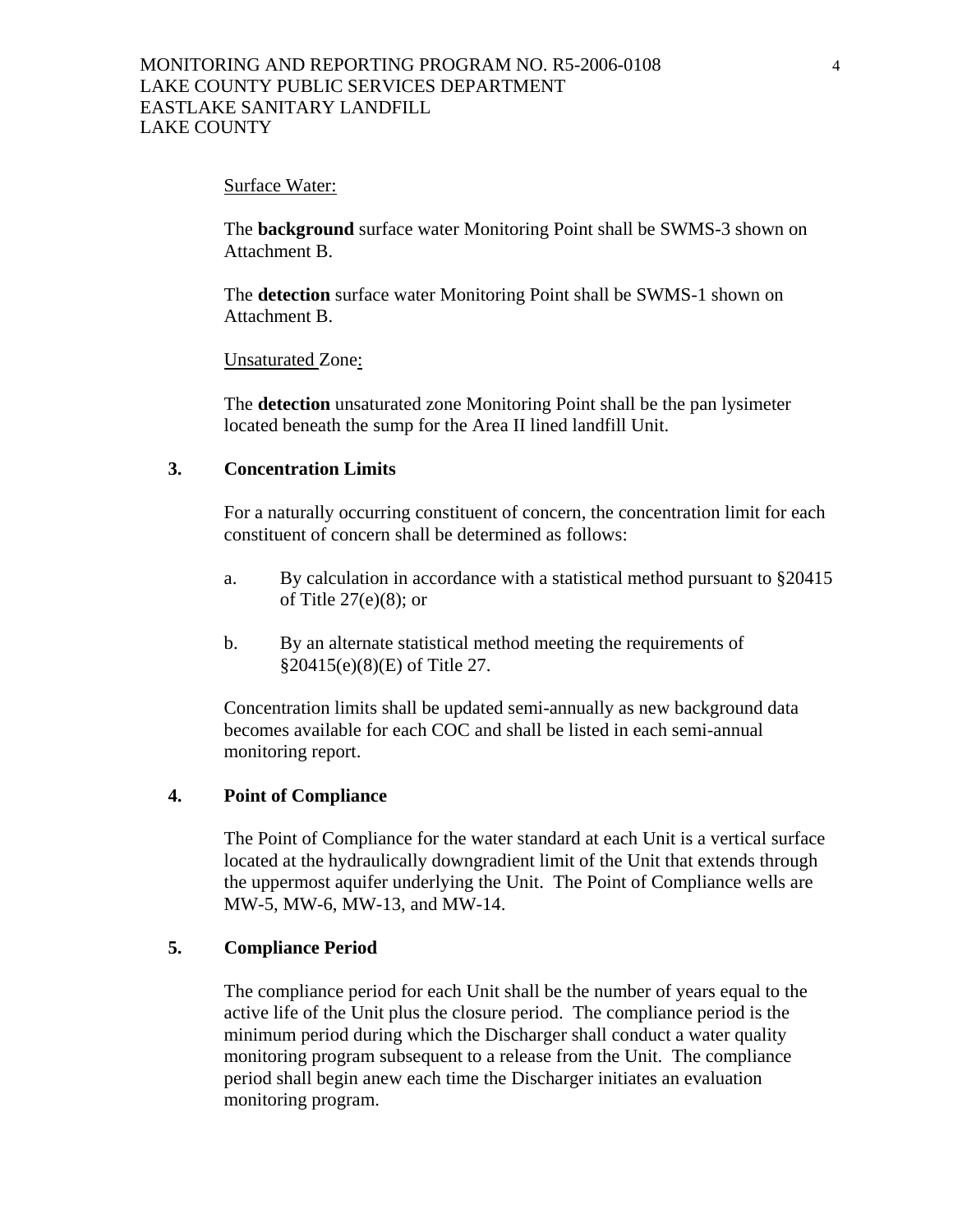Surface Water:

The **background** surface water Monitoring Point shall be SWMS-3 shown on Attachment B.

The **detection** surface water Monitoring Point shall be SWMS-1 shown on Attachment B.

Unsaturated Zone:

The **detection** unsaturated zone Monitoring Point shall be the pan lysimeter located beneath the sump for the Area II lined landfill Unit.

**3. Concentration Limits**

For a naturally occurring constituent of concern, the concentration limit for each constituent of concern shall be determined as follows:

a. By calculation in accordance with a statistical method pursuant to §20415 of Title 27(e)(8); or

b. By an alternate statistical method meeting the requirements of §20415(e)(8)(E) of Title 27.

Concentration limits shall be updated semi-annually as new background data becomes available for each COC and shall be listed in each semi-annual monitoring report.

**4. Point of Compliance**

The Point of Compliance for the water standard at each Unit is a vertical surface located at the hydraulically downgradient limit of the Unit that extends through the uppermost aquifer underlying the Unit. The Point of Compliance wells are MW-5, MW-6, MW-13, and MW-14.

**5. Compliance Period**

The compliance period for each Unit shall be the number of years equal to the active life of the Unit plus the closure period. The compliance period is the minimum period during which the Discharger shall conduct a water quality monitoring program subsequent to a release from the Unit. The compliance period shall begin anew each time the Discharger initiates an evaluation monitoring program.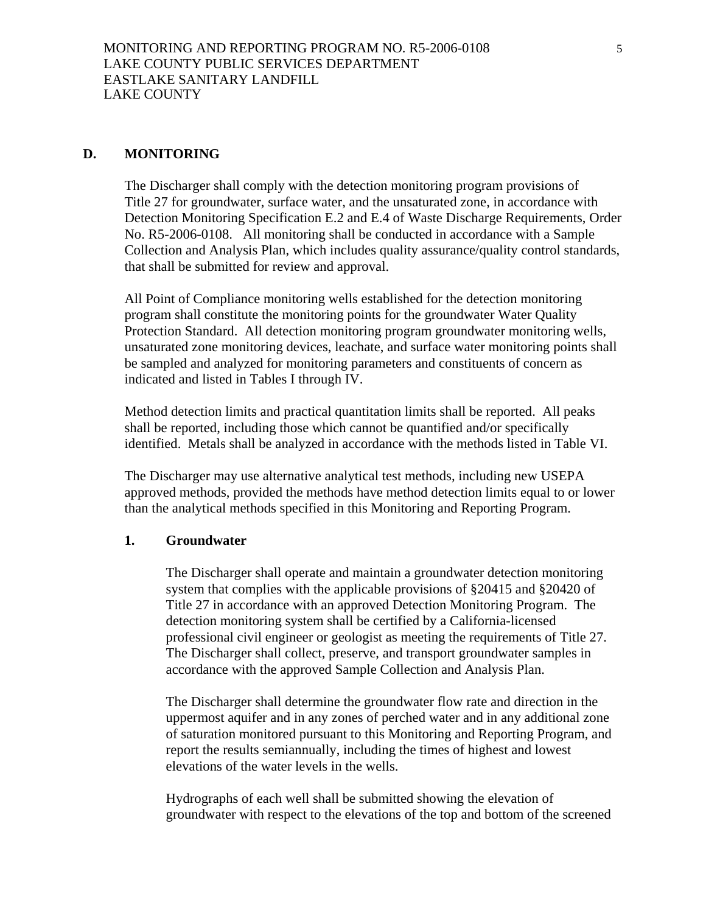## D. MONITORING

The Discharger shall comply with the detection monitoring program provisions of Title 27 for groundwater, surface water, and the unsaturated zone, in accordance with Detection Monitoring Specification E.2 and E.4 of Waste Discharge Requirements, Order No. R5-2006-0108. All monitoring shall be conducted in accordance with a Sample Collection and Analysis Plan, which includes quality assurance/quality control standards, that shall be submitted for review and approval.

All Point of Compliance monitoring wells established for the detection monitoring program shall constitute the monitoring points for the groundwater Water Quality Protection Standard. All detection monitoring program groundwater monitoring wells, unsaturated zone monitoring devices, leachate, and surface water monitoring points shall be sampled and analyzed for monitoring parameters and constituents of concern as indicated and listed in Tables I through IV.

Method detection limits and practical quantitation limits shall be reported. All peaks shall be reported, including those which cannot be quantified and/or specifically identified. Metals shall be analyzed in accordance with the methods listed in Table VI.

The Discharger may use alternative analytical test methods, including new USEPA approved methods, provided the methods have method detection limits equal to or lower than the analytical methods specified in this Monitoring and Reporting Program.

### 1. Groundwater

The Discharger shall operate and maintain a groundwater detection monitoring system that complies with the applicable provisions of §20415 and §20420 of Title 27 in accordance with an approved Detection Monitoring Program. The detection monitoring system shall be certified by a California-licensed professional civil engineer or geologist as meeting the requirements of Title 27. The Discharger shall collect, preserve, and transport groundwater samples in accordance with the approved Sample Collection and Analysis Plan.

The Discharger shall determine the groundwater flow rate and direction in the uppermost aquifer and in any zones of perched water and in any additional zone of saturation monitored pursuant to this Monitoring and Reporting Program, and report the results semiannually, including the times of highest and lowest elevations of the water levels in the wells.

Hydrographs of each well shall be submitted showing the elevation of groundwater with respect to the elevations of the top and bottom of the screened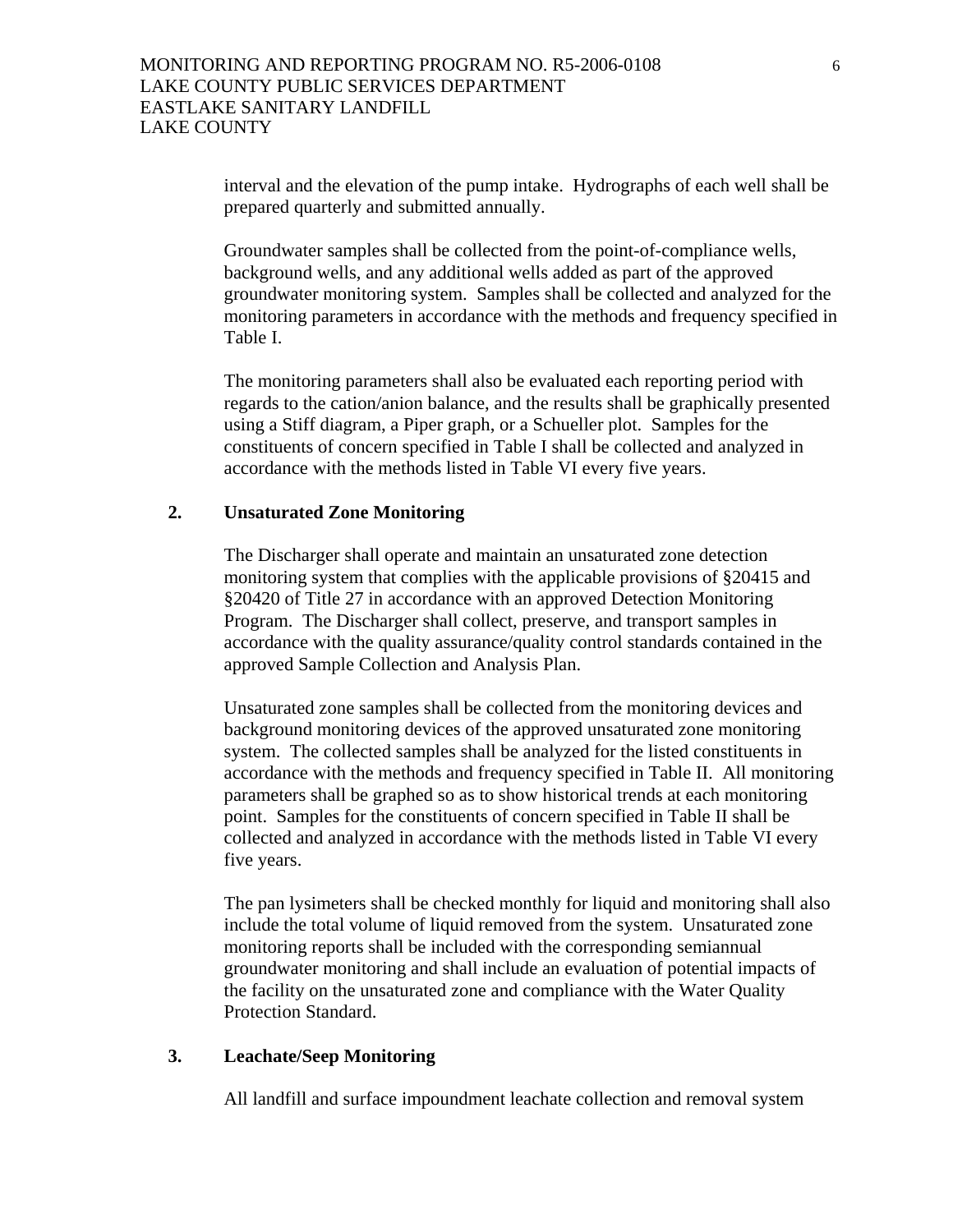interval and the elevation of the pump intake. Hydrographs of each well shall be prepared quarterly and submitted annually.

Groundwater samples shall be collected from the point-of-compliance wells, background wells, and any additional wells added as part of the approved groundwater monitoring system. Samples shall be collected and analyzed for the monitoring parameters in accordance with the methods and frequency specified in Table I.

The monitoring parameters shall also be evaluated each reporting period with regards to the cation/anion balance, and the results shall be graphically presented using a Stiff diagram, a Piper graph, or a Schueller plot. Samples for the constituents of concern specified in Table I shall be collected and analyzed in accordance with the methods listed in Table VI every five years.

**2. Unsaturated Zone Monitoring**

The Discharger shall operate and maintain an unsaturated zone detection monitoring system that complies with the applicable provisions of §20415 and §20420 of Title 27 in accordance with an approved Detection Monitoring Program. The Discharger shall collect, preserve, and transport samples in accordance with the quality assurance/quality control standards contained in the approved Sample Collection and Analysis Plan.

Unsaturated zone samples shall be collected from the monitoring devices and background monitoring devices of the approved unsaturated zone monitoring system. The collected samples shall be analyzed for the listed constituents in accordance with the methods and frequency specified in Table II. All monitoring parameters shall be graphed so as to show historical trends at each monitoring point. Samples for the constituents of concern specified in Table II shall be collected and analyzed in accordance with the methods listed in Table VI every five years.

The pan lysimeters shall be checked monthly for liquid and monitoring shall also include the total volume of liquid removed from the system. Unsaturated zone monitoring reports shall be included with the corresponding semiannual groundwater monitoring and shall include an evaluation of potential impacts of the facility on the unsaturated zone and compliance with the Water Quality Protection Standard.

**3. Leachate/Seep Monitoring**

All landfill and surface impoundment leachate collection and removal system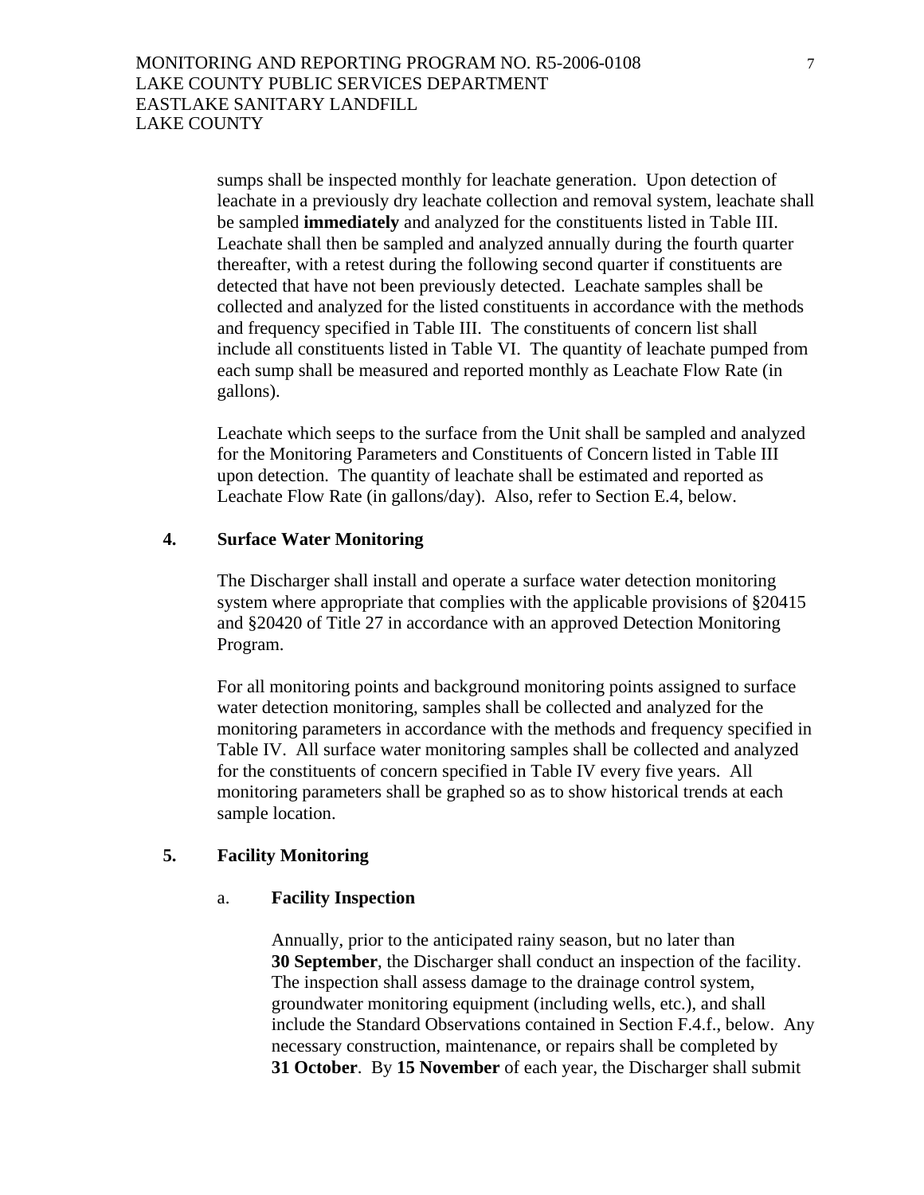sumps shall be inspected monthly for leachate generation. Upon detection of leachate in a previously dry leachate collection and removal system, leachate shall be sampled **immediately** and analyzed for the constituents listed in Table III. Leachate shall then be sampled and analyzed annually during the fourth quarter thereafter, with a retest during the following second quarter if constituents are detected that have not been previously detected. Leachate samples shall be collected and analyzed for the listed constituents in accordance with the methods and frequency specified in Table III. The constituents of concern list shall include all constituents listed in Table VI. The quantity of leachate pumped from each sump shall be measured and reported monthly as Leachate Flow Rate (in gallons).

Leachate which seeps to the surface from the Unit shall be sampled and analyzed for the Monitoring Parameters and Constituents of Concern listed in Table III upon detection. The quantity of leachate shall be estimated and reported as Leachate Flow Rate (in gallons/day). Also, refer to Section E.4, below.

### 4. Surface Water Monitoring

The Discharger shall install and operate a surface water detection monitoring system where appropriate that complies with the applicable provisions of §20415 and §20420 of Title 27 in accordance with an approved Detection Monitoring Program.

For all monitoring points and background monitoring points assigned to surface water detection monitoring, samples shall be collected and analyzed for the monitoring parameters in accordance with the methods and frequency specified in Table IV. All surface water monitoring samples shall be collected and analyzed for the constituents of concern specified in Table IV every five years. All monitoring parameters shall be graphed so as to show historical trends at each sample location.

### 5. Facility Monitoring

#### a. Facility Inspection

Annually, prior to the anticipated rainy season, but no later than **30 September**, the Discharger shall conduct an inspection of the facility. The inspection shall assess damage to the drainage control system, groundwater monitoring equipment (including wells, etc.), and shall include the Standard Observations contained in Section F.4.f., below. Any necessary construction, maintenance, or repairs shall be completed by **31 October**. By **15 November** of each year, the Discharger shall submit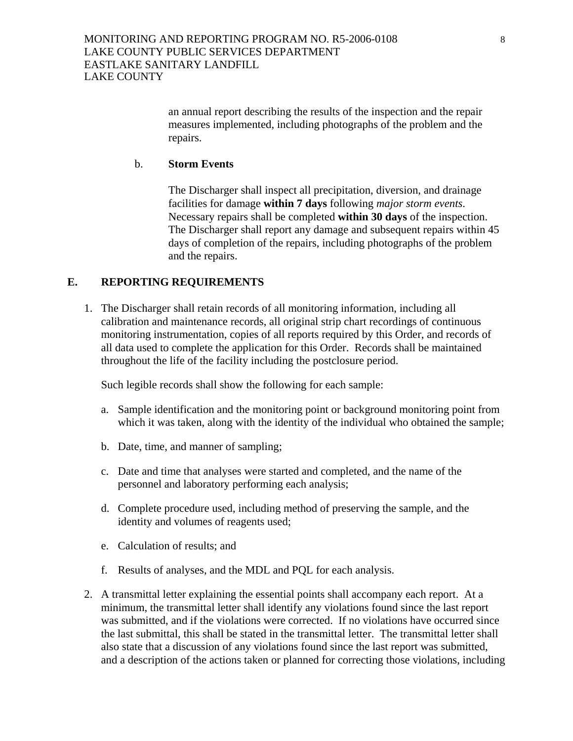an annual report describing the results of the inspection and the repair measures implemented, including photographs of the problem and the repairs.

b. **Storm Events**

The Discharger shall inspect all precipitation, diversion, and drainage facilities for damage **within 7 days** following *major storm events*. Necessary repairs shall be completed **within 30 days** of the inspection. The Discharger shall report any damage and subsequent repairs within 45 days of completion of the repairs, including photographs of the problem and the repairs.

## E. REPORTING REQUIREMENTS

1. The Discharger shall retain records of all monitoring information, including all calibration and maintenance records, all original strip chart recordings of continuous monitoring instrumentation, copies of all reports required by this Order, and records of all data used to complete the application for this Order. Records shall be maintained throughout the life of the facility including the postclosure period.

   Such legible records shall show the following for each sample:

   a. Sample identification and the monitoring point or background monitoring point from which it was taken, along with the identity of the individual who obtained the sample;

   b. Date, time, and manner of sampling;

   c. Date and time that analyses were started and completed, and the name of the personnel and laboratory performing each analysis;

   d. Complete procedure used, including method of preserving the sample, and the identity and volumes of reagents used;

   e. Calculation of results; and

   f. Results of analyses, and the MDL and PQL for each analysis.

2. A transmittal letter explaining the essential points shall accompany each report. At a minimum, the transmittal letter shall identify any violations found since the last report was submitted, and if the violations were corrected. If no violations have occurred since the last submittal, this shall be stated in the transmittal letter. The transmittal letter shall also state that a discussion of any violations found since the last report was submitted, and a description of the actions taken or planned for correcting those violations, including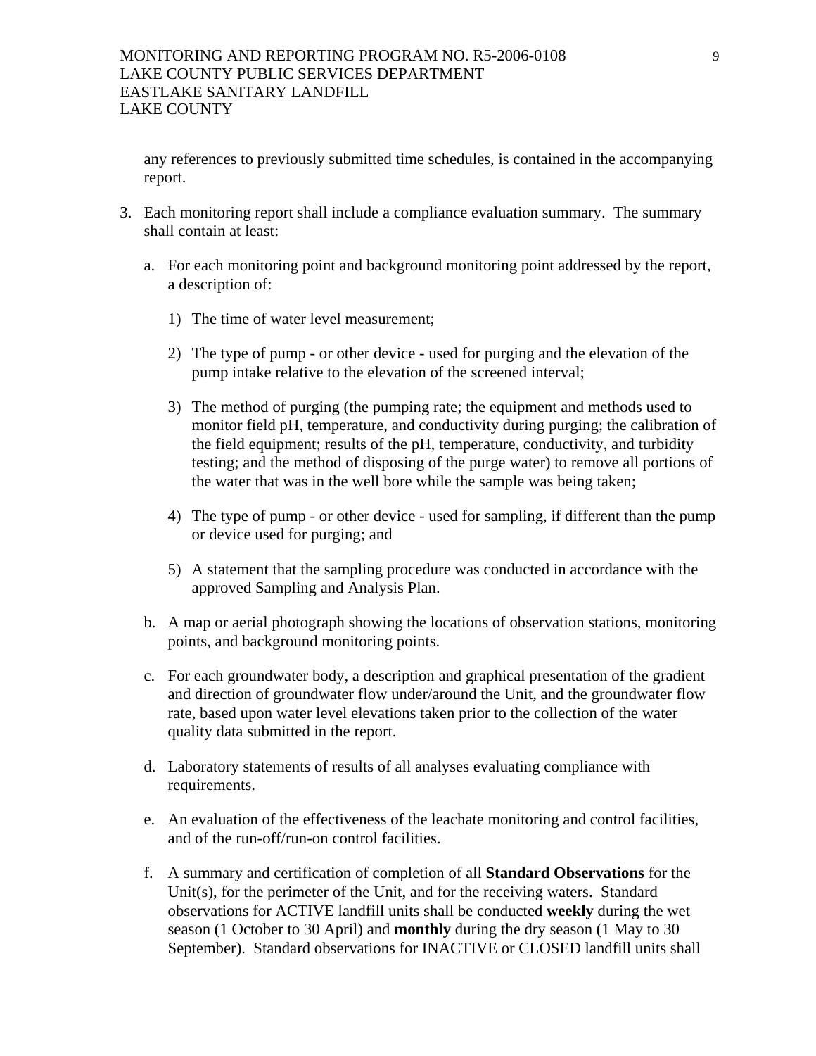any references to previously submitted time schedules, is contained in the accompanying report.

3. Each monitoring report shall include a compliance evaluation summary. The summary shall contain at least:

   a. For each monitoring point and background monitoring point addressed by the report, a description of:

      1) The time of water level measurement;

      2) The type of pump - or other device - used for purging and the elevation of the pump intake relative to the elevation of the screened interval;

      3) The method of purging (the pumping rate; the equipment and methods used to monitor field pH, temperature, and conductivity during purging; the calibration of the field equipment; results of the pH, temperature, conductivity, and turbidity testing; and the method of disposing of the purge water) to remove all portions of the water that was in the well bore while the sample was being taken;

      4) The type of pump - or other device - used for sampling, if different than the pump or device used for purging; and

      5) A statement that the sampling procedure was conducted in accordance with the approved Sampling and Analysis Plan.

   b. A map or aerial photograph showing the locations of observation stations, monitoring points, and background monitoring points.

   c. For each groundwater body, a description and graphical presentation of the gradient and direction of groundwater flow under/around the Unit, and the groundwater flow rate, based upon water level elevations taken prior to the collection of the water quality data submitted in the report.

   d. Laboratory statements of results of all analyses evaluating compliance with requirements.

   e. An evaluation of the effectiveness of the leachate monitoring and control facilities, and of the run-off/run-on control facilities.

   f. A summary and certification of completion of all **Standard Observations** for the Unit(s), for the perimeter of the Unit, and for the receiving waters. Standard observations for ACTIVE landfill units shall be conducted **weekly** during the wet season (1 October to 30 April) and **monthly** during the dry season (1 May to 30 September). Standard observations for INACTIVE or CLOSED landfill units shall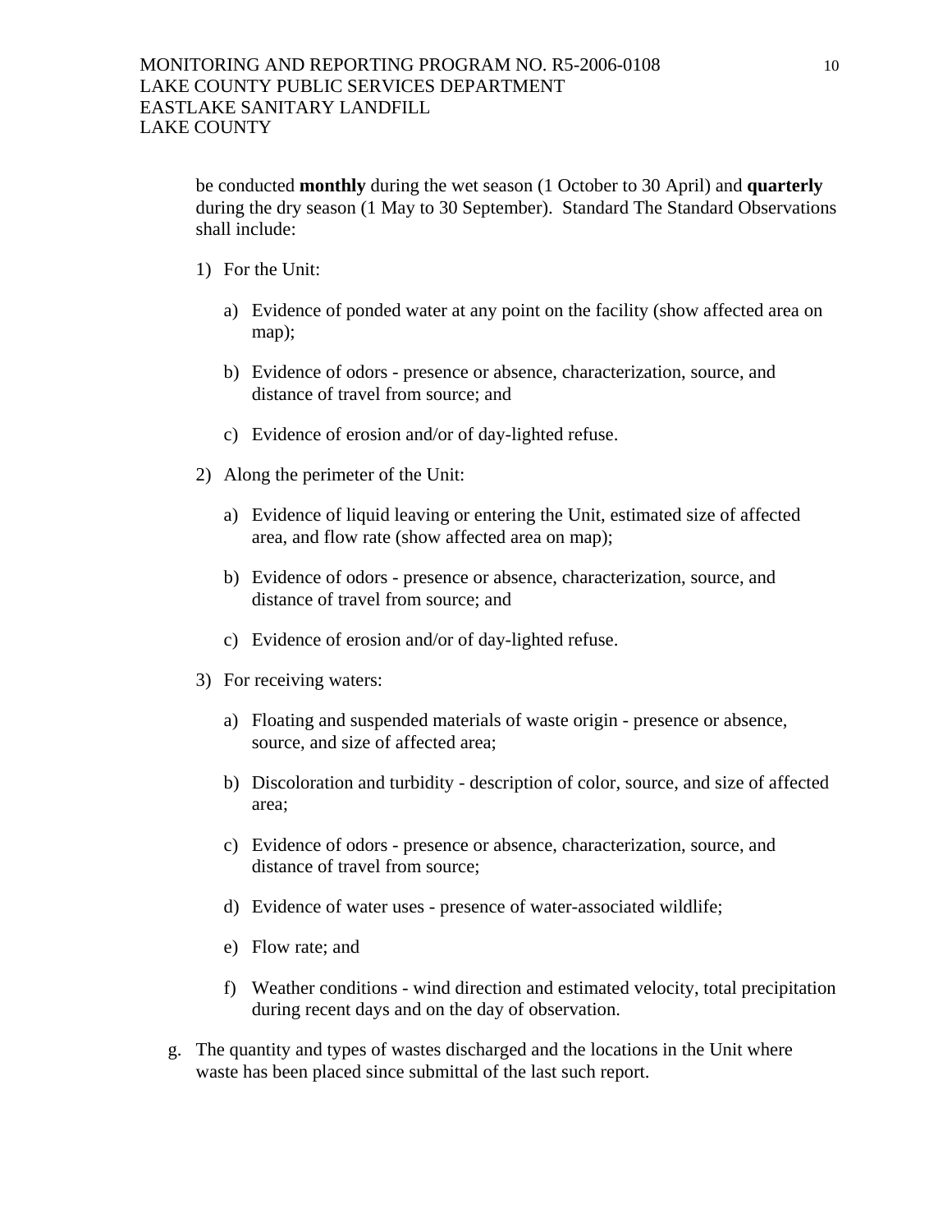be conducted **monthly** during the wet season (1 October to 30 April) and **quarterly** during the dry season (1 May to 30 September). Standard The Standard Observations shall include:

1) For the Unit:

   a) Evidence of ponded water at any point on the facility (show affected area on map);

   b) Evidence of odors - presence or absence, characterization, source, and distance of travel from source; and

   c) Evidence of erosion and/or of day-lighted refuse.

2) Along the perimeter of the Unit:

   a) Evidence of liquid leaving or entering the Unit, estimated size of affected area, and flow rate (show affected area on map);

   b) Evidence of odors - presence or absence, characterization, source, and distance of travel from source; and

   c) Evidence of erosion and/or of day-lighted refuse.

3) For receiving waters:

   a) Floating and suspended materials of waste origin - presence or absence, source, and size of affected area;

   b) Discoloration and turbidity - description of color, source, and size of affected area;

   c) Evidence of odors - presence or absence, characterization, source, and distance of travel from source;

   d) Evidence of water uses - presence of water-associated wildlife;

   e) Flow rate; and

   f) Weather conditions - wind direction and estimated velocity, total precipitation during recent days and on the day of observation.

g. The quantity and types of wastes discharged and the locations in the Unit where waste has been placed since submittal of the last such report.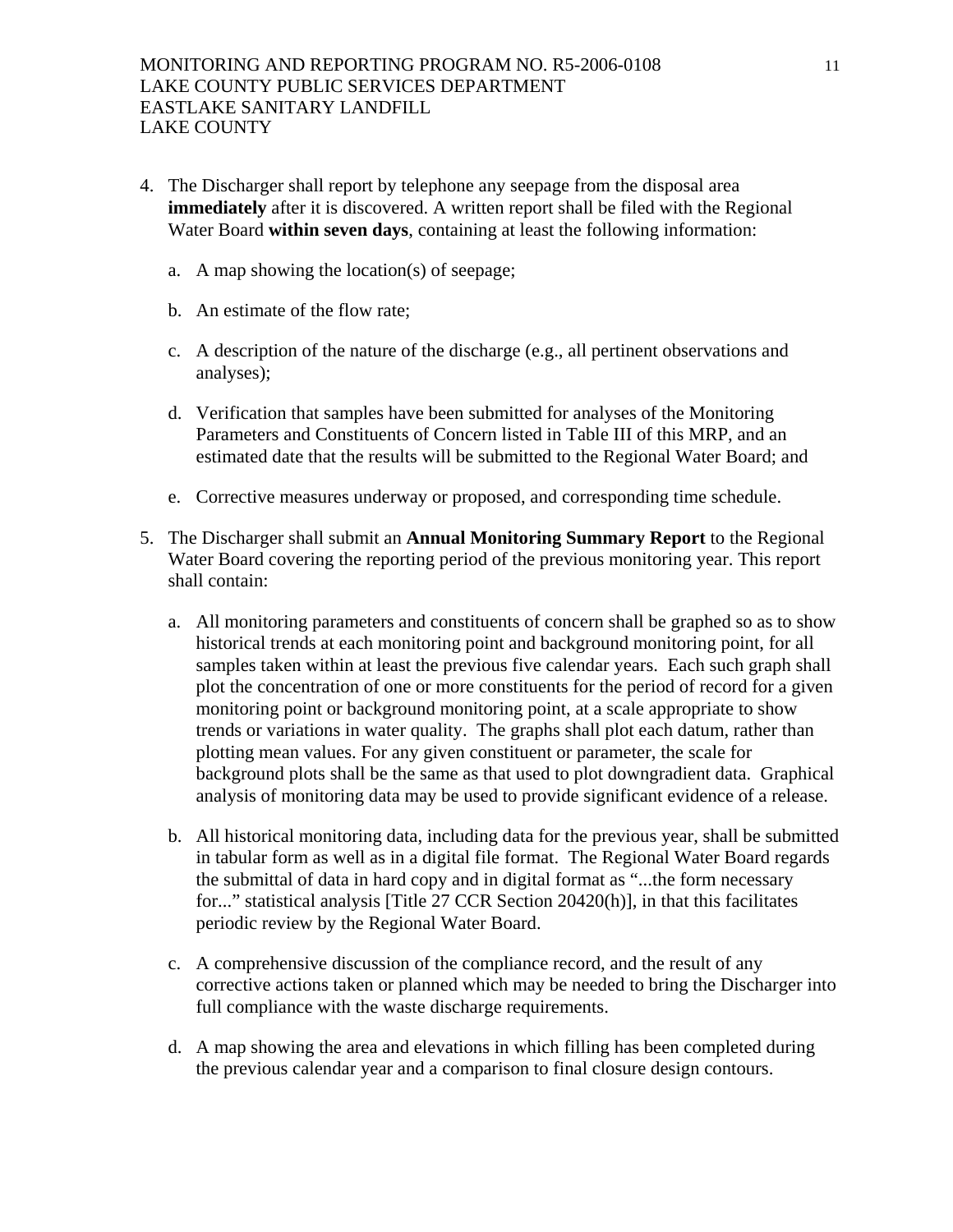4. The Discharger shall report by telephone any seepage from the disposal area **immediately** after it is discovered. A written report shall be filed with the Regional Water Board **within seven days**, containing at least the following information:

   a. A map showing the location(s) of seepage;

   b. An estimate of the flow rate;

   c. A description of the nature of the discharge (e.g., all pertinent observations and analyses);

   d. Verification that samples have been submitted for analyses of the Monitoring Parameters and Constituents of Concern listed in Table III of this MRP, and an estimated date that the results will be submitted to the Regional Water Board; and

   e. Corrective measures underway or proposed, and corresponding time schedule.

5. The Discharger shall submit an **Annual Monitoring Summary Report** to the Regional Water Board covering the reporting period of the previous monitoring year. This report shall contain:

   a. All monitoring parameters and constituents of concern shall be graphed so as to show historical trends at each monitoring point and background monitoring point, for all samples taken within at least the previous five calendar years. Each such graph shall plot the concentration of one or more constituents for the period of record for a given monitoring point or background monitoring point, at a scale appropriate to show trends or variations in water quality. The graphs shall plot each datum, rather than plotting mean values. For any given constituent or parameter, the scale for background plots shall be the same as that used to plot downgradient data. Graphical analysis of monitoring data may be used to provide significant evidence of a release.

   b. All historical monitoring data, including data for the previous year, shall be submitted in tabular form as well as in a digital file format. The Regional Water Board regards the submittal of data in hard copy and in digital format as "...the form necessary for..." statistical analysis [Title 27 CCR Section 20420(h)], in that this facilitates periodic review by the Regional Water Board.

   c. A comprehensive discussion of the compliance record, and the result of any corrective actions taken or planned which may be needed to bring the Discharger into full compliance with the waste discharge requirements.

   d. A map showing the area and elevations in which filling has been completed during the previous calendar year and a comparison to final closure design contours.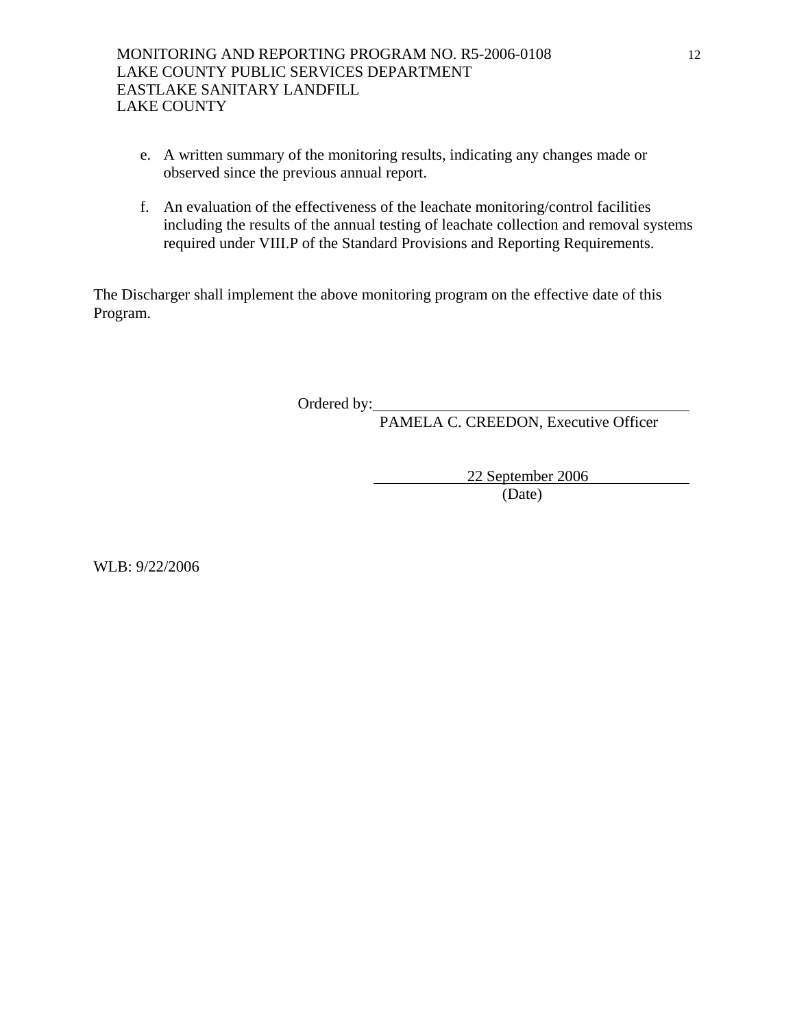e. A written summary of the monitoring results, indicating any changes made or observed since the previous annual report.

f. An evaluation of the effectiveness of the leachate monitoring/control facilities including the results of the annual testing of leachate collection and removal systems required under VIII.P of the Standard Provisions and Reporting Requirements.

The Discharger shall implement the above monitoring program on the effective date of this Program.

Ordered by: ______________________________
PAMELA C. CREEDON, Executive Officer

22 September 2006
(Date)

WLB: 9/22/2006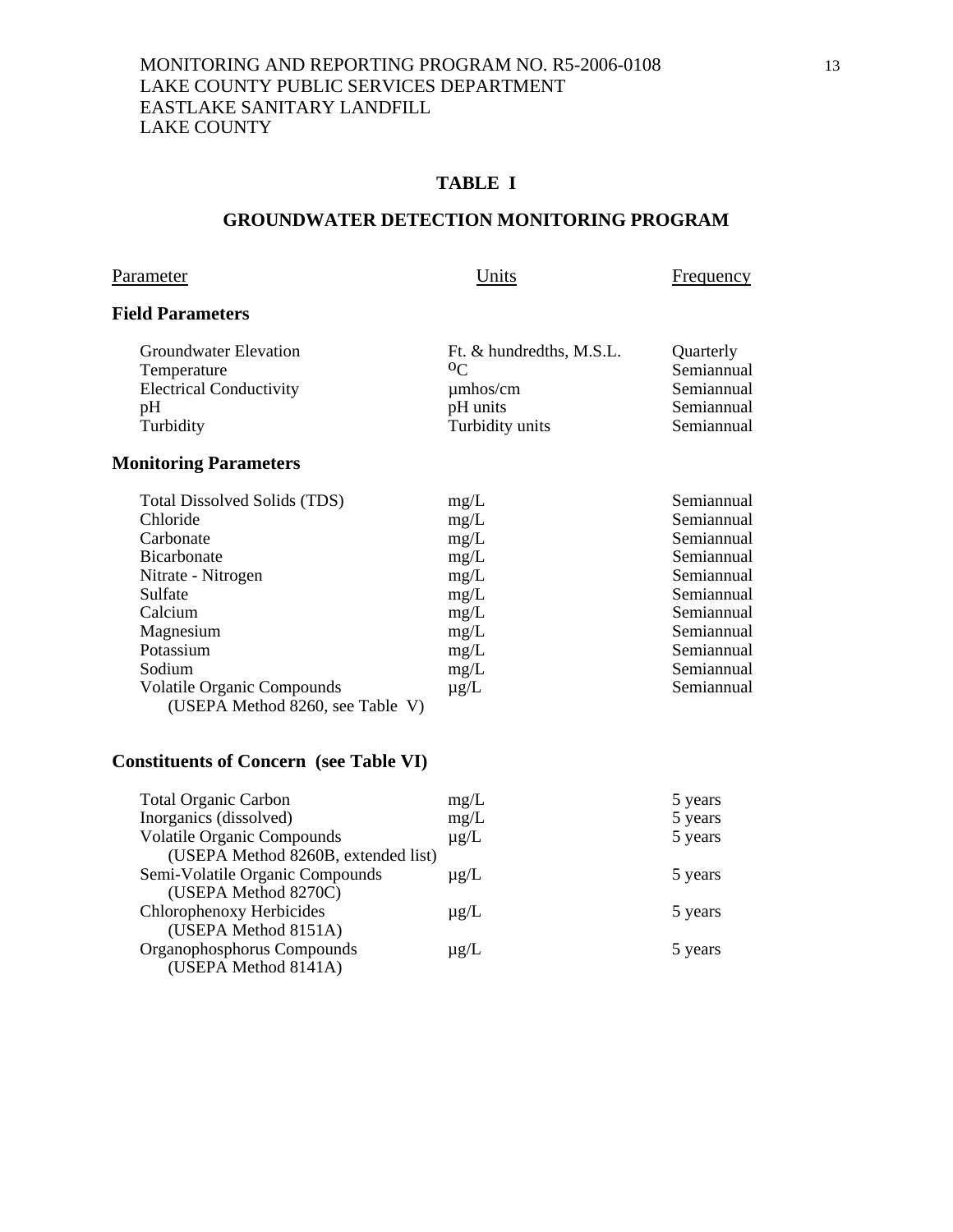MONITORING AND REPORTING PROGRAM NO. R5-2006-0108
LAKE COUNTY PUBLIC SERVICES DEPARTMENT
EASTLAKE SANITARY LANDFILL
LAKE COUNTY

## TABLE I

## GROUNDWATER DETECTION MONITORING PROGRAM

| Parameter | Units | Frequency |
|---|---|---|
| **Field Parameters** | | |
| Groundwater Elevation | Ft. & hundredths, M.S.L. | Quarterly |
| Temperature | $^{o}C$ | Semiannual |
| Electrical Conductivity | µmhos/cm | Semiannual |
| pH | pH units | Semiannual |
| Turbidity | Turbidity units | Semiannual |
| **Monitoring Parameters** | | |
| Total Dissolved Solids (TDS) | mg/L | Semiannual |
| Chloride | mg/L | Semiannual |
| Carbonate | mg/L | Semiannual |
| Bicarbonate | mg/L | Semiannual |
| Nitrate - Nitrogen | mg/L | Semiannual |
| Sulfate | mg/L | Semiannual |
| Calcium | mg/L | Semiannual |
| Magnesium | mg/L | Semiannual |
| Potassium | mg/L | Semiannual |
| Sodium | mg/L | Semiannual |
| Volatile Organic Compounds (USEPA Method 8260, see Table V) | µg/L | Semiannual |
| **Constituents of Concern (see Table VI)** | | |
| Total Organic Carbon | mg/L | 5 years |
| Inorganics (dissolved) | mg/L | 5 years |
| Volatile Organic Compounds (USEPA Method 8260B, extended list) | µg/L | 5 years |
| Semi-Volatile Organic Compounds (USEPA Method 8270C) | µg/L | 5 years |
| Chlorophenoxy Herbicides (USEPA Method 8151A) | µg/L | 5 years |
| Organophosphorus Compounds (USEPA Method 8141A) | µg/L | 5 years |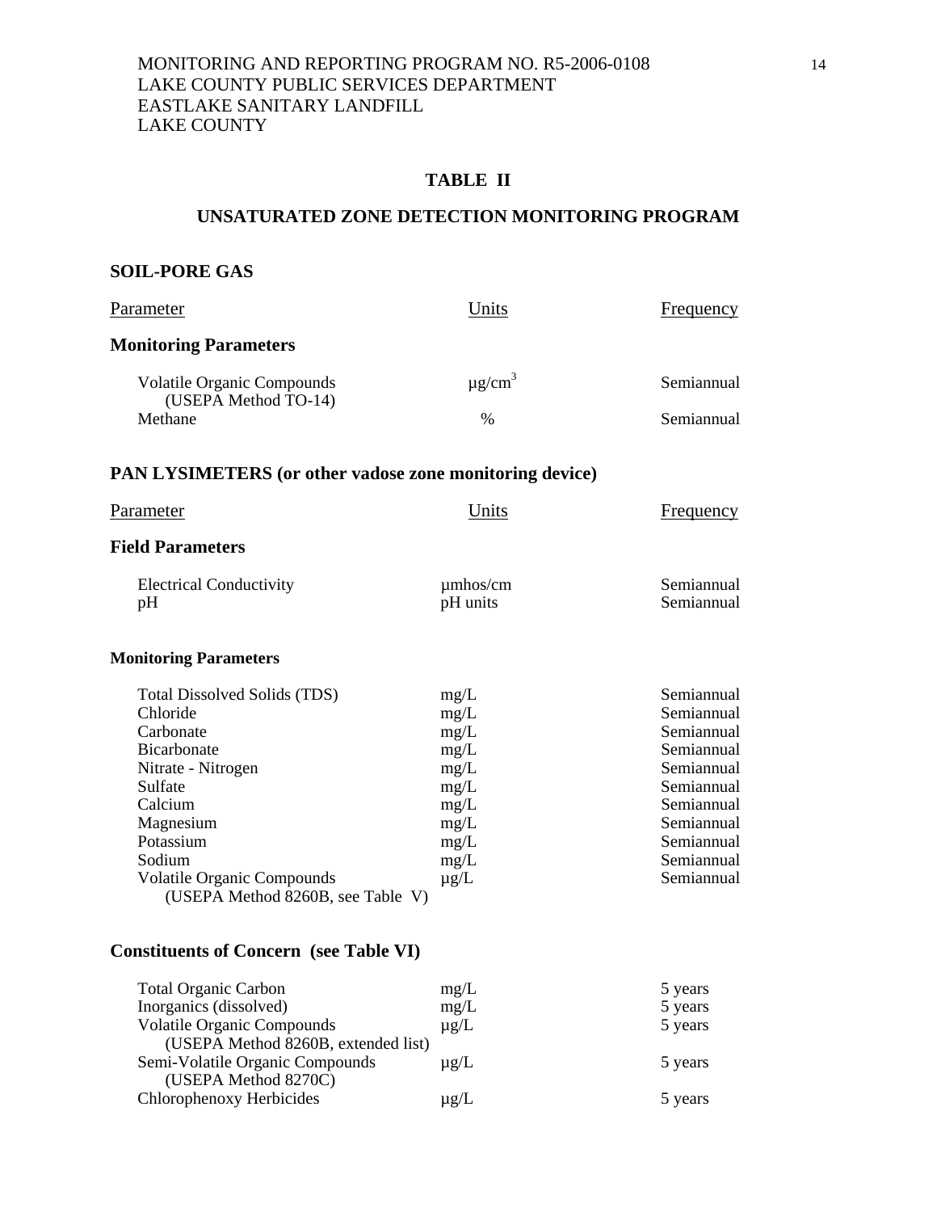MONITORING AND REPORTING PROGRAM NO. R5-2006-0108
LAKE COUNTY PUBLIC SERVICES DEPARTMENT
EASTLAKE SANITARY LANDFILL
LAKE COUNTY

## TABLE II

## UNSATURATED ZONE DETECTION MONITORING PROGRAM

### SOIL-PORE GAS

| Parameter | Units | Frequency |
|---|---|---|
| **Monitoring Parameters** | | |
| Volatile Organic Compounds (USEPA Method TO-14) | $\mu g/cm^3$ | Semiannual |
| Methane | % | Semiannual |

### PAN LYSIMETERS (or other vadose zone monitoring device)

| Parameter | Units | Frequency |
|---|---|---|
| **Field Parameters** | | |
| Electrical Conductivity | µmhos/cm | Semiannual |
| pH | pH units | Semiannual |
| **Monitoring Parameters** | | |
| Total Dissolved Solids (TDS) | mg/L | Semiannual |
| Chloride | mg/L | Semiannual |
| Carbonate | mg/L | Semiannual |
| Bicarbonate | mg/L | Semiannual |
| Nitrate - Nitrogen | mg/L | Semiannual |
| Sulfate | mg/L | Semiannual |
| Calcium | mg/L | Semiannual |
| Magnesium | mg/L | Semiannual |
| Potassium | mg/L | Semiannual |
| Sodium | mg/L | Semiannual |
| Volatile Organic Compounds (USEPA Method 8260B, see Table V) | µg/L | Semiannual |

### Constituents of Concern (see Table VI)

| Parameter | Units | Frequency |
|---|---|---|
| Total Organic Carbon | mg/L | 5 years |
| Inorganics (dissolved) | mg/L | 5 years |
| Volatile Organic Compounds (USEPA Method 8260B, extended list) | µg/L | 5 years |
| Semi-Volatile Organic Compounds (USEPA Method 8270C) | µg/L | 5 years |
| Chlorophenoxy Herbicides | µg/L | 5 years |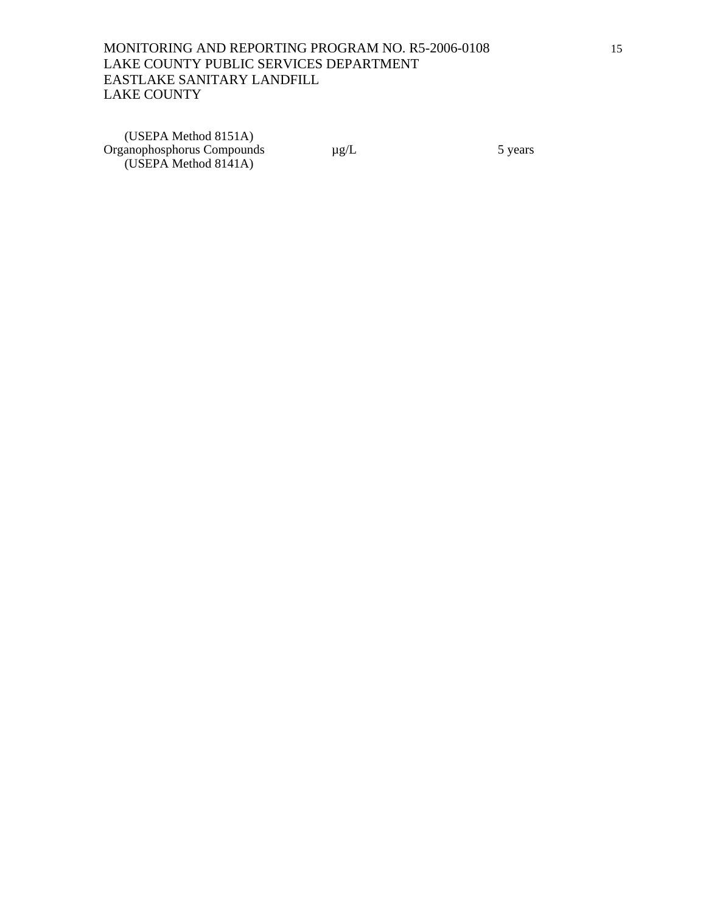| | | |
|---|---|---|
| (USEPA Method 8151A) | | |
| Organophosphorus Compounds | µg/L | 5 years |
| (USEPA Method 8141A) | | |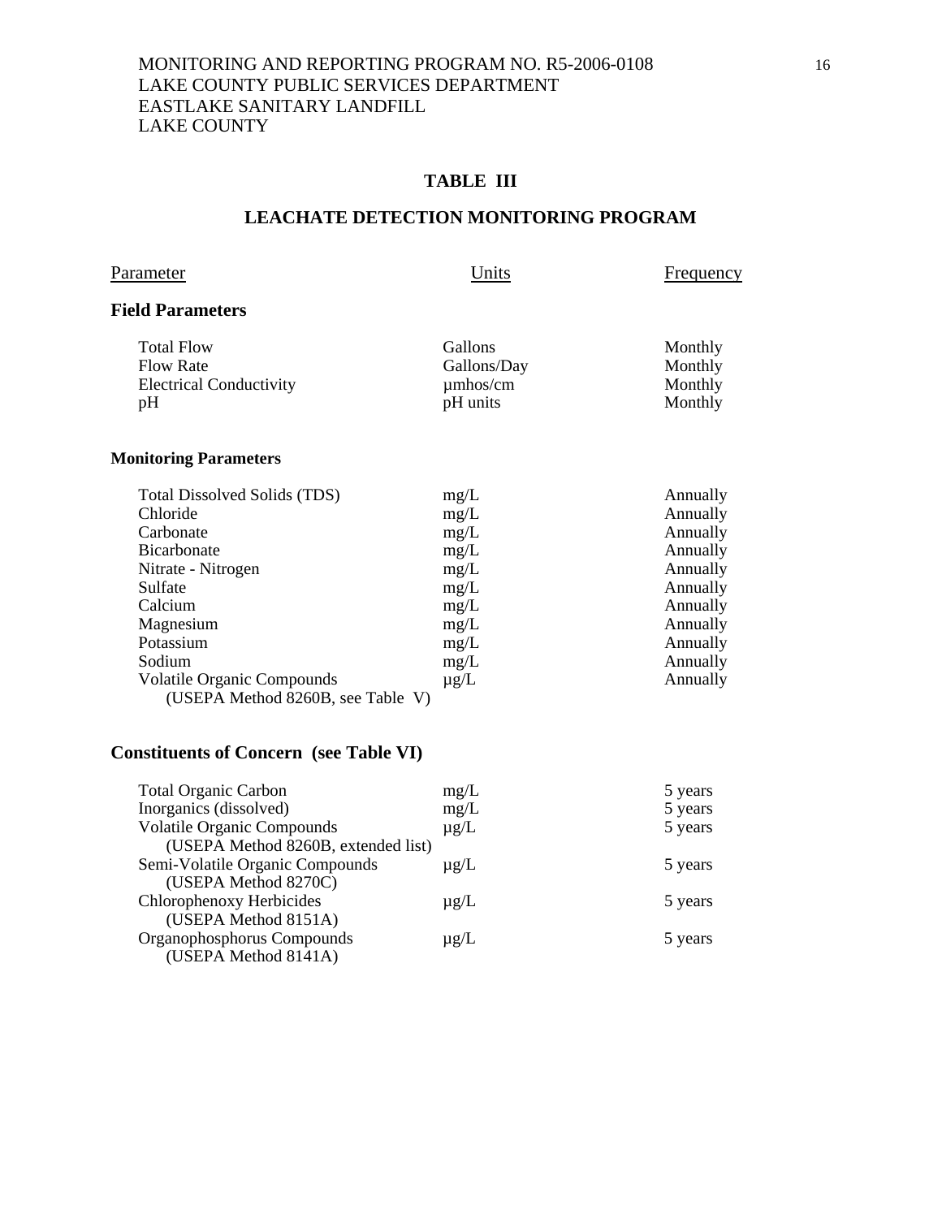MONITORING AND REPORTING PROGRAM NO. R5-2006-0108
LAKE COUNTY PUBLIC SERVICES DEPARTMENT
EASTLAKE SANITARY LANDFILL
LAKE COUNTY

## TABLE III

## LEACHATE DETECTION MONITORING PROGRAM

| Parameter | Units | Frequency |
|---|---|---|
| **Field Parameters** | | |
| Total Flow | Gallons | Monthly |
| Flow Rate | Gallons/Day | Monthly |
| Electrical Conductivity | µmhos/cm | Monthly |
| pH | pH units | Monthly |
| **Monitoring Parameters** | | |
| Total Dissolved Solids (TDS) | mg/L | Annually |
| Chloride | mg/L | Annually |
| Carbonate | mg/L | Annually |
| Bicarbonate | mg/L | Annually |
| Nitrate - Nitrogen | mg/L | Annually |
| Sulfate | mg/L | Annually |
| Calcium | mg/L | Annually |
| Magnesium | mg/L | Annually |
| Potassium | mg/L | Annually |
| Sodium | mg/L | Annually |
| Volatile Organic Compounds (USEPA Method 8260B, see Table V) | µg/L | Annually |
| **Constituents of Concern (see Table VI)** | | |
| Total Organic Carbon | mg/L | 5 years |
| Inorganics (dissolved) | mg/L | 5 years |
| Volatile Organic Compounds (USEPA Method 8260B, extended list) | µg/L | 5 years |
| Semi-Volatile Organic Compounds (USEPA Method 8270C) | µg/L | 5 years |
| Chlorophenoxy Herbicides (USEPA Method 8151A) | µg/L | 5 years |
| Organophosphorus Compounds (USEPA Method 8141A) | µg/L | 5 years |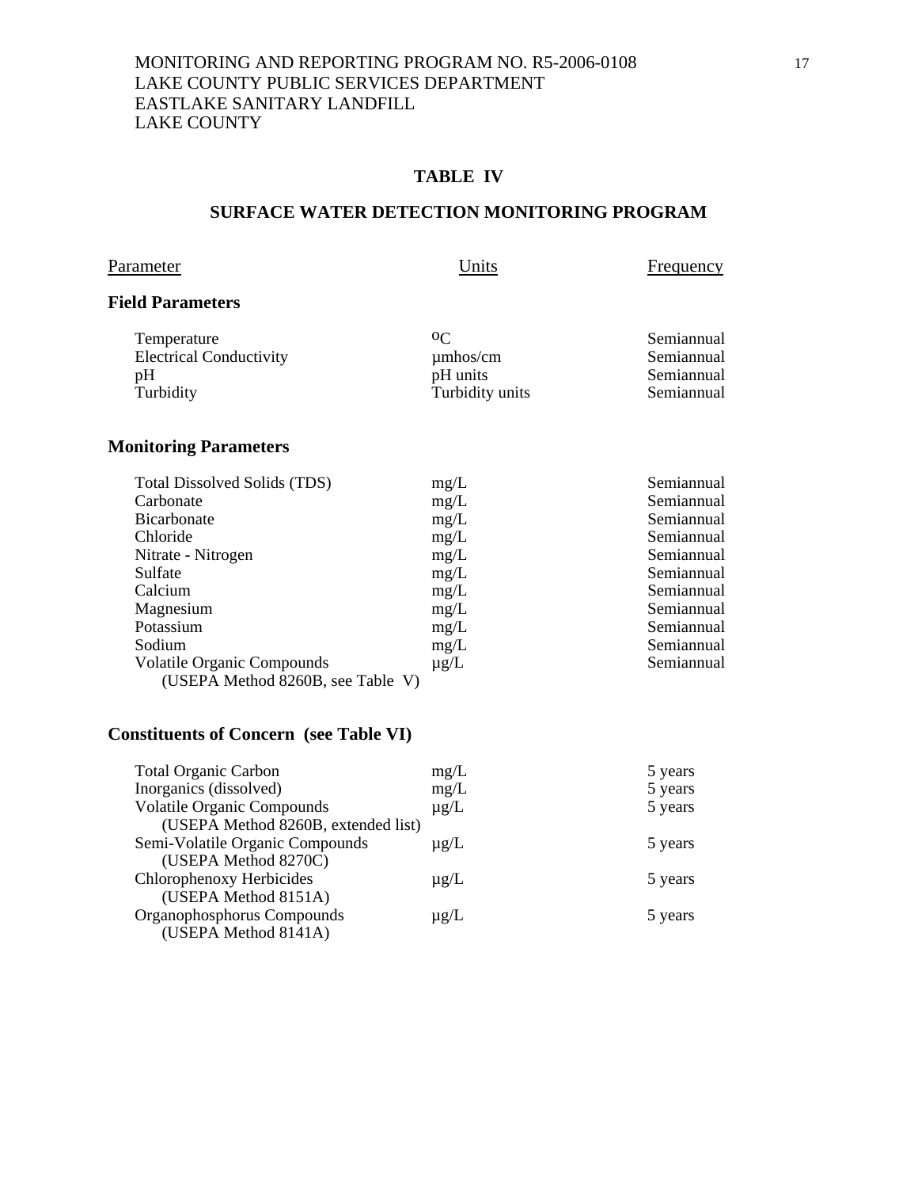## TABLE IV

## SURFACE WATER DETECTION MONITORING PROGRAM

| Parameter | Units | Frequency |
|---|---|---|
| **Field Parameters** | | |
| Temperature | $^{o}C$ | Semiannual |
| Electrical Conductivity | µmhos/cm | Semiannual |
| pH | pH units | Semiannual |
| Turbidity | Turbidity units | Semiannual |
| **Monitoring Parameters** | | |
| Total Dissolved Solids (TDS) | mg/L | Semiannual |
| Carbonate | mg/L | Semiannual |
| Bicarbonate | mg/L | Semiannual |
| Chloride | mg/L | Semiannual |
| Nitrate - Nitrogen | mg/L | Semiannual |
| Sulfate | mg/L | Semiannual |
| Calcium | mg/L | Semiannual |
| Magnesium | mg/L | Semiannual |
| Potassium | mg/L | Semiannual |
| Sodium | mg/L | Semiannual |
| Volatile Organic Compounds (USEPA Method 8260B, see Table V) | µg/L | Semiannual |
| **Constituents of Concern (see Table VI)** | | |
| Total Organic Carbon | mg/L | 5 years |
| Inorganics (dissolved) | mg/L | 5 years |
| Volatile Organic Compounds (USEPA Method 8260B, extended list) | µg/L | 5 years |
| Semi-Volatile Organic Compounds (USEPA Method 8270C) | µg/L | 5 years |
| Chlorophenoxy Herbicides (USEPA Method 8151A) | µg/L | 5 years |
| Organophosphorus Compounds (USEPA Method 8141A) | µg/L | 5 years |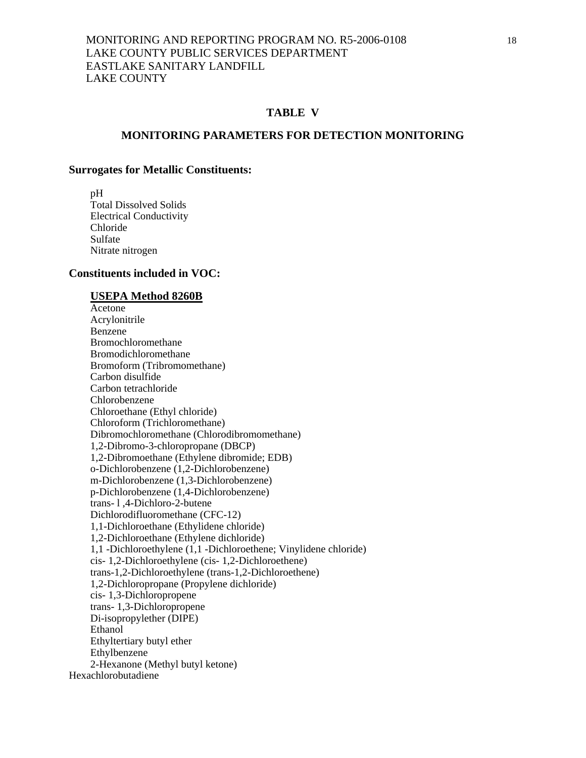# TABLE V

## MONITORING PARAMETERS FOR DETECTION MONITORING

### Surrogates for Metallic Constituents:

pH
Total Dissolved Solids
Electrical Conductivity
Chloride
Sulfate
Nitrate nitrogen

### Constituents included in VOC:

**USEPA Method 8260B**

Acetone
Acrylonitrile
Benzene
Bromochloromethane
Bromodichloromethane
Bromoform (Tribromomethane)
Carbon disulfide
Carbon tetrachloride
Chlorobenzene
Chloroethane (Ethyl chloride)
Chloroform (Trichloromethane)
Dibromochloromethane (Chlorodibromomethane)
1,2-Dibromo-3-chloropropane (DBCP)
1,2-Dibromoethane (Ethylene dibromide; EDB)
o-Dichlorobenzene (1,2-Dichlorobenzene)
m-Dichlorobenzene (1,3-Dichlorobenzene)
p-Dichlorobenzene (1,4-Dichlorobenzene)
trans- l ,4-Dichloro-2-butene
Dichlorodifluoromethane (CFC-12)
1,1-Dichloroethane (Ethylidene chloride)
1,2-Dichloroethane (Ethylene dichloride)
1,1 -Dichloroethylene (1,1 -Dichloroethene; Vinylidene chloride)
cis- 1,2-Dichloroethylene (cis- 1,2-Dichloroethene)
trans-1,2-Dichloroethylene (trans-1,2-Dichloroethene)
1,2-Dichloropropane (Propylene dichloride)
cis- 1,3-Dichloropropene
trans- 1,3-Dichloropropene
Di-isopropylether (DIPE)
Ethanol
Ethyltertiary butyl ether
Ethylbenzene
2-Hexanone (Methyl butyl ketone)
Hexachlorobutadiene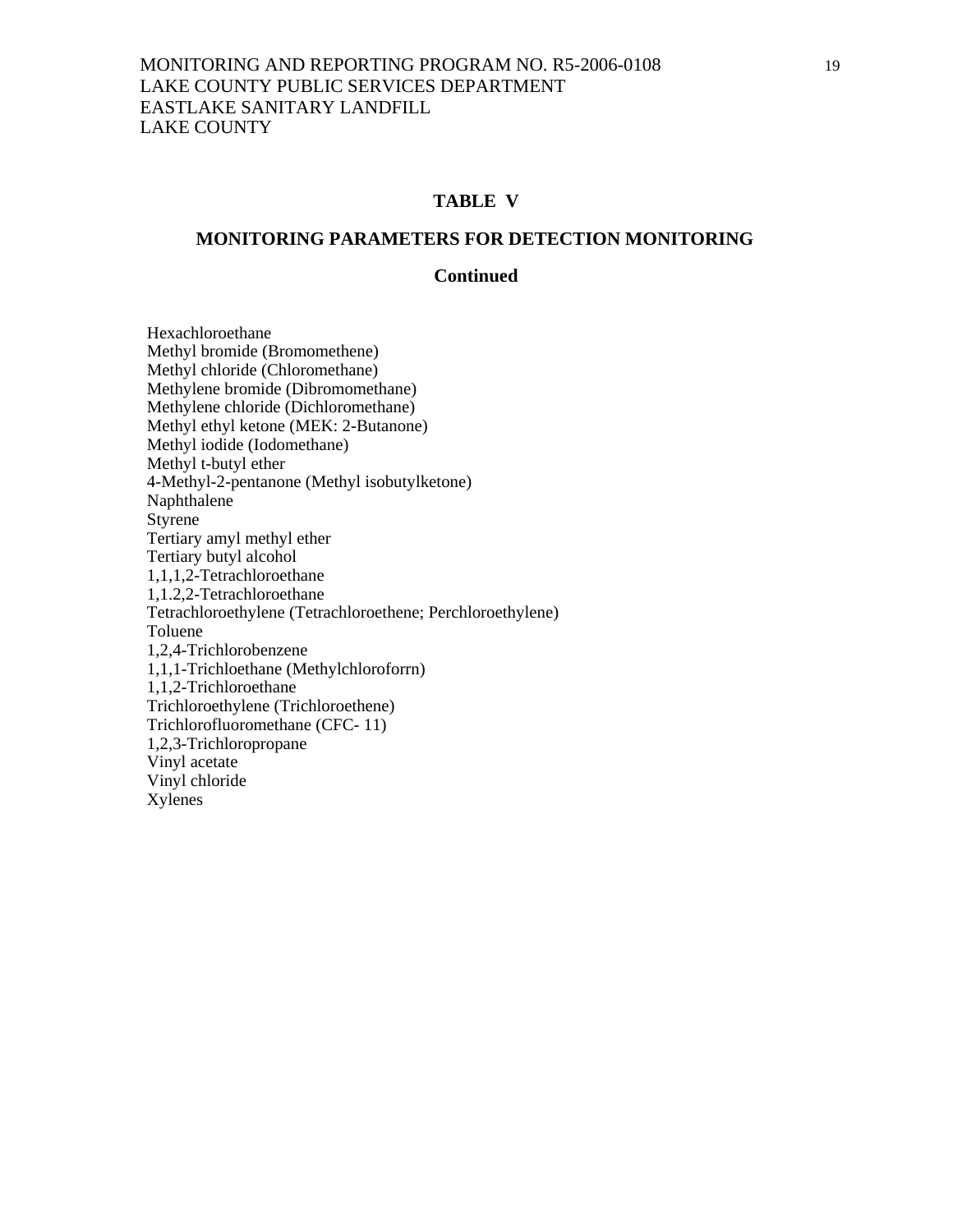**TABLE V**

**MONITORING PARAMETERS FOR DETECTION MONITORING**

**Continued**

Hexachloroethane
Methyl bromide (Bromomethene)
Methyl chloride (Chloromethane)
Methylene bromide (Dibromomethane)
Methylene chloride (Dichloromethane)
Methyl ethyl ketone (MEK: 2-Butanone)
Methyl iodide (Iodomethane)
Methyl t-butyl ether
4-Methyl-2-pentanone (Methyl isobutylketone)
Naphthalene
Styrene
Tertiary amyl methyl ether
Tertiary butyl alcohol
1,1,1,2-Tetrachloroethane
1,1.2,2-Tetrachloroethane
Tetrachloroethylene (Tetrachloroethene; Perchloroethylene)
Toluene
1,2,4-Trichlorobenzene
1,1,1-Trichloethane (Methylchloroforrn)
1,1,2-Trichloroethane
Trichloroethylene (Trichloroethene)
Trichlorofluoromethane (CFC- 11)
1,2,3-Trichloropropane
Vinyl acetate
Vinyl chloride
Xylenes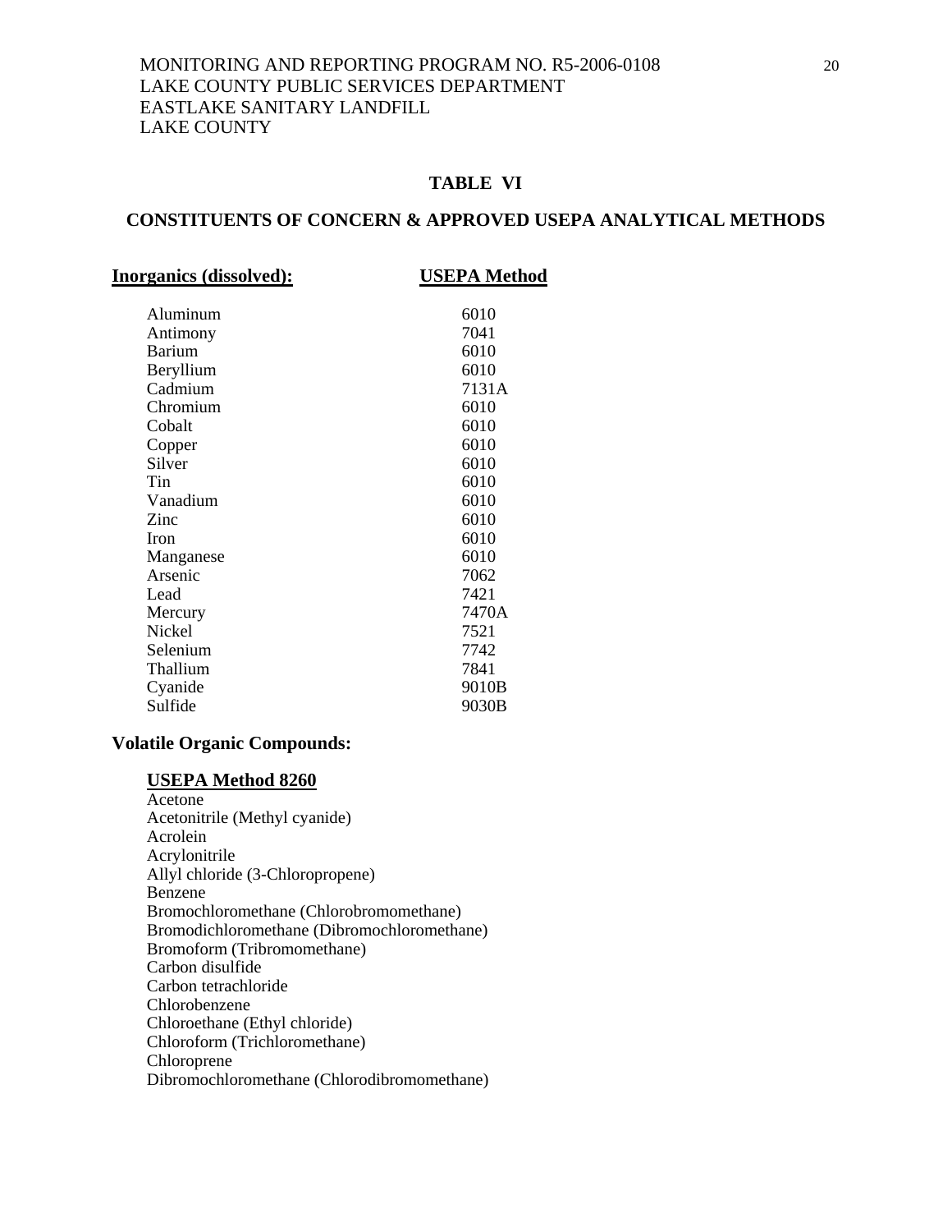## TABLE VI

## CONSTITUENTS OF CONCERN & APPROVED USEPA ANALYTICAL METHODS

| Inorganics (dissolved): | USEPA Method |
|---|---|
| Aluminum | 6010 |
| Antimony | 7041 |
| Barium | 6010 |
| Beryllium | 6010 |
| Cadmium | 7131A |
| Chromium | 6010 |
| Cobalt | 6010 |
| Copper | 6010 |
| Silver | 6010 |
| Tin | 6010 |
| Vanadium | 6010 |
| Zinc | 6010 |
| Iron | 6010 |
| Manganese | 6010 |
| Arsenic | 7062 |
| Lead | 7421 |
| Mercury | 7470A |
| Nickel | 7521 |
| Selenium | 7742 |
| Thallium | 7841 |
| Cyanide | 9010B |
| Sulfide | 9030B |

**Volatile Organic Compounds:**

**USEPA Method 8260**

Acetone
Acetonitrile (Methyl cyanide)
Acrolein
Acrylonitrile
Allyl chloride (3-Chloropropene)
Benzene
Bromochloromethane (Chlorobromomethane)
Bromodichloromethane (Dibromochloromethane)
Bromoform (Tribromomethane)
Carbon disulfide
Carbon tetrachloride
Chlorobenzene
Chloroethane (Ethyl chloride)
Chloroform (Trichloromethane)
Chloroprene
Dibromochloromethane (Chlorodibromomethane)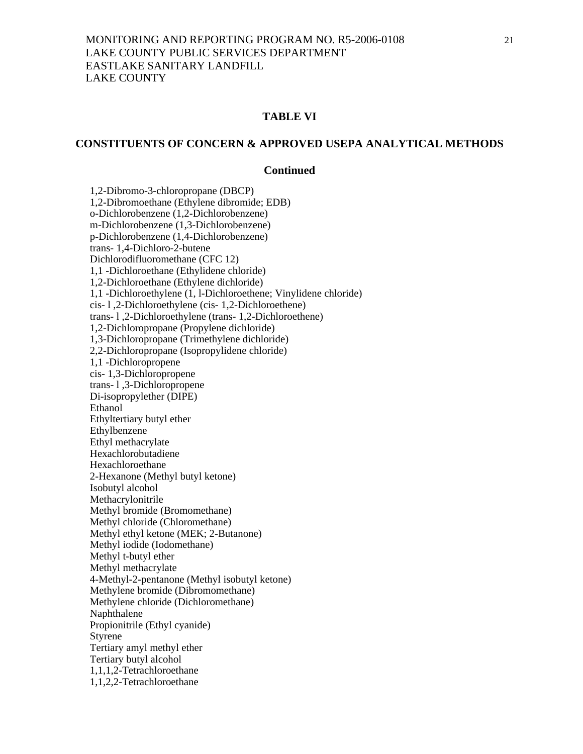## TABLE VI

## CONSTITUENTS OF CONCERN & APPROVED USEPA ANALYTICAL METHODS

### Continued

1,2-Dibromo-3-chloropropane (DBCP)
1,2-Dibromoethane (Ethylene dibromide; EDB)
o-Dichlorobenzene (1,2-Dichlorobenzene)
m-Dichlorobenzene (1,3-Dichlorobenzene)
p-Dichlorobenzene (1,4-Dichlorobenzene)
trans- 1,4-Dichloro-2-butene
Dichlorodifluoromethane (CFC 12)
1,1 -Dichloroethane (Ethylidene chloride)
1,2-Dichloroethane (Ethylene dichloride)
1,1 -Dichloroethylene (1, l-Dichloroethene; Vinylidene chloride)
cis- l ,2-Dichloroethylene (cis- 1,2-Dichloroethene)
trans- l ,2-Dichloroethylene (trans- 1,2-Dichloroethene)
1,2-Dichloropropane (Propylene dichloride)
1,3-Dichloropropane (Trimethylene dichloride)
2,2-Dichloropropane (Isopropylidene chloride)
1,1 -Dichloropropene
cis- 1,3-Dichloropropene
trans- l ,3-Dichloropropene
Di-isopropylether (DIPE)
Ethanol
Ethyltertiary butyl ether
Ethylbenzene
Ethyl methacrylate
Hexachlorobutadiene
Hexachloroethane
2-Hexanone (Methyl butyl ketone)
Isobutyl alcohol
Methacrylonitrile
Methyl bromide (Bromomethane)
Methyl chloride (Chloromethane)
Methyl ethyl ketone (MEK; 2-Butanone)
Methyl iodide (Iodomethane)
Methyl t-butyl ether
Methyl methacrylate
4-Methyl-2-pentanone (Methyl isobutyl ketone)
Methylene bromide (Dibromomethane)
Methylene chloride (Dichloromethane)
Naphthalene
Propionitrile (Ethyl cyanide)
Styrene
Tertiary amyl methyl ether
Tertiary butyl alcohol
1,1,1,2-Tetrachloroethane
1,1,2,2-Tetrachloroethane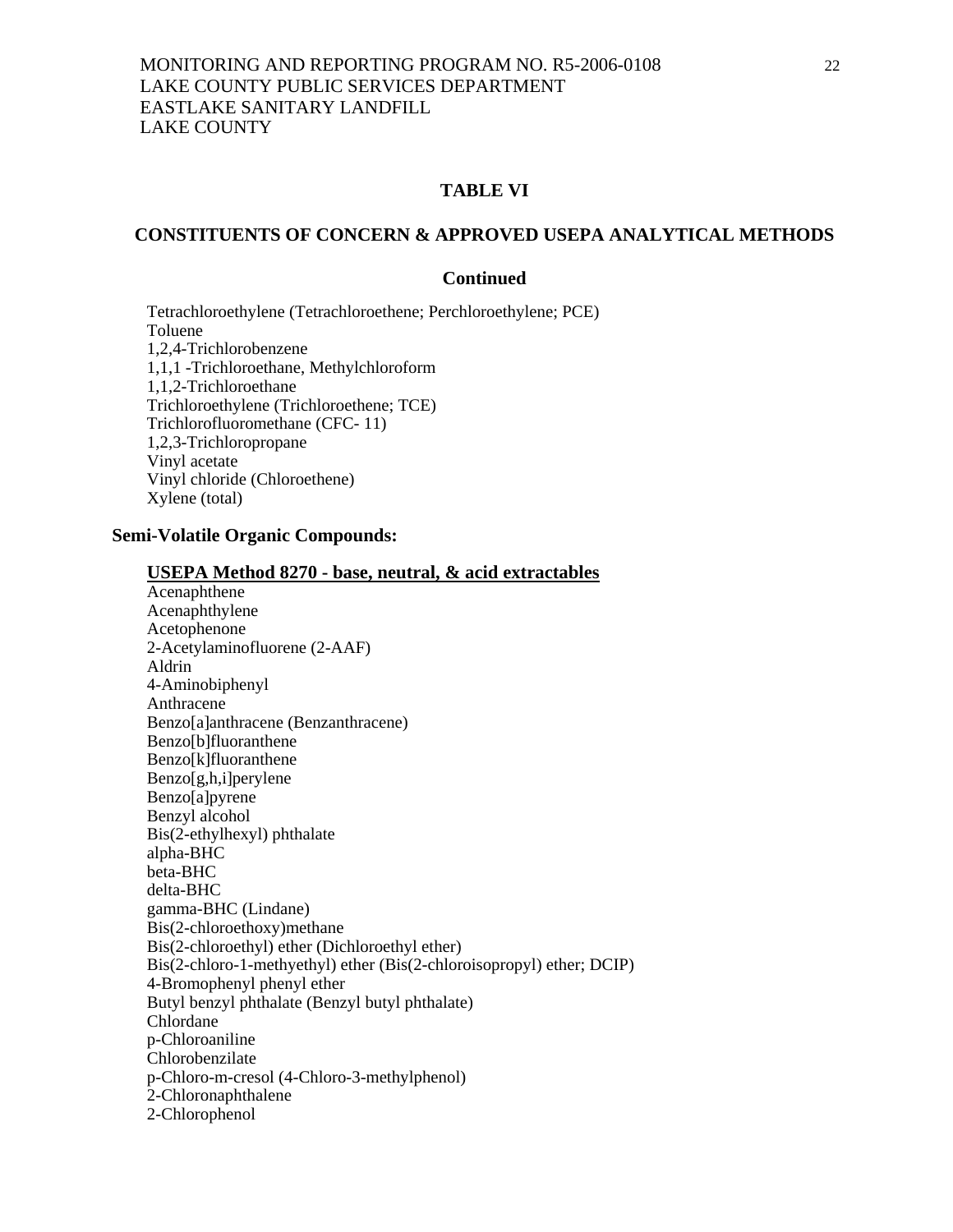## TABLE VI

## CONSTITUENTS OF CONCERN & APPROVED USEPA ANALYTICAL METHODS

### Continued

Tetrachloroethylene (Tetrachloroethene; Perchloroethylene; PCE)
Toluene
1,2,4-Trichlorobenzene
1,1,1 -Trichloroethane, Methylchloroform
1,1,2-Trichloroethane
Trichloroethylene (Trichloroethene; TCE)
Trichlorofluoromethane (CFC- 11)
1,2,3-Trichloropropane
Vinyl acetate
Vinyl chloride (Chloroethene)
Xylene (total)

**Semi-Volatile Organic Compounds:**

**USEPA Method 8270 - base, neutral, & acid extractables**

Acenaphthene
Acenaphthylene
Acetophenone
2-Acetylaminofluorene (2-AAF)
Aldrin
4-Aminobiphenyl
Anthracene
Benzo[a]anthracene (Benzanthracene)
Benzo[b]fluoranthene
Benzo[k]fluoranthene
Benzo[g,h,i]perylene
Benzo[a]pyrene
Benzyl alcohol
Bis(2-ethylhexyl) phthalate
alpha-BHC
beta-BHC
delta-BHC
gamma-BHC (Lindane)
Bis(2-chloroethoxy)methane
Bis(2-chloroethyl) ether (Dichloroethyl ether)
Bis(2-chloro-1-methyethyl) ether (Bis(2-chloroisopropyl) ether; DCIP)
4-Bromophenyl phenyl ether
Butyl benzyl phthalate (Benzyl butyl phthalate)
Chlordane
p-Chloroaniline
Chlorobenzilate
p-Chloro-m-cresol (4-Chloro-3-methylphenol)
2-Chloronaphthalene
2-Chlorophenol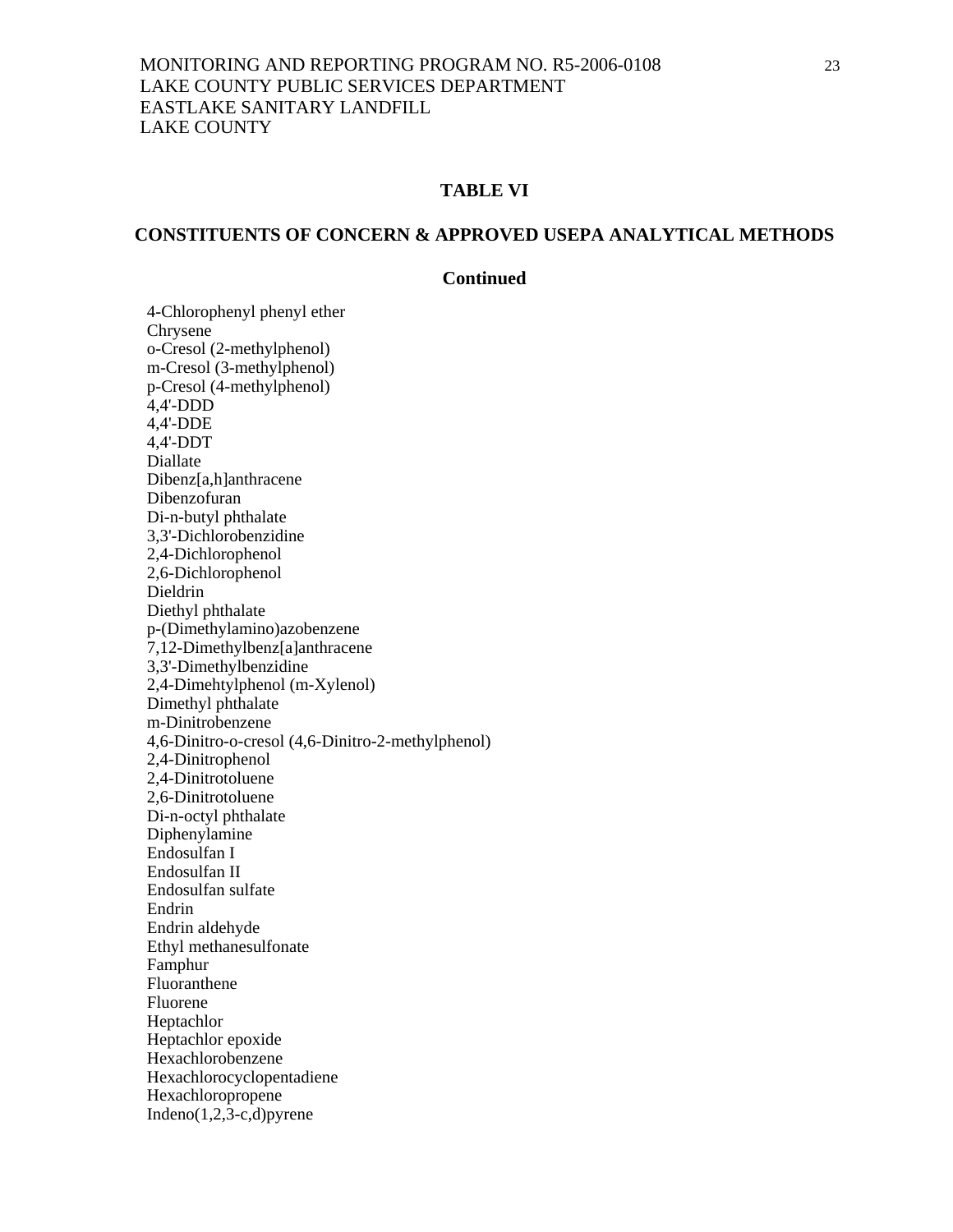**TABLE VI**

**CONSTITUENTS OF CONCERN & APPROVED USEPA ANALYTICAL METHODS**

**Continued**

4-Chlorophenyl phenyl ether
Chrysene
o-Cresol (2-methylphenol)
m-Cresol (3-methylphenol)
p-Cresol (4-methylphenol)
4,4'-DDD
4,4'-DDE
4,4'-DDT
Diallate
Dibenz[a,h]anthracene
Dibenzofuran
Di-n-butyl phthalate
3,3'-Dichlorobenzidine
2,4-Dichlorophenol
2,6-Dichlorophenol
Dieldrin
Diethyl phthalate
p-(Dimethylamino)azobenzene
7,12-Dimethylbenz[a]anthracene
3,3'-Dimethylbenzidine
2,4-Dimehtylphenol (m-Xylenol)
Dimethyl phthalate
m-Dinitrobenzene
4,6-Dinitro-o-cresol (4,6-Dinitro-2-methylphenol)
2,4-Dinitrophenol
2,4-Dinitrotoluene
2,6-Dinitrotoluene
Di-n-octyl phthalate
Diphenylamine
Endosulfan I
Endosulfan II
Endosulfan sulfate
Endrin
Endrin aldehyde
Ethyl methanesulfonate
Famphur
Fluoranthene
Fluorene
Heptachlor
Heptachlor epoxide
Hexachlorobenzene
Hexachlorocyclopentadiene
Hexachloropropene
Indeno(1,2,3-c,d)pyrene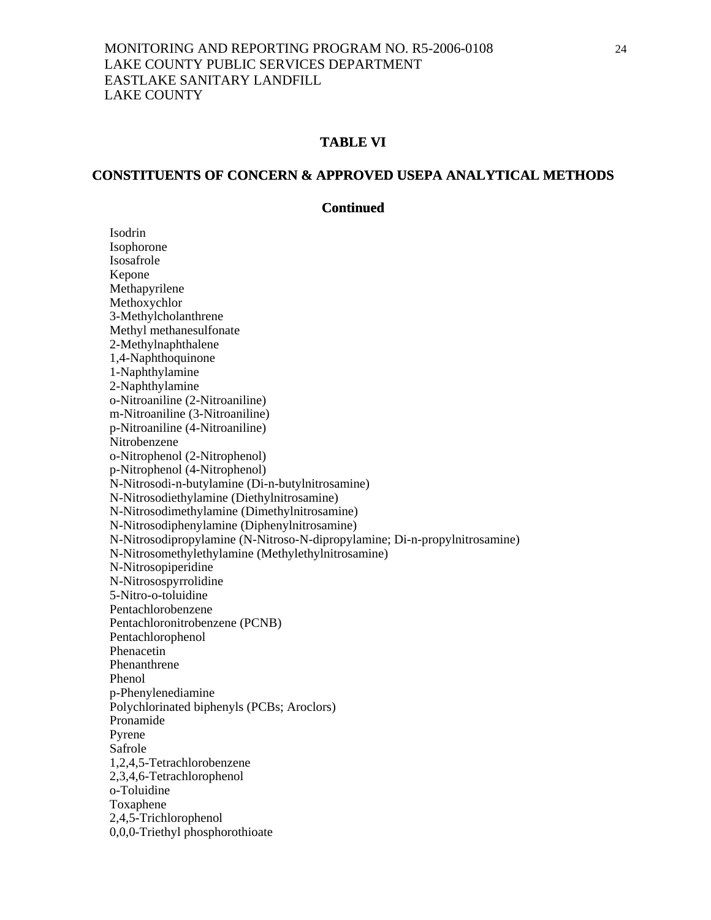## TABLE VI

## CONSTITUENTS OF CONCERN & APPROVED USEPA ANALYTICAL METHODS

### Continued

Isodrin
Isophorone
Isosafrole
Kepone
Methapyrilene
Methoxychlor
3-Methylcholanthrene
Methyl methanesulfonate
2-Methylnaphthalene
1,4-Naphthoquinone
1-Naphthylamine
2-Naphthylamine
o-Nitroaniline (2-Nitroaniline)
m-Nitroaniline (3-Nitroaniline)
p-Nitroaniline (4-Nitroaniline)
Nitrobenzene
o-Nitrophenol (2-Nitrophenol)
p-Nitrophenol (4-Nitrophenol)
N-Nitrosodi-n-butylamine (Di-n-butylnitrosamine)
N-Nitrosodiethylamine (Diethylnitrosamine)
N-Nitrosodimethylamine (Dimethylnitrosamine)
N-Nitrosodiphenylamine (Diphenylnitrosamine)
N-Nitrosodipropylamine (N-Nitroso-N-dipropylamine; Di-n-propylnitrosamine)
N-Nitrosomethylethylamine (Methylethylnitrosamine)
N-Nitrosopiperidine
N-Nitrosospyrrolidine
5-Nitro-o-toluidine
Pentachlorobenzene
Pentachloronitrobenzene (PCNB)
Pentachlorophenol
Phenacetin
Phenanthrene
Phenol
p-Phenylenediamine
Polychlorinated biphenyls (PCBs; Aroclors)
Pronamide
Pyrene
Safrole
1,2,4,5-Tetrachlorobenzene
2,3,4,6-Tetrachlorophenol
o-Toluidine
Toxaphene
2,4,5-Trichlorophenol
0,0,0-Triethyl phosphorothioate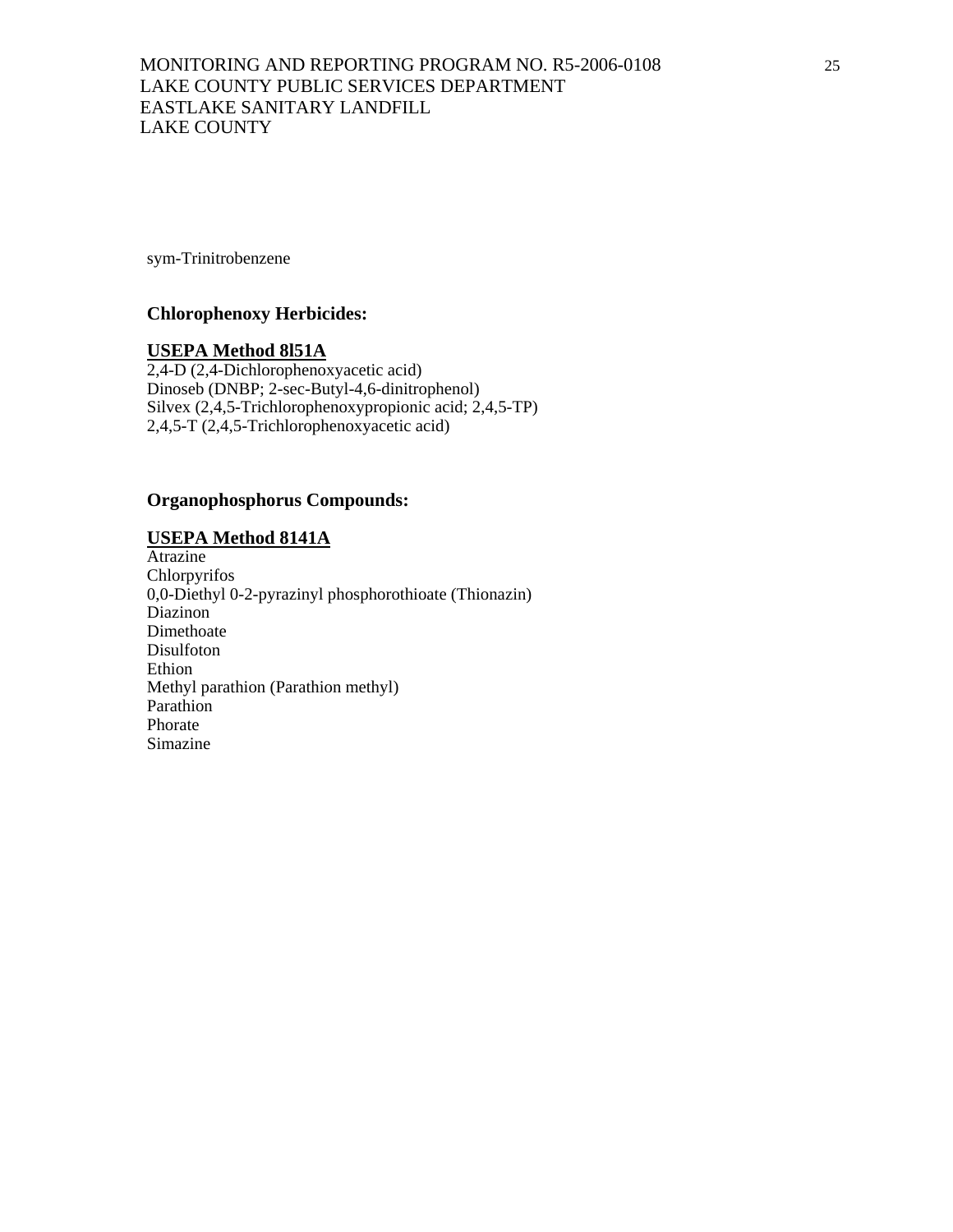sym-Trinitrobenzene

**Chlorophenoxy Herbicides:**

**USEPA Method 8l51A**

2,4-D (2,4-Dichlorophenoxyacetic acid)
Dinoseb (DNBP; 2-sec-Butyl-4,6-dinitrophenol)
Silvex (2,4,5-Trichlorophenoxypropionic acid; 2,4,5-TP)
2,4,5-T (2,4,5-Trichlorophenoxyacetic acid)

**Organophosphorus Compounds:**

**USEPA Method 8141A**

Atrazine
Chlorpyrifos
0,0-Diethyl 0-2-pyrazinyl phosphorothioate (Thionazin)
Diazinon
Dimethoate
Disulfoton
Ethion
Methyl parathion (Parathion methyl)
Parathion
Phorate
Simazine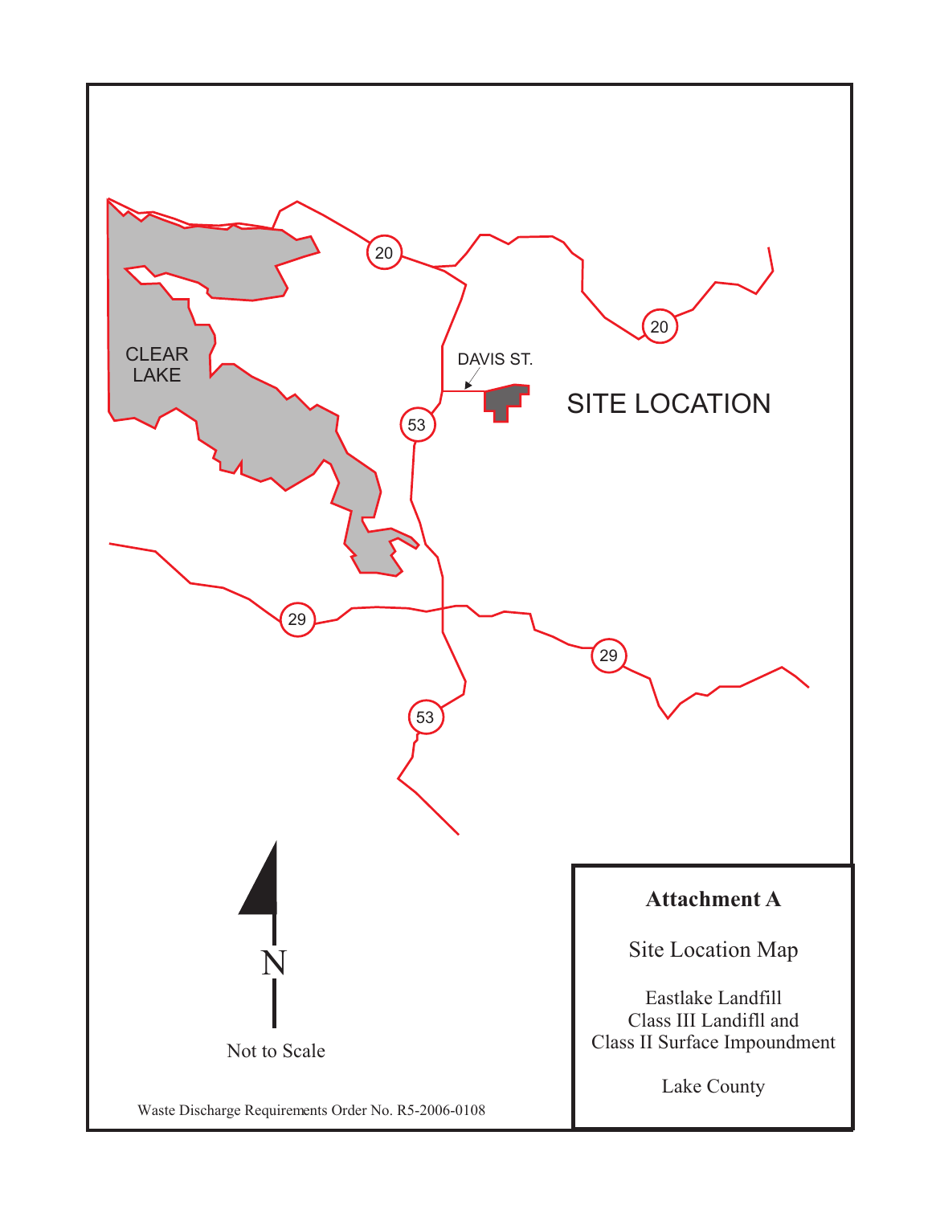CLEAR LAKE

DAVIS ST.

SITE LOCATION

20

20

53

29

29

53

N

Not to Scale

Waste Discharge Requirements Order No. R5-2006-0108

**Attachment A**

Site Location Map

Eastlake Landfill
Class III Landfill and
Class II Surface Impoundment

Lake County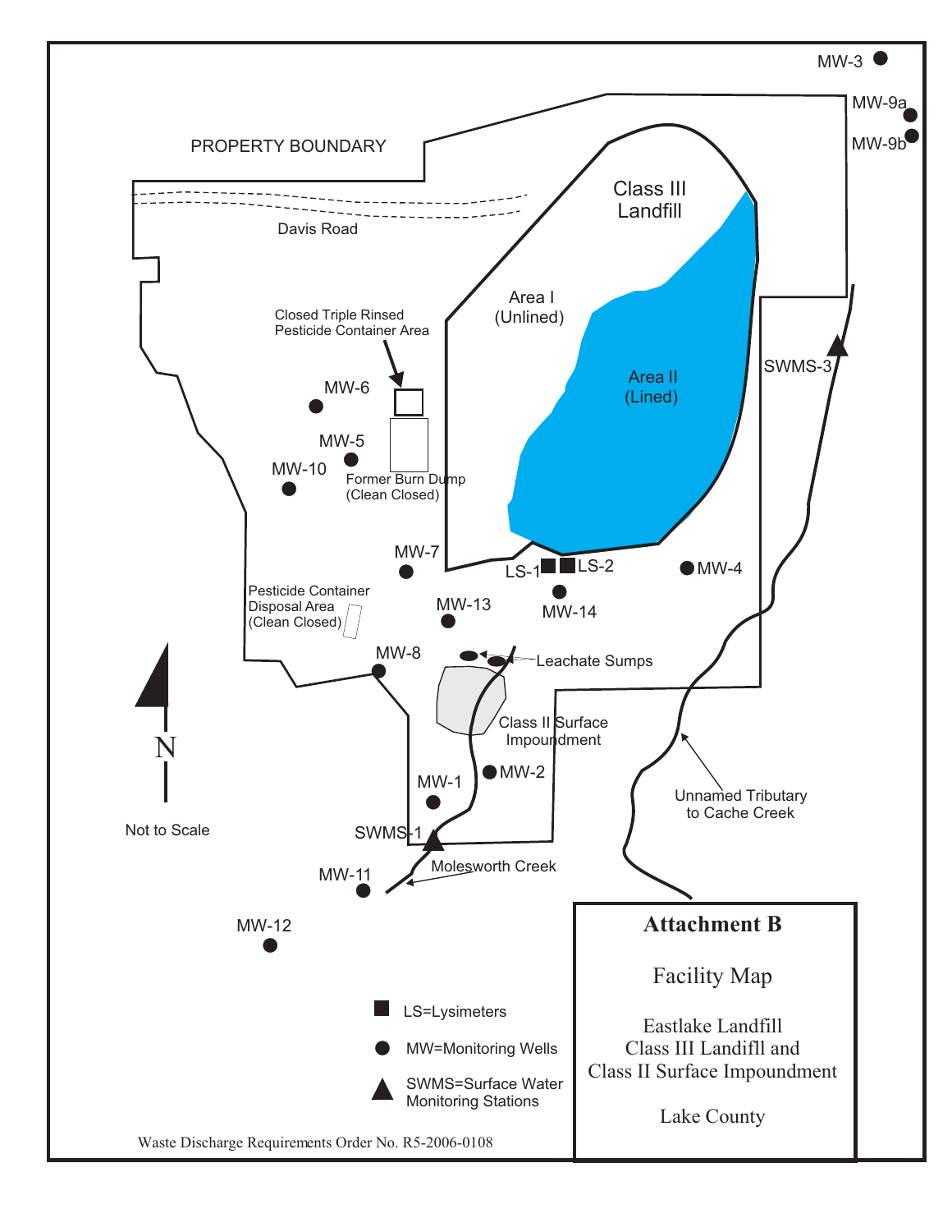PROPERTY BOUNDARY

Davis Road

Class III Landfill

Area I (Unlined)

Area II (Lined)

Closed Triple Rinsed Pesticide Container Area

Former Burn Dump (Clean Closed)

Pesticide Container Disposal Area (Clean Closed)

Leachate Sumps

Class II Surface Impoundment

Molesworth Creek

Unnamed Tributary to Cache Creek

MW-3, MW-9a, MW-9b, MW-6, MW-5, MW-10, MW-7, MW-13, MW-8, MW-4, MW-14, MW-1, MW-2, MW-11, MW-12

LS-1, LS-2

SWMS-1, SWMS-3

N

Not to Scale

LS=Lysimeters

MW=Monitoring Wells

SWMS=Surface Water Monitoring Stations

**Attachment B**

Facility Map

Eastlake Landfill
Class III Landfill and
Class II Surface Impoundment

Lake County

Waste Discharge Requirements Order No. R5-2006-0108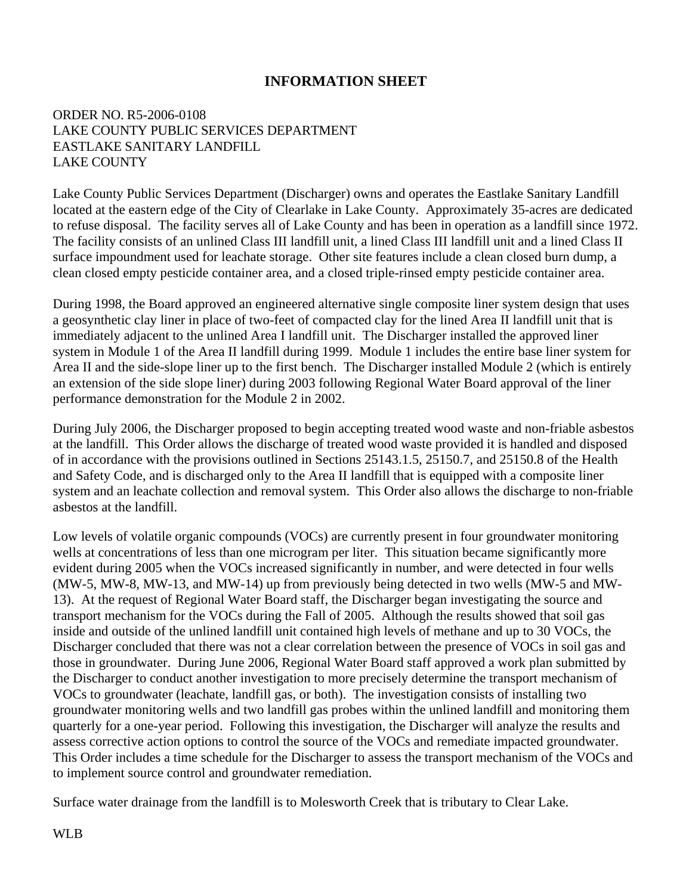# INFORMATION SHEET

ORDER NO. R5-2006-0108
LAKE COUNTY PUBLIC SERVICES DEPARTMENT
EASTLAKE SANITARY LANDFILL
LAKE COUNTY

Lake County Public Services Department (Discharger) owns and operates the Eastlake Sanitary Landfill located at the eastern edge of the City of Clearlake in Lake County. Approximately 35-acres are dedicated to refuse disposal. The facility serves all of Lake County and has been in operation as a landfill since 1972. The facility consists of an unlined Class III landfill unit, a lined Class III landfill unit and a lined Class II surface impoundment used for leachate storage. Other site features include a clean closed burn dump, a clean closed empty pesticide container area, and a closed triple-rinsed empty pesticide container area.

During 1998, the Board approved an engineered alternative single composite liner system design that uses a geosynthetic clay liner in place of two-feet of compacted clay for the lined Area II landfill unit that is immediately adjacent to the unlined Area I landfill unit. The Discharger installed the approved liner system in Module 1 of the Area II landfill during 1999. Module 1 includes the entire base liner system for Area II and the side-slope liner up to the first bench. The Discharger installed Module 2 (which is entirely an extension of the side slope liner) during 2003 following Regional Water Board approval of the liner performance demonstration for the Module 2 in 2002.

During July 2006, the Discharger proposed to begin accepting treated wood waste and non-friable asbestos at the landfill. This Order allows the discharge of treated wood waste provided it is handled and disposed of in accordance with the provisions outlined in Sections 25143.1.5, 25150.7, and 25150.8 of the Health and Safety Code, and is discharged only to the Area II landfill that is equipped with a composite liner system and an leachate collection and removal system. This Order also allows the discharge to non-friable asbestos at the landfill.

Low levels of volatile organic compounds (VOCs) are currently present in four groundwater monitoring wells at concentrations of less than one microgram per liter. This situation became significantly more evident during 2005 when the VOCs increased significantly in number, and were detected in four wells (MW-5, MW-8, MW-13, and MW-14) up from previously being detected in two wells (MW-5 and MW-13). At the request of Regional Water Board staff, the Discharger began investigating the source and transport mechanism for the VOCs during the Fall of 2005. Although the results showed that soil gas inside and outside of the unlined landfill unit contained high levels of methane and up to 30 VOCs, the Discharger concluded that there was not a clear correlation between the presence of VOCs in soil gas and those in groundwater. During June 2006, Regional Water Board staff approved a work plan submitted by the Discharger to conduct another investigation to more precisely determine the transport mechanism of VOCs to groundwater (leachate, landfill gas, or both). The investigation consists of installing two groundwater monitoring wells and two landfill gas probes within the unlined landfill and monitoring them quarterly for a one-year period. Following this investigation, the Discharger will analyze the results and assess corrective action options to control the source of the VOCs and remediate impacted groundwater. This Order includes a time schedule for the Discharger to assess the transport mechanism of the VOCs and to implement source control and groundwater remediation.

Surface water drainage from the landfill is to Molesworth Creek that is tributary to Clear Lake.

WLB